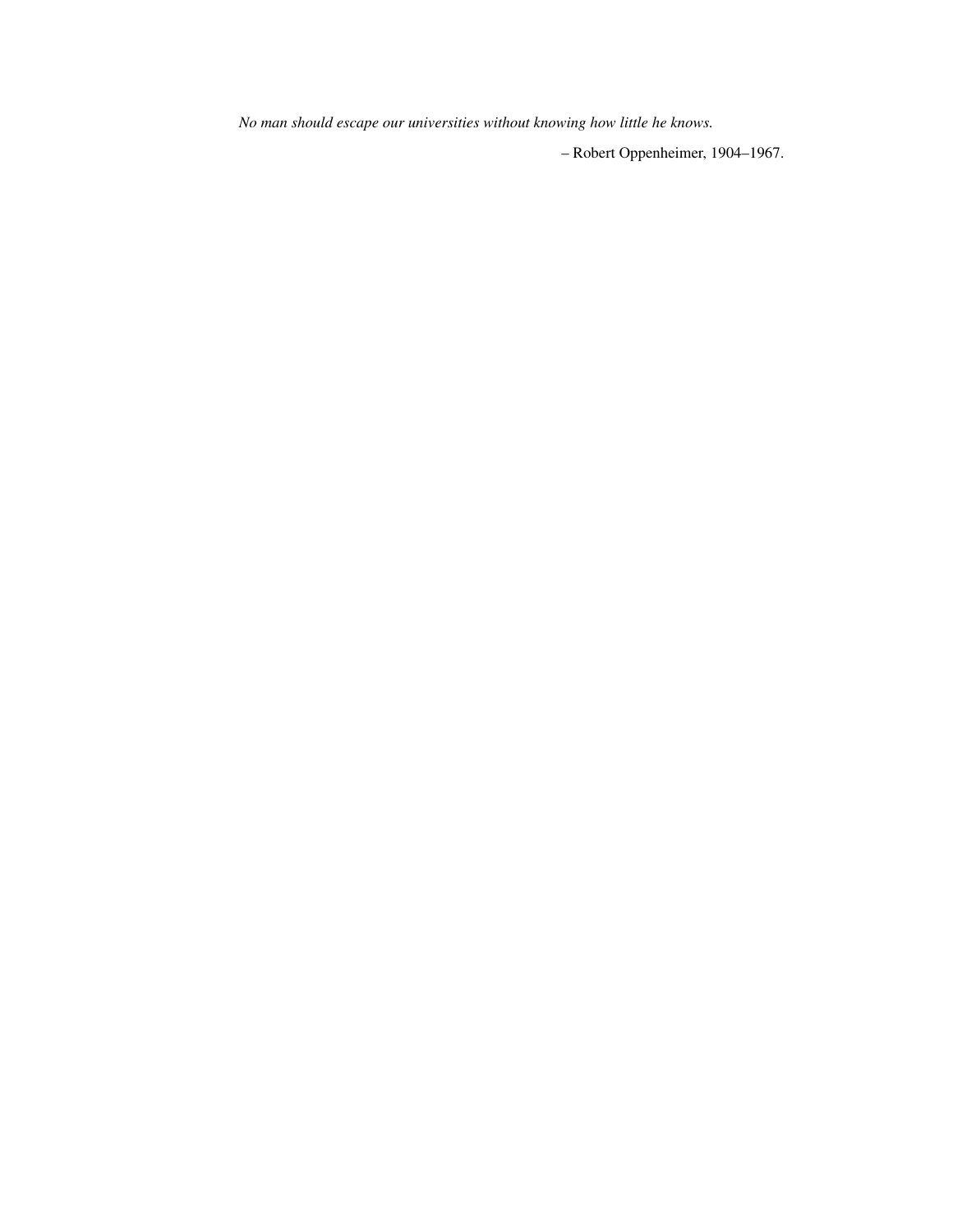*No man should escape our universities without knowing how little he knows.*

– Robert Oppenheimer, 1904–1967.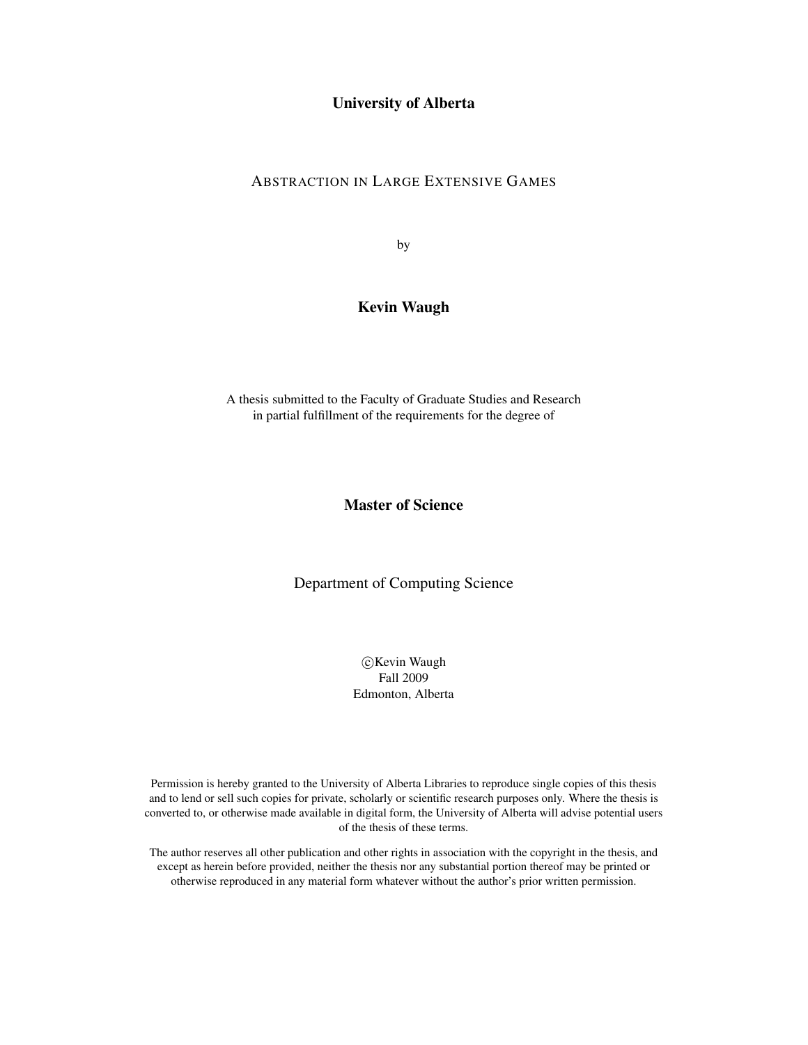**University of Alberta**

ABSTRACTION IN LARGE EXTENSIVE GAMES

by

**Kevin Waugh**

A thesis submitted to the Faculty of Graduate Studies and Research
in partial fulfillment of the requirements for the degree of

**Master of Science**

Department of Computing Science

©Kevin Waugh
Fall 2009
Edmonton, Alberta

Permission is hereby granted to the University of Alberta Libraries to reproduce single copies of this thesis and to lend or sell such copies for private, scholarly or scientific research purposes only. Where the thesis is converted to, or otherwise made available in digital form, the University of Alberta will advise potential users of the thesis of these terms.

The author reserves all other publication and other rights in association with the copyright in the thesis, and except as herein before provided, neither the thesis nor any substantial portion thereof may be printed or otherwise reproduced in any material form whatever without the author's prior written permission.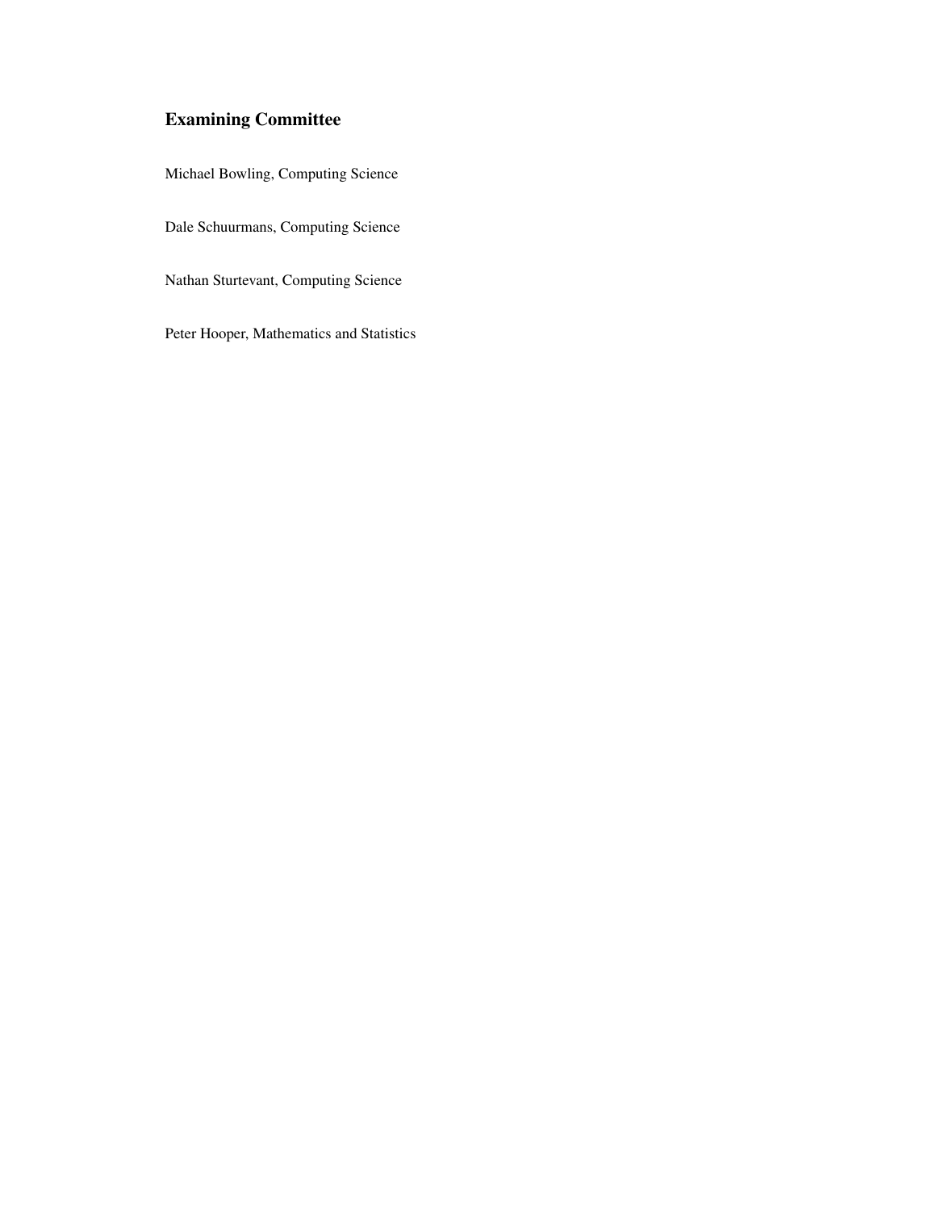## Examining Committee

Michael Bowling, Computing Science

Dale Schuurmans, Computing Science

Nathan Sturtevant, Computing Science

Peter Hooper, Mathematics and Statistics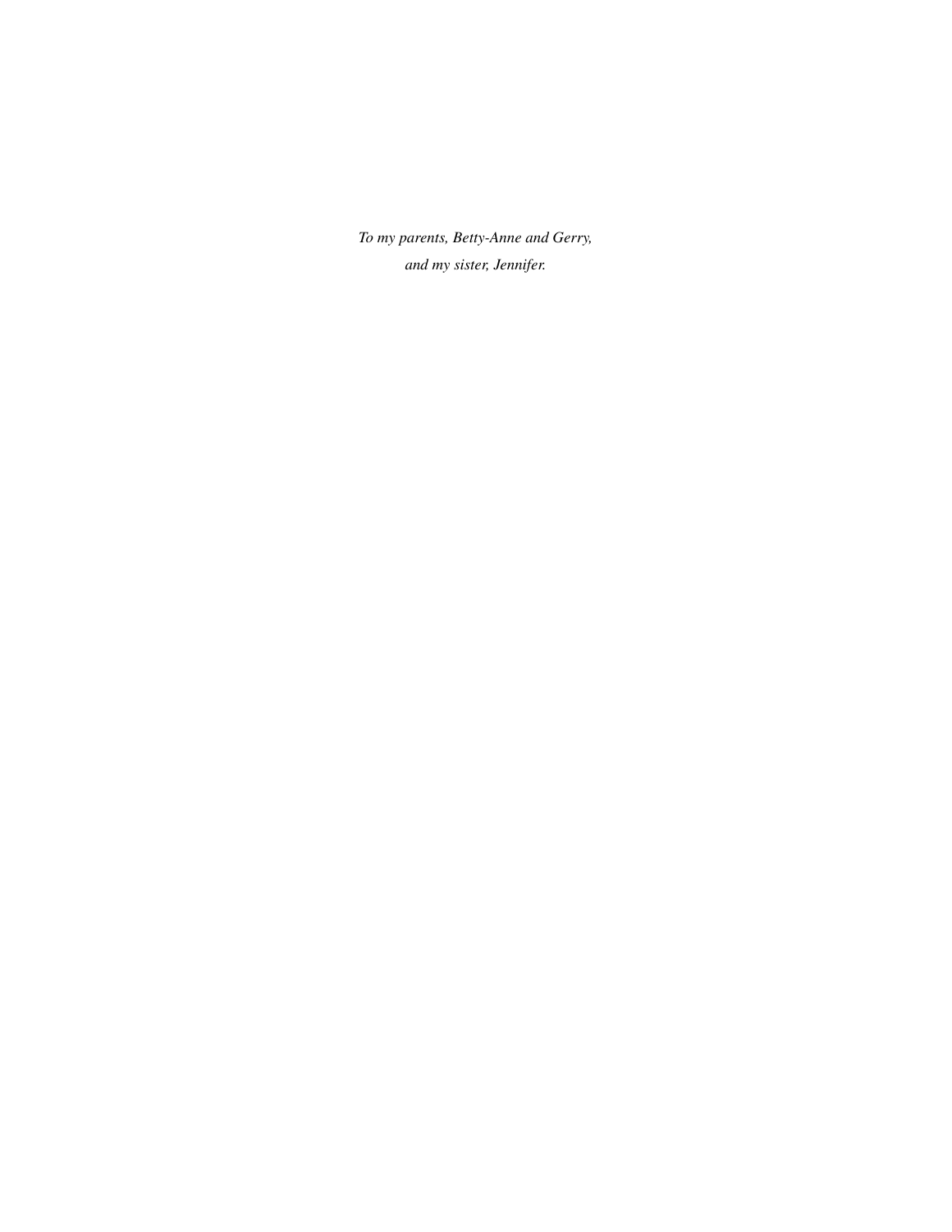*To my parents, Betty-Anne and Gerry,*
*and my sister, Jennifer.*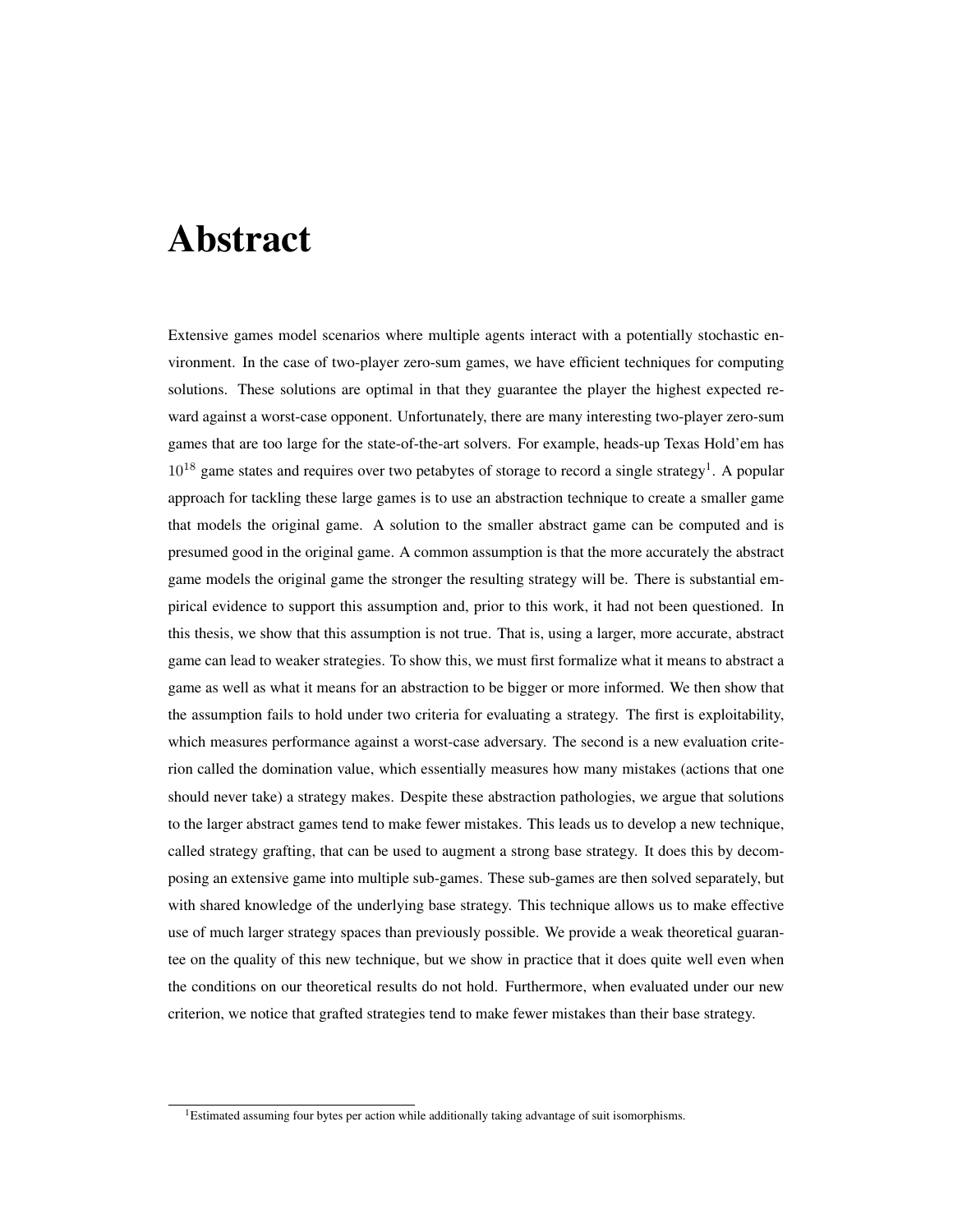# Abstract

Extensive games model scenarios where multiple agents interact with a potentially stochastic environment. In the case of two-player zero-sum games, we have efficient techniques for computing solutions. These solutions are optimal in that they guarantee the player the highest expected reward against a worst-case opponent. Unfortunately, there are many interesting two-player zero-sum games that are too large for the state-of-the-art solvers. For example, heads-up Texas Hold'em has $10^{18}$ game states and requires over two petabytes of storage to record a single strategy[1]. A popular approach for tackling these large games is to use an abstraction technique to create a smaller game that models the original game. A solution to the smaller abstract game can be computed and is presumed good in the original game. A common assumption is that the more accurately the abstract game models the original game the stronger the resulting strategy will be. There is substantial empirical evidence to support this assumption and, prior to this work, it had not been questioned. In this thesis, we show that this assumption is not true. That is, using a larger, more accurate, abstract game can lead to weaker strategies. To show this, we must first formalize what it means to abstract a game as well as what it means for an abstraction to be bigger or more informed. We then show that the assumption fails to hold under two criteria for evaluating a strategy. The first is exploitability, which measures performance against a worst-case adversary. The second is a new evaluation criterion called the domination value, which essentially measures how many mistakes (actions that one should never take) a strategy makes. Despite these abstraction pathologies, we argue that solutions to the larger abstract games tend to make fewer mistakes. This leads us to develop a new technique, called strategy grafting, that can be used to augment a strong base strategy. It does this by decomposing an extensive game into multiple sub-games. These sub-games are then solved separately, but with shared knowledge of the underlying base strategy. This technique allows us to make effective use of much larger strategy spaces than previously possible. We provide a weak theoretical guarantee on the quality of this new technique, but we show in practice that it does quite well even when the conditions on our theoretical results do not hold. Furthermore, when evaluated under our new criterion, we notice that grafted strategies tend to make fewer mistakes than their base strategy.

[1] Estimated assuming four bytes per action while additionally taking advantage of suit isomorphisms.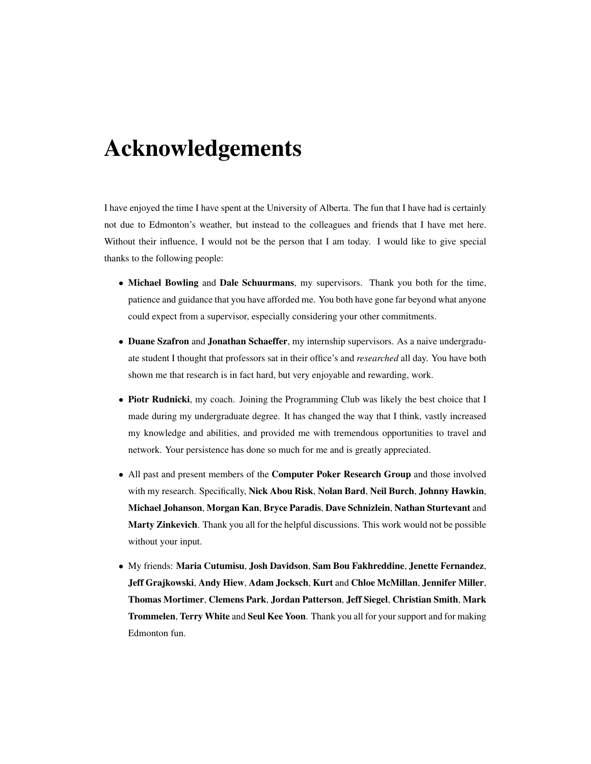# Acknowledgements

I have enjoyed the time I have spent at the University of Alberta. The fun that I have had is certainly not due to Edmonton's weather, but instead to the colleagues and friends that I have met here. Without their influence, I would not be the person that I am today. I would like to give special thanks to the following people:

- **Michael Bowling** and **Dale Schuurmans**, my supervisors. Thank you both for the time, patience and guidance that you have afforded me. You both have gone far beyond what anyone could expect from a supervisor, especially considering your other commitments.
- **Duane Szafron** and **Jonathan Schaeffer**, my internship supervisors. As a naive undergraduate student I thought that professors sat in their office's and *researched* all day. You have both shown me that research is in fact hard, but very enjoyable and rewarding, work.
- **Piotr Rudnicki**, my coach. Joining the Programming Club was likely the best choice that I made during my undergraduate degree. It has changed the way that I think, vastly increased my knowledge and abilities, and provided me with tremendous opportunities to travel and network. Your persistence has done so much for me and is greatly appreciated.
- All past and present members of the **Computer Poker Research Group** and those involved with my research. Specifically, **Nick Abou Risk**, **Nolan Bard**, **Neil Burch**, **Johnny Hawkin**, **Michael Johanson**, **Morgan Kan**, **Bryce Paradis**, **Dave Schnizlein**, **Nathan Sturtevant** and **Marty Zinkevich**. Thank you all for the helpful discussions. This work would not be possible without your input.
- My friends: **Maria Cutumisu**, **Josh Davidson**, **Sam Bou Fakhreddine**, **Jenette Fernandez**, **Jeff Grajkowski**, **Andy Hiew**, **Adam Jocksch**, **Kurt** and **Chloe McMillan**, **Jennifer Miller**, **Thomas Mortimer**, **Clemens Park**, **Jordan Patterson**, **Jeff Siegel**, **Christian Smith**, **Mark Trommelen**, **Terry White** and **Seul Kee Yoon**. Thank you all for your support and for making Edmonton fun.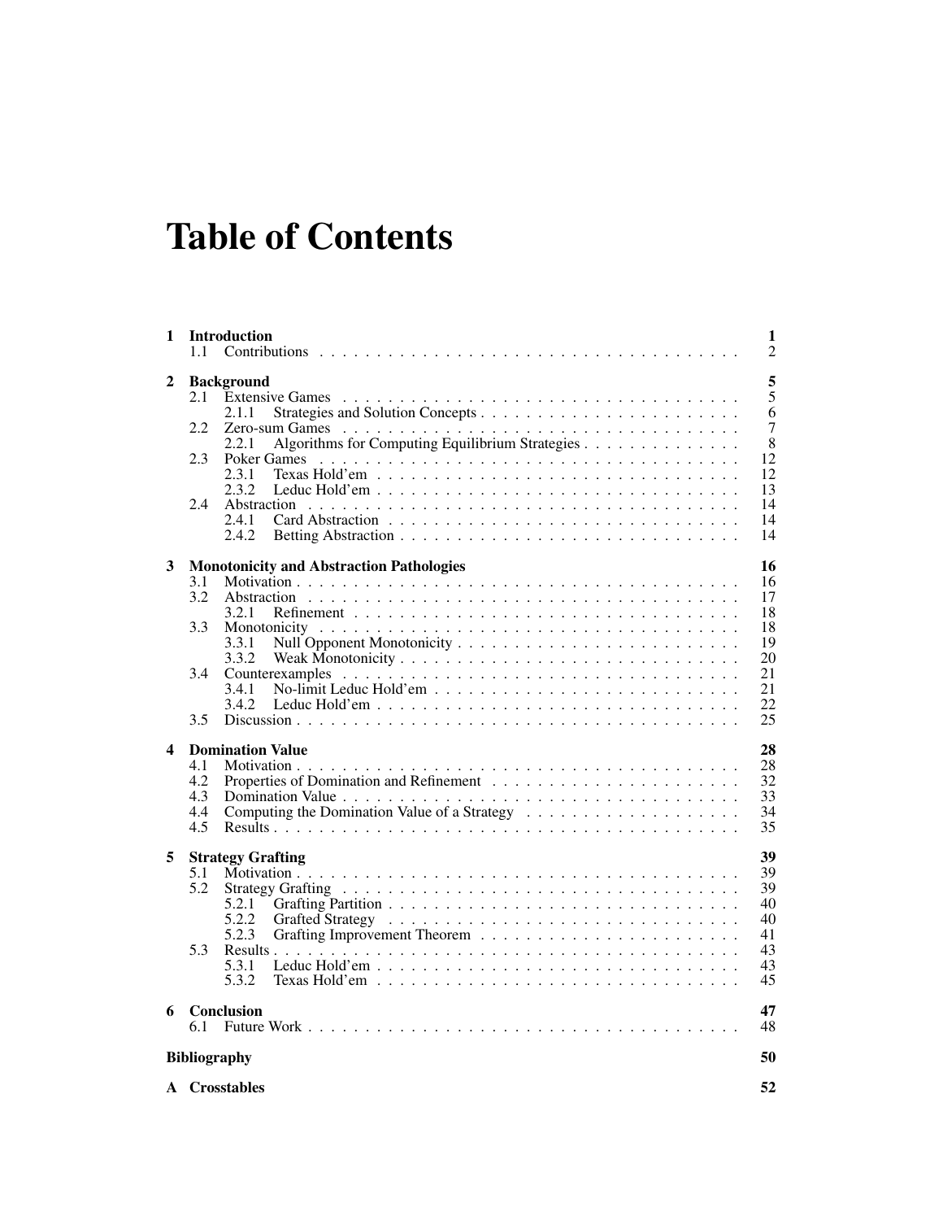# Table of Contents

| | | |
|---|---|---|
| **1** | **Introduction** | **1** |
| | 1.1 Contributions | 2 |
| **2** | **Background** | **5** |
| | 2.1 Extensive Games | 5 |
| | 2.1.1 Strategies and Solution Concepts | 6 |
| | 2.2 Zero-sum Games | 7 |
| | 2.2.1 Algorithms for Computing Equilibrium Strategies | 8 |
| | 2.3 Poker Games | 12 |
| | 2.3.1 Texas Hold'em | 12 |
| | 2.3.2 Leduc Hold'em | 13 |
| | 2.4 Abstraction | 14 |
| | 2.4.1 Card Abstraction | 14 |
| | 2.4.2 Betting Abstraction | 14 |
| **3** | **Monotonicity and Abstraction Pathologies** | **16** |
| | 3.1 Motivation | 16 |
| | 3.2 Abstraction | 17 |
| | 3.2.1 Refinement | 18 |
| | 3.3 Monotonicity | 18 |
| | 3.3.1 Null Opponent Monotonicity | 19 |
| | 3.3.2 Weak Monotonicity | 20 |
| | 3.4 Counterexamples | 21 |
| | 3.4.1 No-limit Leduc Hold'em | 21 |
| | 3.4.2 Leduc Hold'em | 22 |
| | 3.5 Discussion | 25 |
| **4** | **Domination Value** | **28** |
| | 4.1 Motivation | 28 |
| | 4.2 Properties of Domination and Refinement | 32 |
| | 4.3 Domination Value | 33 |
| | 4.4 Computing the Domination Value of a Strategy | 34 |
| | 4.5 Results | 35 |
| **5** | **Strategy Grafting** | **39** |
| | 5.1 Motivation | 39 |
| | 5.2 Strategy Grafting | 39 |
| | 5.2.1 Grafting Partition | 40 |
| | 5.2.2 Grafted Strategy | 40 |
| | 5.2.3 Grafting Improvement Theorem | 41 |
| | 5.3 Results | 43 |
| | 5.3.1 Leduc Hold'em | 43 |
| | 5.3.2 Texas Hold'em | 45 |
| **6** | **Conclusion** | **47** |
| | 6.1 Future Work | 48 |
| | **Bibliography** | **50** |
| **A** | **Crosstables** | **52** |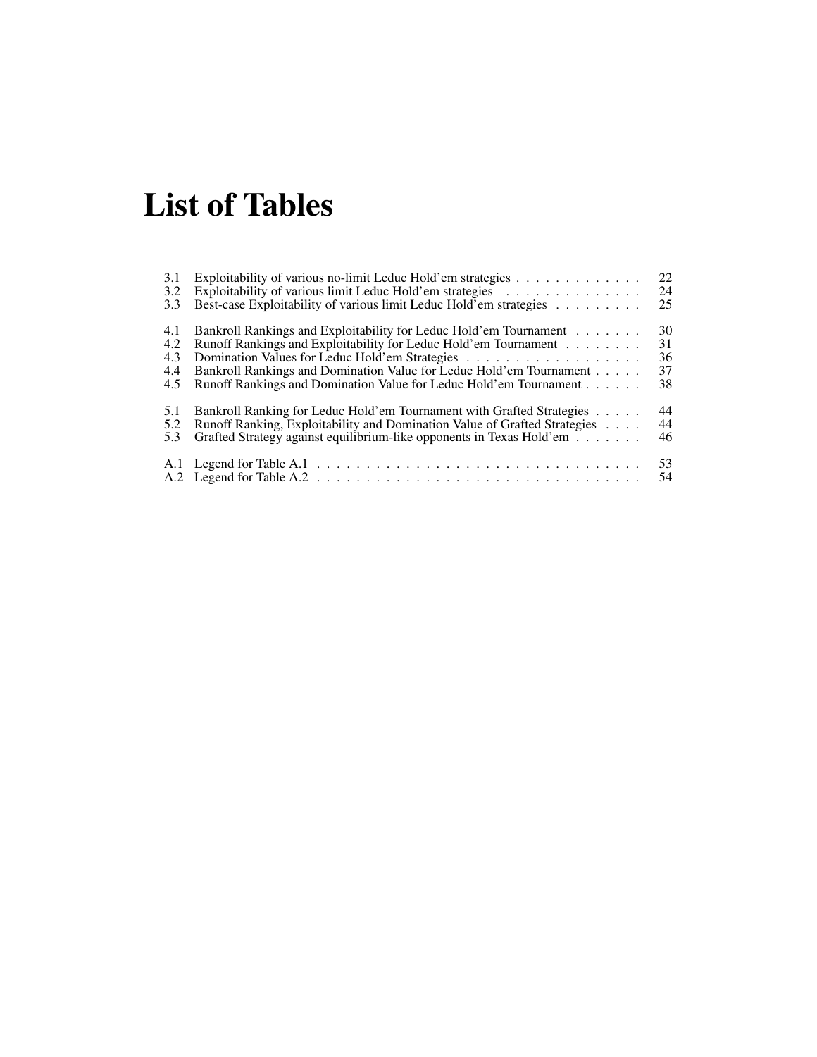# List of Tables

| | | |
|---|---|---|
| 3.1 | Exploitability of various no-limit Leduc Hold'em strategies | 22 |
| 3.2 | Exploitability of various limit Leduc Hold'em strategies | 24 |
| 3.3 | Best-case Exploitability of various limit Leduc Hold'em strategies | 25 |
| 4.1 | Bankroll Rankings and Exploitability for Leduc Hold'em Tournament | 30 |
| 4.2 | Runoff Rankings and Exploitability for Leduc Hold'em Tournament | 31 |
| 4.3 | Domination Values for Leduc Hold'em Strategies | 36 |
| 4.4 | Bankroll Rankings and Domination Value for Leduc Hold'em Tournament | 37 |
| 4.5 | Runoff Rankings and Domination Value for Leduc Hold'em Tournament | 38 |
| 5.1 | Bankroll Ranking for Leduc Hold'em Tournament with Grafted Strategies | 44 |
| 5.2 | Runoff Ranking, Exploitability and Domination Value of Grafted Strategies | 44 |
| 5.3 | Grafted Strategy against equilibrium-like opponents in Texas Hold'em | 46 |
| A.1 | Legend for Table A.1 | 53 |
| A.2 | Legend for Table A.2 | 54 |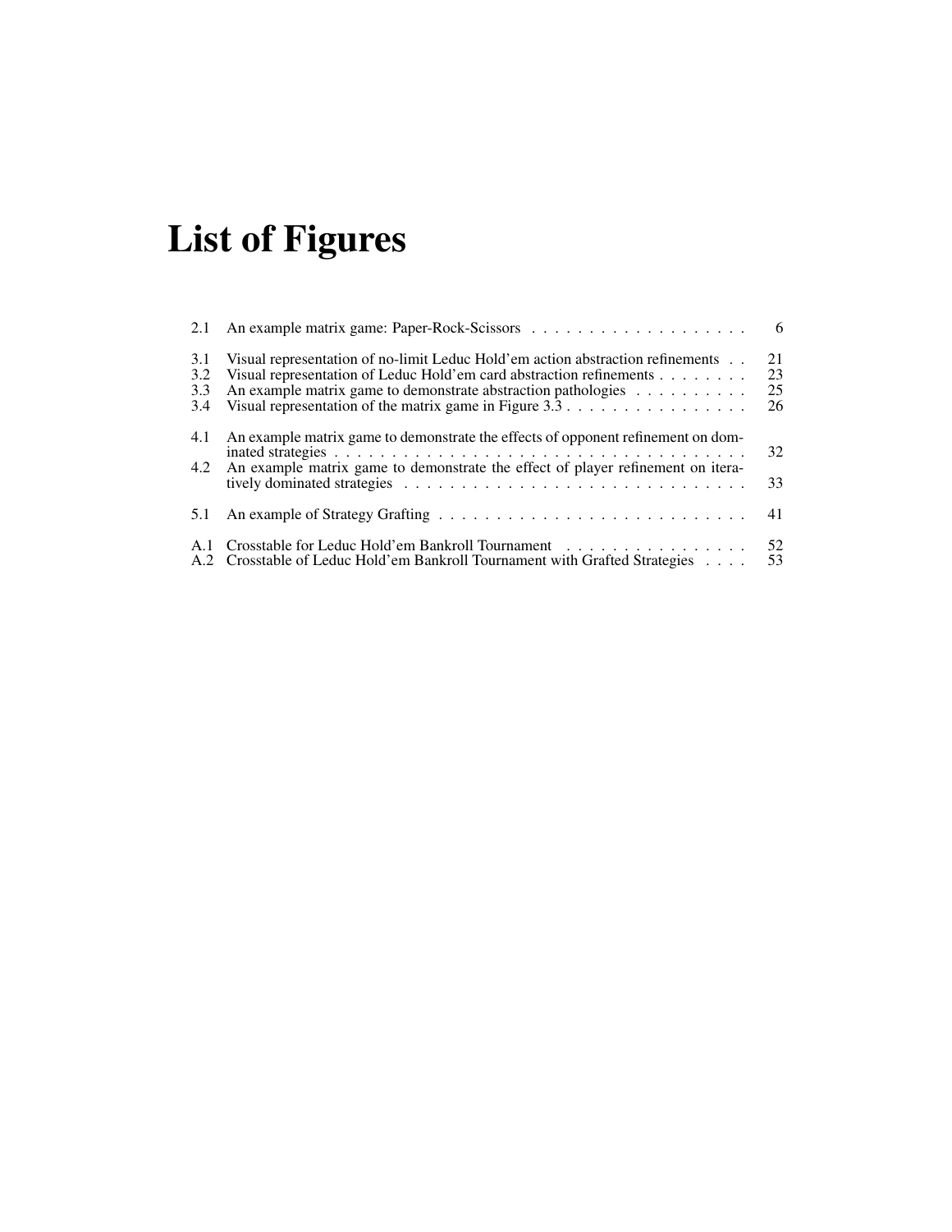# List of Figures

| | | |
|---|---|---|
| 2.1 | An example matrix game: Paper-Rock-Scissors | 6 |
| 3.1 | Visual representation of no-limit Leduc Hold'em action abstraction refinements | 21 |
| 3.2 | Visual representation of Leduc Hold'em card abstraction refinements | 23 |
| 3.3 | An example matrix game to demonstrate abstraction pathologies | 25 |
| 3.4 | Visual representation of the matrix game in Figure 3.3 | 26 |
| 4.1 | An example matrix game to demonstrate the effects of opponent refinement on dominated strategies | 32 |
| 4.2 | An example matrix game to demonstrate the effect of player refinement on iteratively dominated strategies | 33 |
| 5.1 | An example of Strategy Grafting | 41 |
| A.1 | Crosstable for Leduc Hold'em Bankroll Tournament | 52 |
| A.2 | Crosstable of Leduc Hold'em Bankroll Tournament with Grafted Strategies | 53 |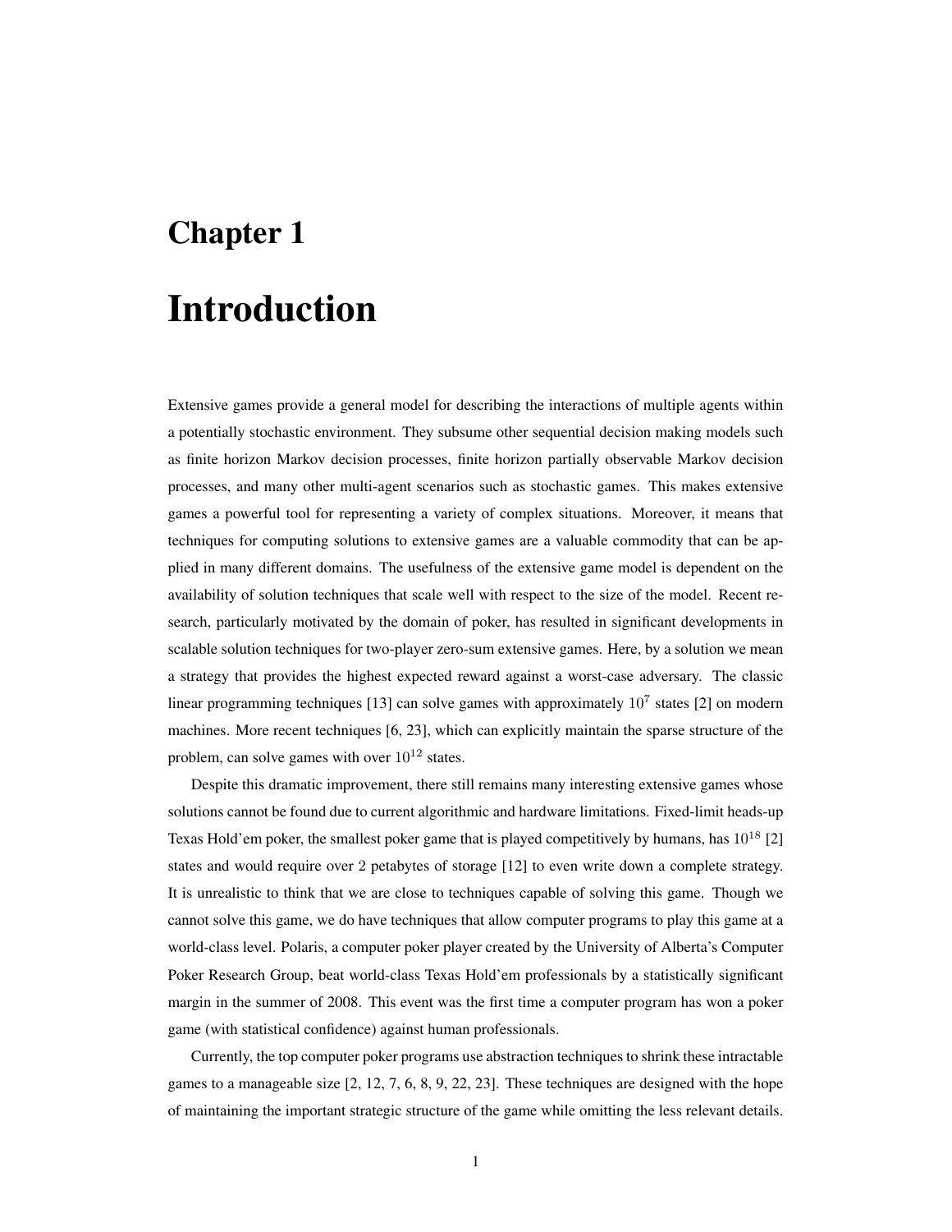# Chapter 1

# Introduction

Extensive games provide a general model for describing the interactions of multiple agents within a potentially stochastic environment. They subsume other sequential decision making models such as finite horizon Markov decision processes, finite horizon partially observable Markov decision processes, and many other multi-agent scenarios such as stochastic games. This makes extensive games a powerful tool for representing a variety of complex situations. Moreover, it means that techniques for computing solutions to extensive games are a valuable commodity that can be applied in many different domains. The usefulness of the extensive game model is dependent on the availability of solution techniques that scale well with respect to the size of the model. Recent research, particularly motivated by the domain of poker, has resulted in significant developments in scalable solution techniques for two-player zero-sum extensive games. Here, by a solution we mean a strategy that provides the highest expected reward against a worst-case adversary. The classic linear programming techniques [13] can solve games with approximately $10^7$ states [2] on modern machines. More recent techniques [6, 23], which can explicitly maintain the sparse structure of the problem, can solve games with over $10^{12}$ states.

Despite this dramatic improvement, there still remains many interesting extensive games whose solutions cannot be found due to current algorithmic and hardware limitations. Fixed-limit heads-up Texas Hold'em poker, the smallest poker game that is played competitively by humans, has $10^{18}$ [2] states and would require over 2 petabytes of storage [12] to even write down a complete strategy. It is unrealistic to think that we are close to techniques capable of solving this game. Though we cannot solve this game, we do have techniques that allow computer programs to play this game at a world-class level. Polaris, a computer poker player created by the University of Alberta's Computer Poker Research Group, beat world-class Texas Hold'em professionals by a statistically significant margin in the summer of 2008. This event was the first time a computer program has won a poker game (with statistical confidence) against human professionals.

Currently, the top computer poker programs use abstraction techniques to shrink these intractable games to a manageable size [2, 12, 7, 6, 8, 9, 22, 23]. These techniques are designed with the hope of maintaining the important strategic structure of the game while omitting the less relevant details.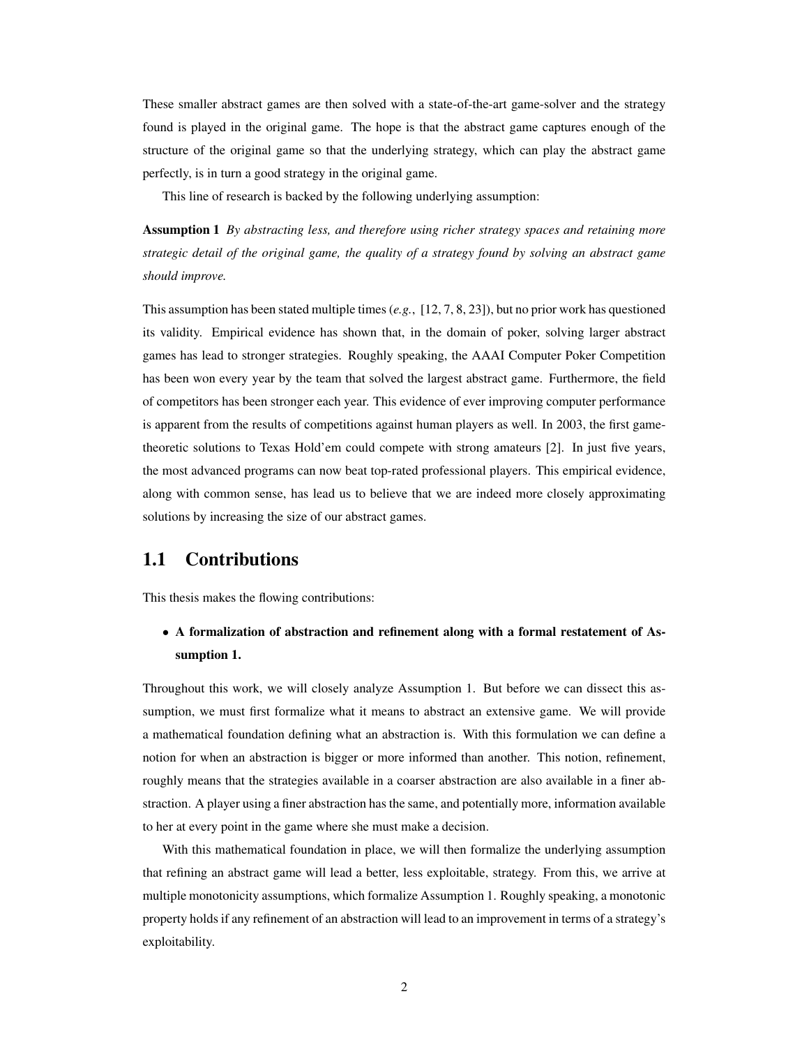These smaller abstract games are then solved with a state-of-the-art game-solver and the strategy found is played in the original game. The hope is that the abstract game captures enough of the structure of the original game so that the underlying strategy, which can play the abstract game perfectly, is in turn a good strategy in the original game.

This line of research is backed by the following underlying assumption:

**Assumption 1** *By abstracting less, and therefore using richer strategy spaces and retaining more strategic detail of the original game, the quality of a strategy found by solving an abstract game should improve.*

This assumption has been stated multiple times (*e.g.*, [12, 7, 8, 23]), but no prior work has questioned its validity. Empirical evidence has shown that, in the domain of poker, solving larger abstract games has lead to stronger strategies. Roughly speaking, the AAAI Computer Poker Competition has been won every year by the team that solved the largest abstract game. Furthermore, the field of competitors has been stronger each year. This evidence of ever improving computer performance is apparent from the results of competitions against human players as well. In 2003, the first game-theoretic solutions to Texas Hold'em could compete with strong amateurs [2]. In just five years, the most advanced programs can now beat top-rated professional players. This empirical evidence, along with common sense, has lead us to believe that we are indeed more closely approximating solutions by increasing the size of our abstract games.

## 1.1 Contributions

This thesis makes the flowing contributions:

- **A formalization of abstraction and refinement along with a formal restatement of Assumption 1.**

Throughout this work, we will closely analyze Assumption 1. But before we can dissect this assumption, we must first formalize what it means to abstract an extensive game. We will provide a mathematical foundation defining what an abstraction is. With this formulation we can define a notion for when an abstraction is bigger or more informed than another. This notion, refinement, roughly means that the strategies available in a coarser abstraction are also available in a finer abstraction. A player using a finer abstraction has the same, and potentially more, information available to her at every point in the game where she must make a decision.

With this mathematical foundation in place, we will then formalize the underlying assumption that refining an abstract game will lead a better, less exploitable, strategy. From this, we arrive at multiple monotonicity assumptions, which formalize Assumption 1. Roughly speaking, a monotonic property holds if any refinement of an abstraction will lead to an improvement in terms of a strategy's exploitability.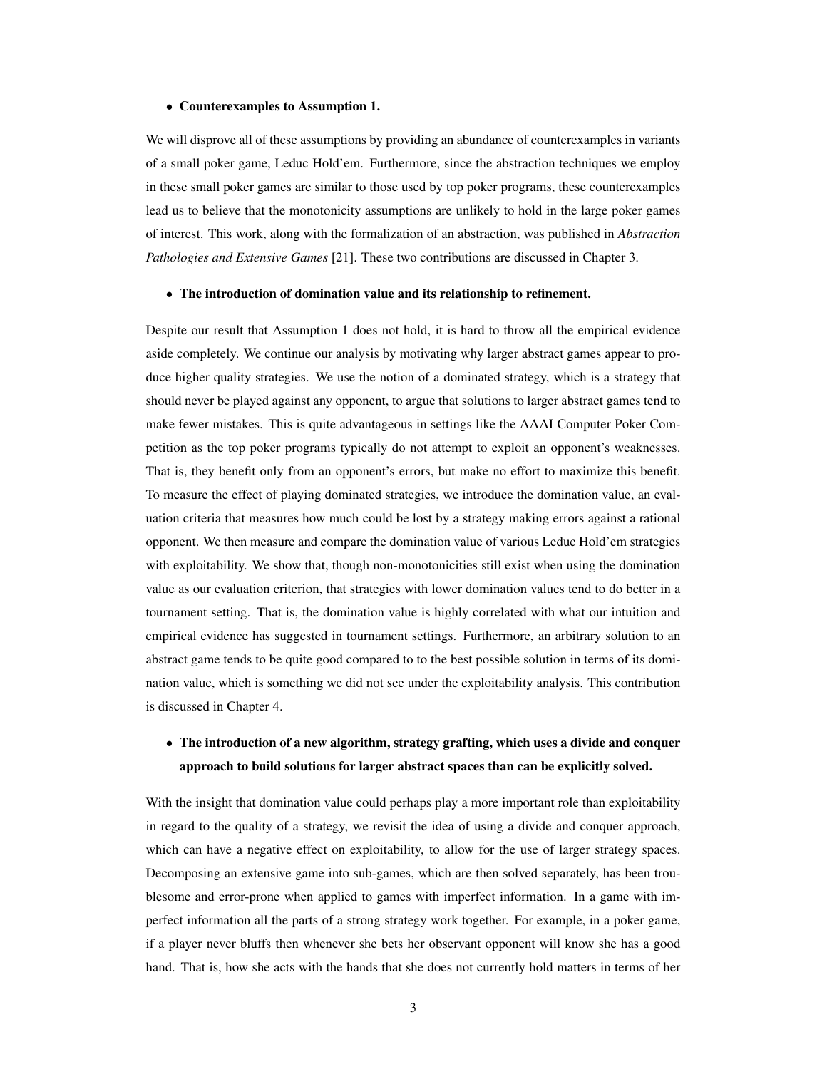- **Counterexamples to Assumption 1.**

We will disprove all of these assumptions by providing an abundance of counterexamples in variants of a small poker game, Leduc Hold'em. Furthermore, since the abstraction techniques we employ in these small poker games are similar to those used by top poker programs, these counterexamples lead us to believe that the monotonicity assumptions are unlikely to hold in the large poker games of interest. This work, along with the formalization of an abstraction, was published in *Abstraction Pathologies and Extensive Games* [21]. These two contributions are discussed in Chapter 3.

- **The introduction of domination value and its relationship to refinement.**

Despite our result that Assumption 1 does not hold, it is hard to throw all the empirical evidence aside completely. We continue our analysis by motivating why larger abstract games appear to produce higher quality strategies. We use the notion of a dominated strategy, which is a strategy that should never be played against any opponent, to argue that solutions to larger abstract games tend to make fewer mistakes. This is quite advantageous in settings like the AAAI Computer Poker Competition as the top poker programs typically do not attempt to exploit an opponent's weaknesses. That is, they benefit only from an opponent's errors, but make no effort to maximize this benefit. To measure the effect of playing dominated strategies, we introduce the domination value, an evaluation criteria that measures how much could be lost by a strategy making errors against a rational opponent. We then measure and compare the domination value of various Leduc Hold'em strategies with exploitability. We show that, though non-monotonicities still exist when using the domination value as our evaluation criterion, that strategies with lower domination values tend to do better in a tournament setting. That is, the domination value is highly correlated with what our intuition and empirical evidence has suggested in tournament settings. Furthermore, an arbitrary solution to an abstract game tends to be quite good compared to to the best possible solution in terms of its domination value, which is something we did not see under the exploitability analysis. This contribution is discussed in Chapter 4.

- **The introduction of a new algorithm, strategy grafting, which uses a divide and conquer approach to build solutions for larger abstract spaces than can be explicitly solved.**

With the insight that domination value could perhaps play a more important role than exploitability in regard to the quality of a strategy, we revisit the idea of using a divide and conquer approach, which can have a negative effect on exploitability, to allow for the use of larger strategy spaces. Decomposing an extensive game into sub-games, which are then solved separately, has been troublesome and error-prone when applied to games with imperfect information. In a game with imperfect information all the parts of a strong strategy work together. For example, in a poker game, if a player never bluffs then whenever she bets her observant opponent will know she has a good hand. That is, how she acts with the hands that she does not currently hold matters in terms of her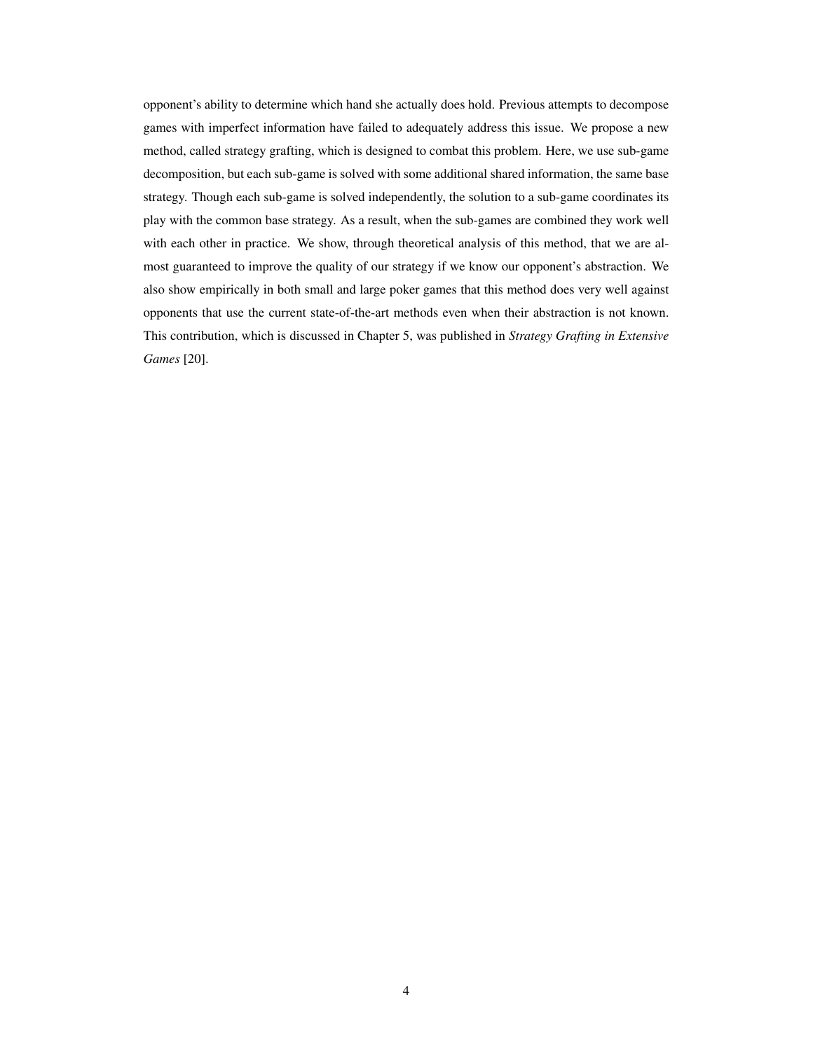opponent's ability to determine which hand she actually does hold. Previous attempts to decompose games with imperfect information have failed to adequately address this issue. We propose a new method, called strategy grafting, which is designed to combat this problem. Here, we use sub-game decomposition, but each sub-game is solved with some additional shared information, the same base strategy. Though each sub-game is solved independently, the solution to a sub-game coordinates its play with the common base strategy. As a result, when the sub-games are combined they work well with each other in practice. We show, through theoretical analysis of this method, that we are almost guaranteed to improve the quality of our strategy if we know our opponent's abstraction. We also show empirically in both small and large poker games that this method does very well against opponents that use the current state-of-the-art methods even when their abstraction is not known. This contribution, which is discussed in Chapter 5, was published in *Strategy Grafting in Extensive Games* [20].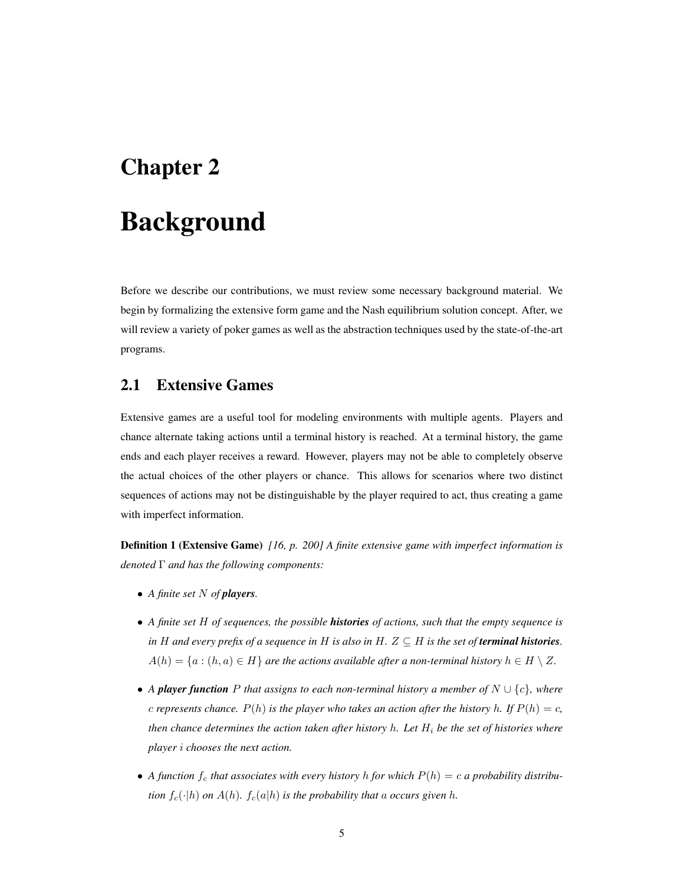# Chapter 2

# Background

Before we describe our contributions, we must review some necessary background material. We begin by formalizing the extensive form game and the Nash equilibrium solution concept. After, we will review a variety of poker games as well as the abstraction techniques used by the state-of-the-art programs.

## 2.1 Extensive Games

Extensive games are a useful tool for modeling environments with multiple agents. Players and chance alternate taking actions until a terminal history is reached. At a terminal history, the game ends and each player receives a reward. However, players may not be able to completely observe the actual choices of the other players or chance. This allows for scenarios where two distinct sequences of actions may not be distinguishable by the player required to act, thus creating a game with imperfect information.

**Definition 1 (Extensive Game)** *[16, p. 200] A finite extensive game with imperfect information is denoted $\Gamma$ and has the following components:*

- *A finite set $N$ of **players**.*
- *A finite set $H$ of sequences, the possible **histories** of actions, such that the empty sequence is in $H$ and every prefix of a sequence in $H$ is also in $H$. $Z \subseteq H$ is the set of **terminal histories**. $A(h) = \{a : (h, a) \in H\}$ are the actions available after a non-terminal history $h \in H \setminus Z$.*
- *A **player function** $P$ that assigns to each non-terminal history a member of $N \cup \{c\}$, where $c$ represents chance. $P(h)$ is the player who takes an action after the history $h$. If $P(h) = c$, then chance determines the action taken after history $h$. Let $H_i$ be the set of histories where player $i$ chooses the next action.*
- *A function $f_c$ that associates with every history $h$ for which $P(h) = c$ a probability distribution $f_c(\cdot|h)$ on $A(h)$. $f_c(a|h)$ is the probability that $a$ occurs given $h$.*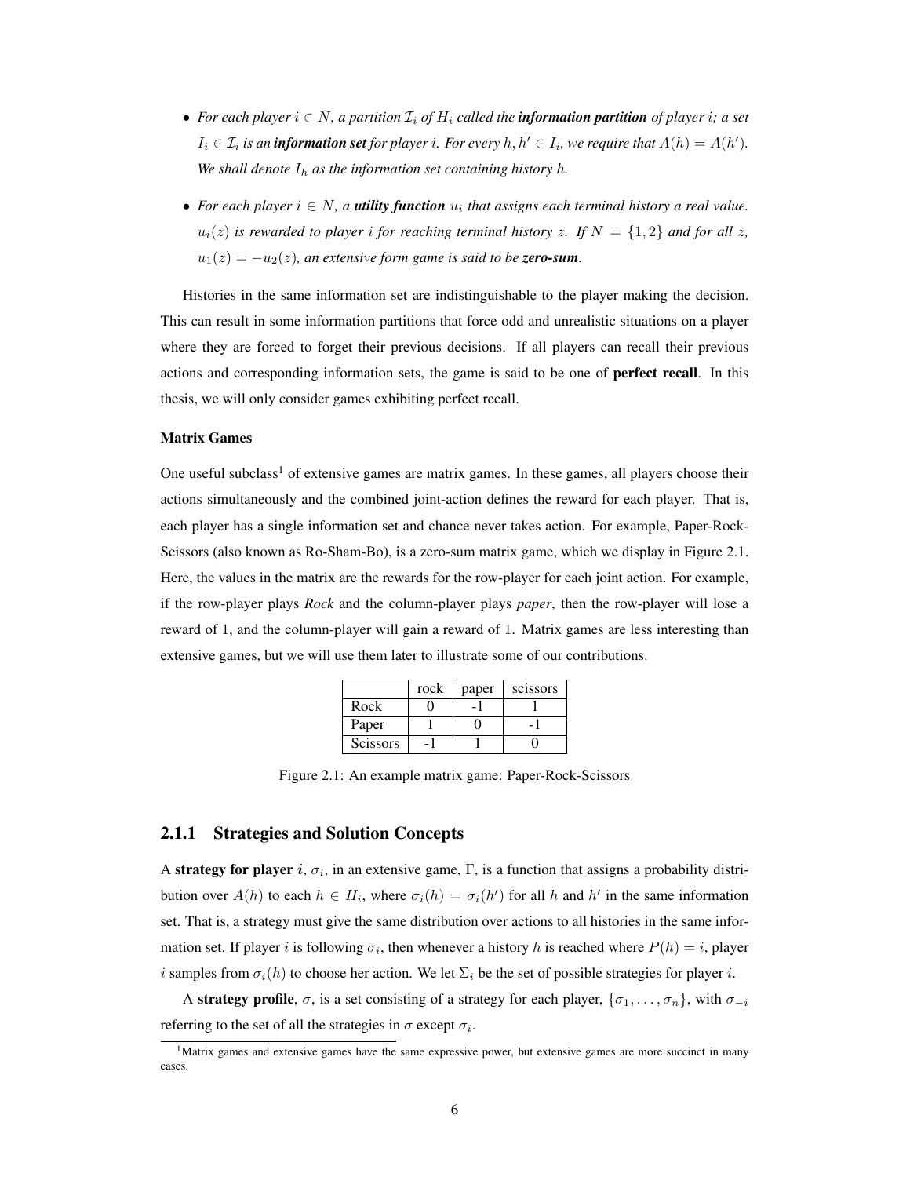- *For each player $i \in N$, a partition $\mathcal{I}_i$ of $H_i$ called the **information partition** of player $i$; a set $I_i \in \mathcal{I}_i$ is an **information set** for player $i$. For every $h, h' \in I_i$, we require that $A(h) = A(h')$. We shall denote $I_h$ as the information set containing history $h$.*
- *For each player $i \in N$, a **utility function** $u_i$ that assigns each terminal history a real value. $u_i(z)$ is rewarded to player $i$ for reaching terminal history $z$. If $N = \{1, 2\}$ and for all $z$, $u_1(z) = -u_2(z)$, an extensive form game is said to be **zero-sum**.*

Histories in the same information set are indistinguishable to the player making the decision. This can result in some information partitions that force odd and unrealistic situations on a player where they are forced to forget their previous decisions. If all players can recall their previous actions and corresponding information sets, the game is said to be one of **perfect recall**. In this thesis, we will only consider games exhibiting perfect recall.

#### Matrix Games

One useful subclass[1] of extensive games are matrix games. In these games, all players choose their actions simultaneously and the combined joint-action defines the reward for each player. That is, each player has a single information set and chance never takes action. For example, Paper-Rock-Scissors (also known as Ro-Sham-Bo), is a zero-sum matrix game, which we display in Figure 2.1. Here, the values in the matrix are the rewards for the row-player for each joint action. For example, if the row-player plays *Rock* and the column-player plays *paper*, then the row-player will lose a reward of 1, and the column-player will gain a reward of 1. Matrix games are less interesting than extensive games, but we will use them later to illustrate some of our contributions.

| | rock | paper | scissors |
|---|---|---|---|
| Rock | 0 | -1 | 1 |
| Paper | 1 | 0 | -1 |
| Scissors | -1 | 1 | 0 |

Figure 2.1: An example matrix game: Paper-Rock-Scissors

### 2.1.1 Strategies and Solution Concepts

A **strategy for player *i***, $\sigma_i$, in an extensive game, $\Gamma$, is a function that assigns a probability distribution over $A(h)$ to each $h \in H_i$, where $\sigma_i(h) = \sigma_i(h')$ for all $h$ and $h'$ in the same information set. That is, a strategy must give the same distribution over actions to all histories in the same information set. If player $i$ is following $\sigma_i$, then whenever a history $h$ is reached where $P(h) = i$, player $i$ samples from $\sigma_i(h)$ to choose her action. We let $\Sigma_i$ be the set of possible strategies for player $i$.

A **strategy profile**, $\sigma$, is a set consisting of a strategy for each player, $\{\sigma_1, \ldots, \sigma_n\}$, with $\sigma_{-i}$ referring to the set of all the strategies in $\sigma$ except $\sigma_i$.

[1] Matrix games and extensive games have the same expressive power, but extensive games are more succinct in many cases.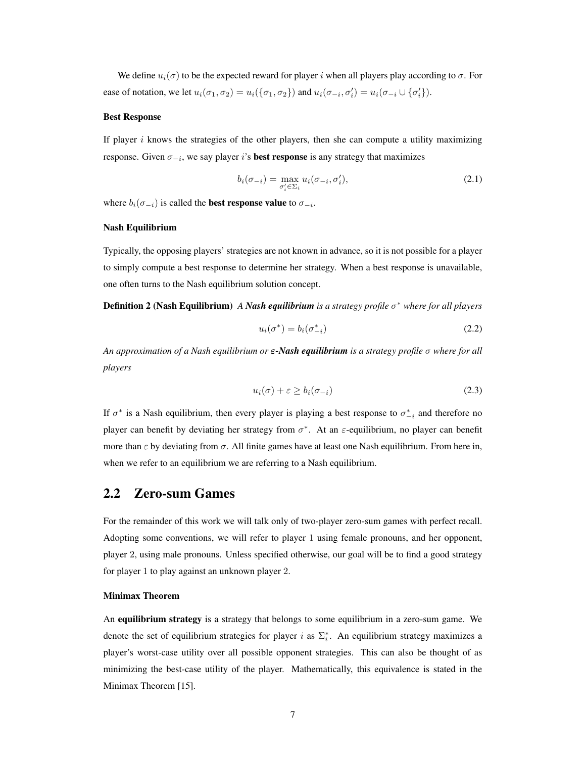We define $u_i(\sigma)$ to be the expected reward for player $i$ when all players play according to $\sigma$. For ease of notation, we let $u_i(\sigma_1, \sigma_2) = u_i(\{\sigma_1, \sigma_2\})$ and $u_i(\sigma_{-i}, \sigma_i') = u_i(\sigma_{-i} \cup \{\sigma_i'\})$.

#### Best Response

If player $i$ knows the strategies of the other players, then she can compute a utility maximizing response. Given $\sigma_{-i}$, we say player $i$'s **best response** is any strategy that maximizes

$$b_i(\sigma_{-i}) = \max_{\sigma_i' \in \Sigma_i} u_i(\sigma_{-i}, \sigma_i'), \tag{2.1}$$

where $b_i(\sigma_{-i})$ is called the **best response value** to $\sigma_{-i}$.

#### Nash Equilibrium

Typically, the opposing players' strategies are not known in advance, so it is not possible for a player to simply compute a best response to determine her strategy. When a best response is unavailable, one often turns to the Nash equilibrium solution concept.

**Definition 2 (Nash Equilibrium)** *A* ***Nash equilibrium*** *is a strategy profile $\sigma^*$ where for all players*

$$u_i(\sigma^*) = b_i(\sigma^*_{-i}) \tag{2.2}$$

*An approximation of a Nash equilibrium or* ***$\varepsilon$-Nash equilibrium*** *is a strategy profile $\sigma$ where for all players*

$$u_i(\sigma) + \varepsilon \geq b_i(\sigma_{-i}) \tag{2.3}$$

If $\sigma^*$ is a Nash equilibrium, then every player is playing a best response to $\sigma^*_{-i}$ and therefore no player can benefit by deviating her strategy from $\sigma^*$. At an $\varepsilon$-equilibrium, no player can benefit more than $\varepsilon$ by deviating from $\sigma$. All finite games have at least one Nash equilibrium. From here in, when we refer to an equilibrium we are referring to a Nash equilibrium.

## 2.2 Zero-sum Games

For the remainder of this work we will talk only of two-player zero-sum games with perfect recall. Adopting some conventions, we will refer to player 1 using female pronouns, and her opponent, player 2, using male pronouns. Unless specified otherwise, our goal will be to find a good strategy for player 1 to play against an unknown player 2.

#### Minimax Theorem

An **equilibrium strategy** is a strategy that belongs to some equilibrium in a zero-sum game. We denote the set of equilibrium strategies for player $i$ as $\Sigma_i^*$. An equilibrium strategy maximizes a player's worst-case utility over all possible opponent strategies. This can also be thought of as minimizing the best-case utility of the player. Mathematically, this equivalence is stated in the Minimax Theorem [15].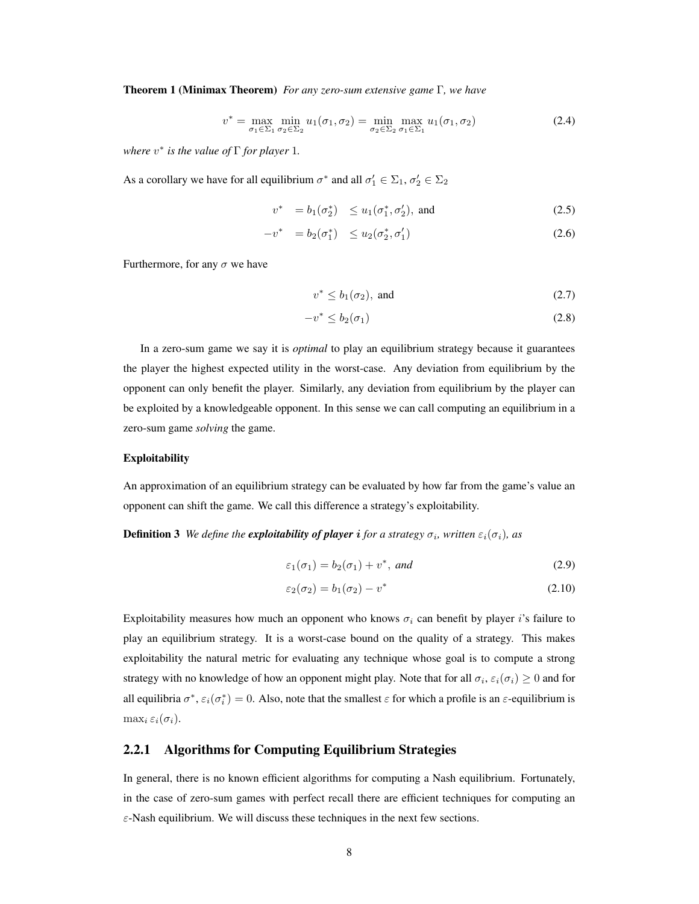**Theorem 1 (Minimax Theorem)** *For any zero-sum extensive game* $\Gamma$*, we have*

$$v^* = \max_{\sigma_1 \in \Sigma_1} \min_{\sigma_2 \in \Sigma_2} u_1(\sigma_1, \sigma_2) = \min_{\sigma_2 \in \Sigma_2} \max_{\sigma_1 \in \Sigma_1} u_1(\sigma_1, \sigma_2) \tag{2.4}$$

*where* $v^*$ *is the value of* $\Gamma$ *for player* $1$.

As a corollary we have for all equilibrium $\sigma^*$ and all $\sigma_1' \in \Sigma_1$, $\sigma_2' \in \Sigma_2$

$$v^* \quad = b_1(\sigma_2^*) \quad \leq u_1(\sigma_1^*, \sigma_2'), \text{ and} \tag{2.5}$$

$$-v^* \quad = b_2(\sigma_1^*) \quad \leq u_2(\sigma_2^*, \sigma_1') \tag{2.6}$$

Furthermore, for any $\sigma$ we have

$$v^* \leq b_1(\sigma_2), \text{ and} \tag{2.7}$$

$$-v^* \leq b_2(\sigma_1) \tag{2.8}$$

In a zero-sum game we say it is *optimal* to play an equilibrium strategy because it guarantees the player the highest expected utility in the worst-case. Any deviation from equilibrium by the opponent can only benefit the player. Similarly, any deviation from equilibrium by the player can be exploited by a knowledgeable opponent. In this sense we can call computing an equilibrium in a zero-sum game *solving* the game.

**Exploitability**

An approximation of an equilibrium strategy can be evaluated by how far from the game's value an opponent can shift the game. We call this difference a strategy's exploitability.

**Definition 3** *We define the* ***exploitability of player i*** *for a strategy* $\sigma_i$*, written* $\varepsilon_i(\sigma_i)$*, as*

$$\varepsilon_1(\sigma_1) = b_2(\sigma_1) + v^*, \textit{ and} \tag{2.9}$$

$$\varepsilon_2(\sigma_2) = b_1(\sigma_2) - v^* \tag{2.10}$$

Exploitability measures how much an opponent who knows $\sigma_i$ can benefit by player $i$'s failure to play an equilibrium strategy. It is a worst-case bound on the quality of a strategy. This makes exploitability the natural metric for evaluating any technique whose goal is to compute a strong strategy with no knowledge of how an opponent might play. Note that for all $\sigma_i$, $\varepsilon_i(\sigma_i) \geq 0$ and for all equilibria $\sigma^*$, $\varepsilon_i(\sigma_i^*) = 0$. Also, note that the smallest $\varepsilon$ for which a profile is an $\varepsilon$-equilibrium is $\max_i \varepsilon_i(\sigma_i)$.

### 2.2.1 Algorithms for Computing Equilibrium Strategies

In general, there is no known efficient algorithms for computing a Nash equilibrium. Fortunately, in the case of zero-sum games with perfect recall there are efficient techniques for computing an $\varepsilon$-Nash equilibrium. We will discuss these techniques in the next few sections.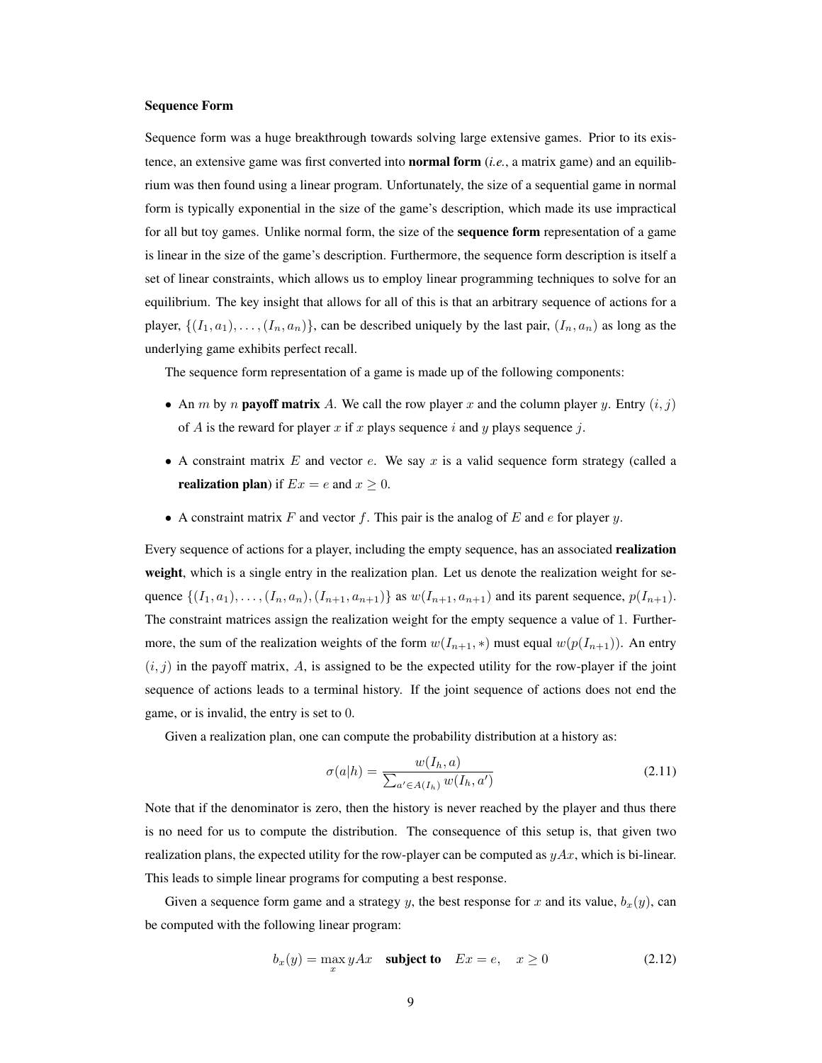### Sequence Form

Sequence form was a huge breakthrough towards solving large extensive games. Prior to its existence, an extensive game was first converted into **normal form** (*i.e.*, a matrix game) and an equilibrium was then found using a linear program. Unfortunately, the size of a sequential game in normal form is typically exponential in the size of the game's description, which made its use impractical for all but toy games. Unlike normal form, the size of the **sequence form** representation of a game is linear in the size of the game's description. Furthermore, the sequence form description is itself a set of linear constraints, which allows us to employ linear programming techniques to solve for an equilibrium. The key insight that allows for all of this is that an arbitrary sequence of actions for a player, $\{(I_1, a_1), \ldots, (I_n, a_n)\}$, can be described uniquely by the last pair, $(I_n, a_n)$ as long as the underlying game exhibits perfect recall.

The sequence form representation of a game is made up of the following components:

- An $m$ by $n$ **payoff matrix** $A$. We call the row player $x$ and the column player $y$. Entry $(i, j)$ of $A$ is the reward for player $x$ if $x$ plays sequence $i$ and $y$ plays sequence $j$.
- A constraint matrix $E$ and vector $e$. We say $x$ is a valid sequence form strategy (called a **realization plan**) if $Ex = e$ and $x \geq 0$.
- A constraint matrix $F$ and vector $f$. This pair is the analog of $E$ and $e$ for player $y$.

Every sequence of actions for a player, including the empty sequence, has an associated **realization weight**, which is a single entry in the realization plan. Let us denote the realization weight for sequence $\{(I_1, a_1), \ldots, (I_n, a_n), (I_{n+1}, a_{n+1})\}$ as $w(I_{n+1}, a_{n+1})$ and its parent sequence, $p(I_{n+1})$. The constraint matrices assign the realization weight for the empty sequence a value of 1. Furthermore, the sum of the realization weights of the form $w(I_{n+1}, *)$ must equal $w(p(I_{n+1}))$. An entry $(i, j)$ in the payoff matrix, $A$, is assigned to be the expected utility for the row-player if the joint sequence of actions leads to a terminal history. If the joint sequence of actions does not end the game, or is invalid, the entry is set to 0.

Given a realization plan, one can compute the probability distribution at a history as:

$$\sigma(a|h) = \frac{w(I_h, a)}{\sum_{a' \in A(I_h)} w(I_h, a')} \tag{2.11}$$

Note that if the denominator is zero, then the history is never reached by the player and thus there is no need for us to compute the distribution. The consequence of this setup is, that given two realization plans, the expected utility for the row-player can be computed as $yAx$, which is bi-linear. This leads to simple linear programs for computing a best response.

Given a sequence form game and a strategy $y$, the best response for $x$ and its value, $b_x(y)$, can be computed with the following linear program:

$$b_x(y) = \max_x yAx \quad \textbf{subject to} \quad Ex = e, \quad x \geq 0 \tag{2.12}$$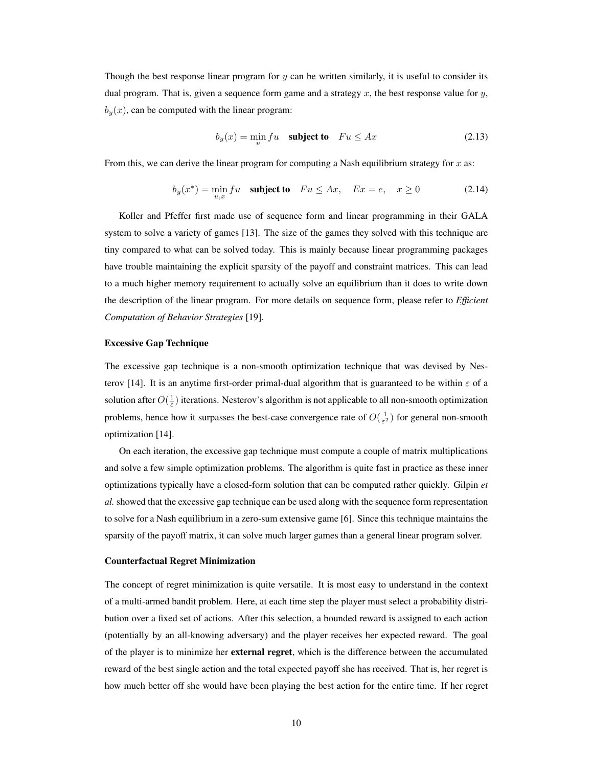Though the best response linear program for $y$ can be written similarly, it is useful to consider its dual program. That is, given a sequence form game and a strategy $x$, the best response value for $y$, $b_y(x)$, can be computed with the linear program:

$$b_y(x) = \min_u fu \quad \textbf{subject to} \quad Fu \leq Ax \tag{2.13}$$

From this, we can derive the linear program for computing a Nash equilibrium strategy for $x$ as:

$$b_y(x^*) = \min_{u,x} fu \quad \textbf{subject to} \quad Fu \leq Ax, \quad Ex = e, \quad x \geq 0 \tag{2.14}$$

Koller and Pfeffer first made use of sequence form and linear programming in their GALA system to solve a variety of games [13]. The size of the games they solved with this technique are tiny compared to what can be solved today. This is mainly because linear programming packages have trouble maintaining the explicit sparsity of the payoff and constraint matrices. This can lead to a much higher memory requirement to actually solve an equilibrium than it does to write down the description of the linear program. For more details on sequence form, please refer to *Efficient Computation of Behavior Strategies* [19].

### Excessive Gap Technique

The excessive gap technique is a non-smooth optimization technique that was devised by Nesterov [14]. It is an anytime first-order primal-dual algorithm that is guaranteed to be within $\varepsilon$ of a solution after $O(\frac{1}{\varepsilon})$ iterations. Nesterov's algorithm is not applicable to all non-smooth optimization problems, hence how it surpasses the best-case convergence rate of $O(\frac{1}{\varepsilon^2})$ for general non-smooth optimization [14].

On each iteration, the excessive gap technique must compute a couple of matrix multiplications and solve a few simple optimization problems. The algorithm is quite fast in practice as these inner optimizations typically have a closed-form solution that can be computed rather quickly. Gilpin *et al.* showed that the excessive gap technique can be used along with the sequence form representation to solve for a Nash equilibrium in a zero-sum extensive game [6]. Since this technique maintains the sparsity of the payoff matrix, it can solve much larger games than a general linear program solver.

### Counterfactual Regret Minimization

The concept of regret minimization is quite versatile. It is most easy to understand in the context of a multi-armed bandit problem. Here, at each time step the player must select a probability distribution over a fixed set of actions. After this selection, a bounded reward is assigned to each action (potentially by an all-knowing adversary) and the player receives her expected reward. The goal of the player is to minimize her **external regret**, which is the difference between the accumulated reward of the best single action and the total expected payoff she has received. That is, her regret is how much better off she would have been playing the best action for the entire time. If her regret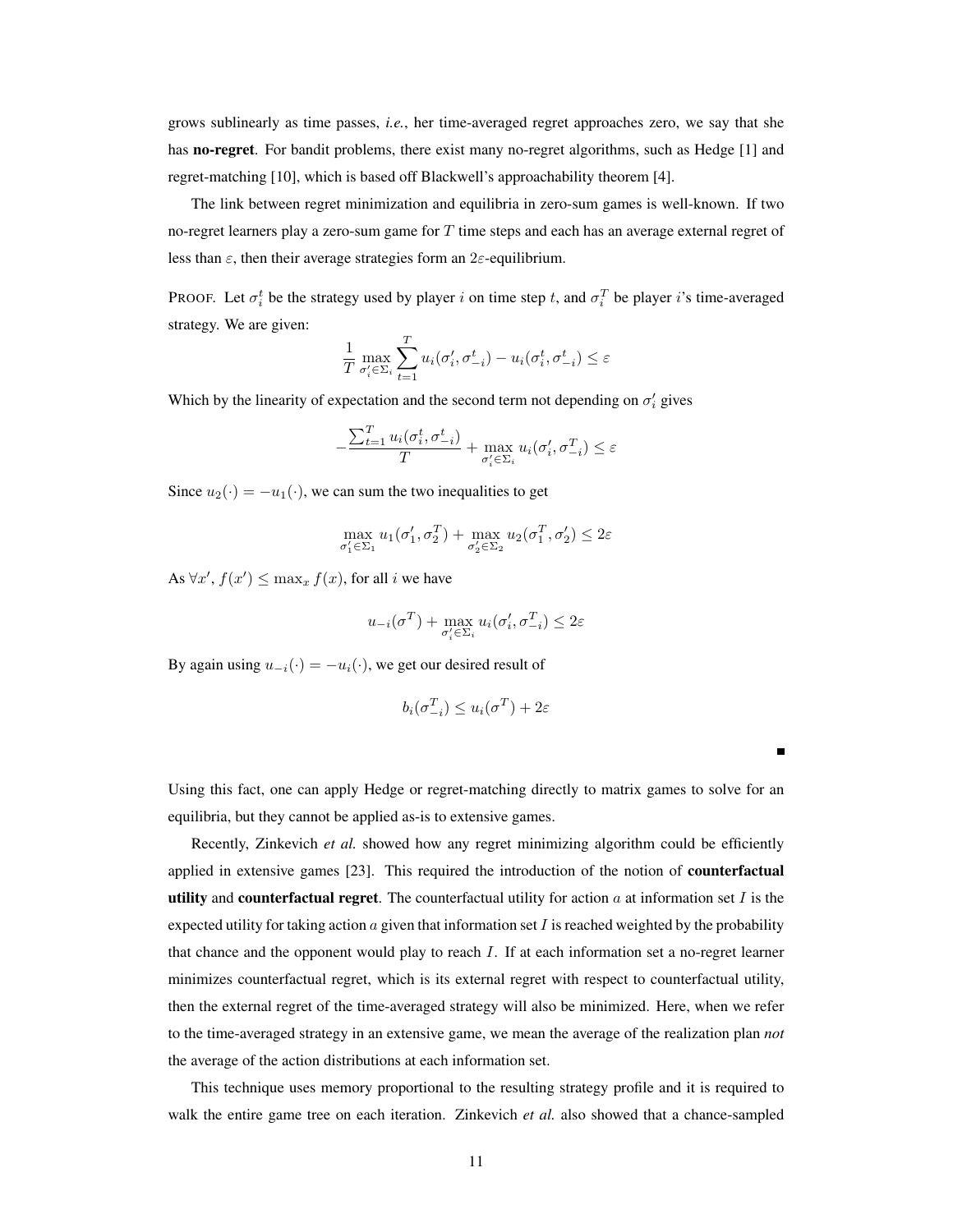grows sublinearly as time passes, *i.e.*, her time-averaged regret approaches zero, we say that she has **no-regret**. For bandit problems, there exist many no-regret algorithms, such as Hedge [1] and regret-matching [10], which is based off Blackwell's approachability theorem [4].

The link between regret minimization and equilibria in zero-sum games is well-known. If two no-regret learners play a zero-sum game for $T$ time steps and each has an average external regret of less than $\varepsilon$, then their average strategies form an $2\varepsilon$-equilibrium.

PROOF. Let $\sigma_i^t$ be the strategy used by player $i$ on time step $t$, and $\sigma_i^T$ be player $i$'s time-averaged strategy. We are given:

$$\frac{1}{T} \max_{\sigma_i' \in \Sigma_i} \sum_{t=1}^{T} u_i(\sigma_i', \sigma_{-i}^t) - u_i(\sigma_i^t, \sigma_{-i}^t) \leq \varepsilon$$

Which by the linearity of expectation and the second term not depending on $\sigma_i'$ gives

$$-\frac{\sum_{t=1}^{T} u_i(\sigma_i^t, \sigma_{-i}^t)}{T} + \max_{\sigma_i' \in \Sigma_i} u_i(\sigma_i', \sigma_{-i}^T) \leq \varepsilon$$

Since $u_2(\cdot) = -u_1(\cdot)$, we can sum the two inequalities to get

$$\max_{\sigma_1' \in \Sigma_1} u_1(\sigma_1', \sigma_2^T) + \max_{\sigma_2' \in \Sigma_2} u_2(\sigma_1^T, \sigma_2') \leq 2\varepsilon$$

As $\forall x'$, $f(x') \leq \max_x f(x)$, for all $i$ we have

$$u_{-i}(\sigma^T) + \max_{\sigma_i' \in \Sigma_i} u_i(\sigma_i', \sigma_{-i}^T) \leq 2\varepsilon$$

By again using $u_{-i}(\cdot) = -u_i(\cdot)$, we get our desired result of

$$b_i(\sigma_{-i}^T) \leq u_i(\sigma^T) + 2\varepsilon$$

■

Using this fact, one can apply Hedge or regret-matching directly to matrix games to solve for an equilibria, but they cannot be applied as-is to extensive games.

Recently, Zinkevich *et al.* showed how any regret minimizing algorithm could be efficiently applied in extensive games [23]. This required the introduction of the notion of **counterfactual utility** and **counterfactual regret**. The counterfactual utility for action $a$ at information set $I$ is the expected utility for taking action $a$ given that information set $I$ is reached weighted by the probability that chance and the opponent would play to reach $I$. If at each information set a no-regret learner minimizes counterfactual regret, which is its external regret with respect to counterfactual utility, then the external regret of the time-averaged strategy will also be minimized. Here, when we refer to the time-averaged strategy in an extensive game, we mean the average of the realization plan *not* the average of the action distributions at each information set.

This technique uses memory proportional to the resulting strategy profile and it is required to walk the entire game tree on each iteration. Zinkevich *et al.* also showed that a chance-sampled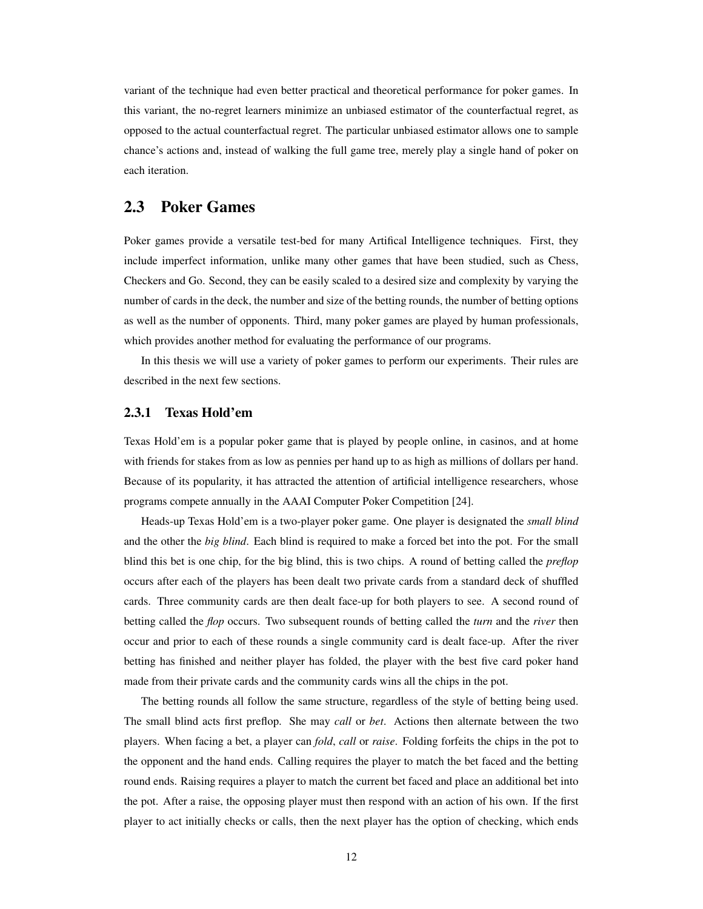variant of the technique had even better practical and theoretical performance for poker games. In this variant, the no-regret learners minimize an unbiased estimator of the counterfactual regret, as opposed to the actual counterfactual regret. The particular unbiased estimator allows one to sample chance's actions and, instead of walking the full game tree, merely play a single hand of poker on each iteration.

## 2.3 Poker Games

Poker games provide a versatile test-bed for many Artifical Intelligence techniques. First, they include imperfect information, unlike many other games that have been studied, such as Chess, Checkers and Go. Second, they can be easily scaled to a desired size and complexity by varying the number of cards in the deck, the number and size of the betting rounds, the number of betting options as well as the number of opponents. Third, many poker games are played by human professionals, which provides another method for evaluating the performance of our programs.

In this thesis we will use a variety of poker games to perform our experiments. Their rules are described in the next few sections.

### 2.3.1 Texas Hold'em

Texas Hold'em is a popular poker game that is played by people online, in casinos, and at home with friends for stakes from as low as pennies per hand up to as high as millions of dollars per hand. Because of its popularity, it has attracted the attention of artificial intelligence researchers, whose programs compete annually in the AAAI Computer Poker Competition [24].

Heads-up Texas Hold'em is a two-player poker game. One player is designated the *small blind* and the other the *big blind*. Each blind is required to make a forced bet into the pot. For the small blind this bet is one chip, for the big blind, this is two chips. A round of betting called the *preflop* occurs after each of the players has been dealt two private cards from a standard deck of shuffled cards. Three community cards are then dealt face-up for both players to see. A second round of betting called the *flop* occurs. Two subsequent rounds of betting called the *turn* and the *river* then occur and prior to each of these rounds a single community card is dealt face-up. After the river betting has finished and neither player has folded, the player with the best five card poker hand made from their private cards and the community cards wins all the chips in the pot.

The betting rounds all follow the same structure, regardless of the style of betting being used. The small blind acts first preflop. She may *call* or *bet*. Actions then alternate between the two players. When facing a bet, a player can *fold*, *call* or *raise*. Folding forfeits the chips in the pot to the opponent and the hand ends. Calling requires the player to match the bet faced and the betting round ends. Raising requires a player to match the current bet faced and place an additional bet into the pot. After a raise, the opposing player must then respond with an action of his own. If the first player to act initially checks or calls, then the next player has the option of checking, which ends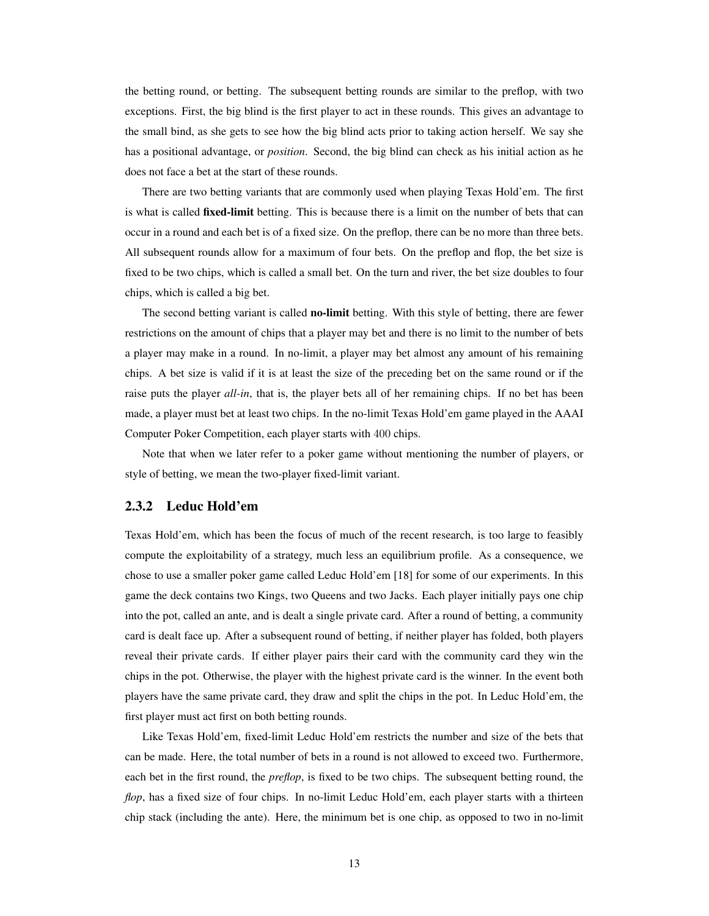the betting round, or betting. The subsequent betting rounds are similar to the preflop, with two exceptions. First, the big blind is the first player to act in these rounds. This gives an advantage to the small bind, as she gets to see how the big blind acts prior to taking action herself. We say she has a positional advantage, or *position*. Second, the big blind can check as his initial action as he does not face a bet at the start of these rounds.

There are two betting variants that are commonly used when playing Texas Hold'em. The first is what is called **fixed-limit** betting. This is because there is a limit on the number of bets that can occur in a round and each bet is of a fixed size. On the preflop, there can be no more than three bets. All subsequent rounds allow for a maximum of four bets. On the preflop and flop, the bet size is fixed to be two chips, which is called a small bet. On the turn and river, the bet size doubles to four chips, which is called a big bet.

The second betting variant is called **no-limit** betting. With this style of betting, there are fewer restrictions on the amount of chips that a player may bet and there is no limit to the number of bets a player may make in a round. In no-limit, a player may bet almost any amount of his remaining chips. A bet size is valid if it is at least the size of the preceding bet on the same round or if the raise puts the player *all-in*, that is, the player bets all of her remaining chips. If no bet has been made, a player must bet at least two chips. In the no-limit Texas Hold'em game played in the AAAI Computer Poker Competition, each player starts with 400 chips.

Note that when we later refer to a poker game without mentioning the number of players, or style of betting, we mean the two-player fixed-limit variant.

### 2.3.2 Leduc Hold'em

Texas Hold'em, which has been the focus of much of the recent research, is too large to feasibly compute the exploitability of a strategy, much less an equilibrium profile. As a consequence, we chose to use a smaller poker game called Leduc Hold'em [18] for some of our experiments. In this game the deck contains two Kings, two Queens and two Jacks. Each player initially pays one chip into the pot, called an ante, and is dealt a single private card. After a round of betting, a community card is dealt face up. After a subsequent round of betting, if neither player has folded, both players reveal their private cards. If either player pairs their card with the community card they win the chips in the pot. Otherwise, the player with the highest private card is the winner. In the event both players have the same private card, they draw and split the chips in the pot. In Leduc Hold'em, the first player must act first on both betting rounds.

Like Texas Hold'em, fixed-limit Leduc Hold'em restricts the number and size of the bets that can be made. Here, the total number of bets in a round is not allowed to exceed two. Furthermore, each bet in the first round, the *preflop*, is fixed to be two chips. The subsequent betting round, the *flop*, has a fixed size of four chips. In no-limit Leduc Hold'em, each player starts with a thirteen chip stack (including the ante). Here, the minimum bet is one chip, as opposed to two in no-limit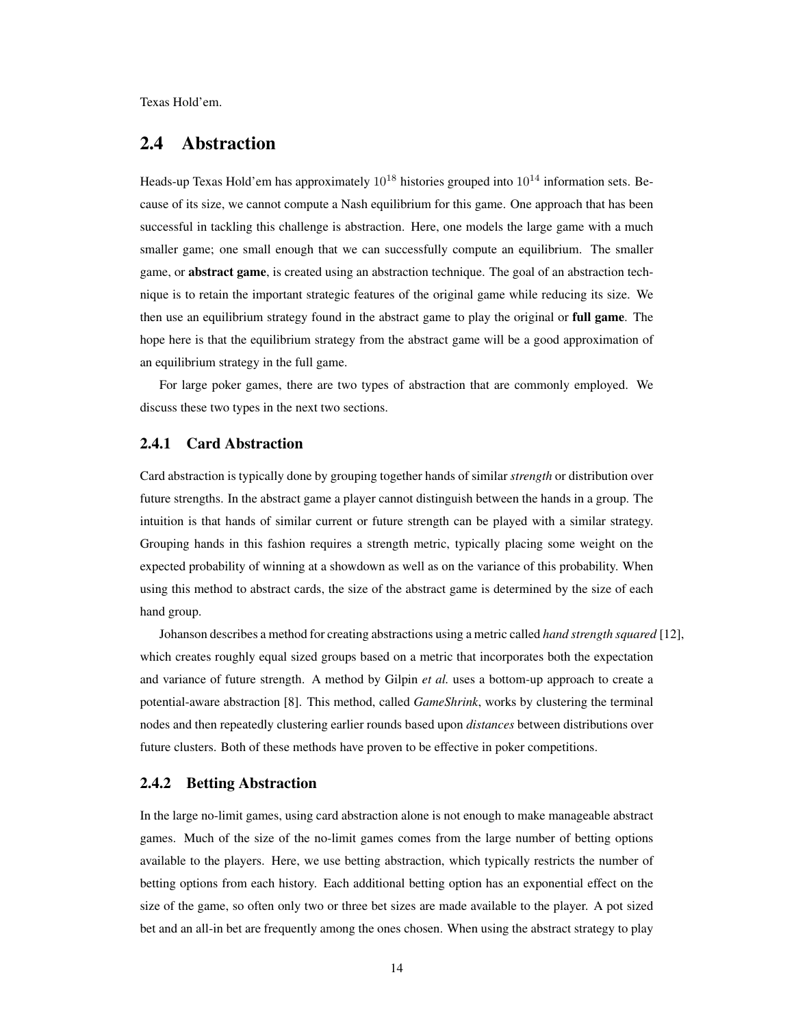Texas Hold'em.

## 2.4 Abstraction

Heads-up Texas Hold'em has approximately $10^{18}$ histories grouped into $10^{14}$ information sets. Because of its size, we cannot compute a Nash equilibrium for this game. One approach that has been successful in tackling this challenge is abstraction. Here, one models the large game with a much smaller game; one small enough that we can successfully compute an equilibrium. The smaller game, or **abstract game**, is created using an abstraction technique. The goal of an abstraction technique is to retain the important strategic features of the original game while reducing its size. We then use an equilibrium strategy found in the abstract game to play the original or **full game**. The hope here is that the equilibrium strategy from the abstract game will be a good approximation of an equilibrium strategy in the full game.

For large poker games, there are two types of abstraction that are commonly employed. We discuss these two types in the next two sections.

### 2.4.1 Card Abstraction

Card abstraction is typically done by grouping together hands of similar *strength* or distribution over future strengths. In the abstract game a player cannot distinguish between the hands in a group. The intuition is that hands of similar current or future strength can be played with a similar strategy. Grouping hands in this fashion requires a strength metric, typically placing some weight on the expected probability of winning at a showdown as well as on the variance of this probability. When using this method to abstract cards, the size of the abstract game is determined by the size of each hand group.

Johanson describes a method for creating abstractions using a metric called *hand strength squared* [12], which creates roughly equal sized groups based on a metric that incorporates both the expectation and variance of future strength. A method by Gilpin *et al.* uses a bottom-up approach to create a potential-aware abstraction [8]. This method, called *GameShrink*, works by clustering the terminal nodes and then repeatedly clustering earlier rounds based upon *distances* between distributions over future clusters. Both of these methods have proven to be effective in poker competitions.

### 2.4.2 Betting Abstraction

In the large no-limit games, using card abstraction alone is not enough to make manageable abstract games. Much of the size of the no-limit games comes from the large number of betting options available to the players. Here, we use betting abstraction, which typically restricts the number of betting options from each history. Each additional betting option has an exponential effect on the size of the game, so often only two or three bet sizes are made available to the player. A pot sized bet and an all-in bet are frequently among the ones chosen. When using the abstract strategy to play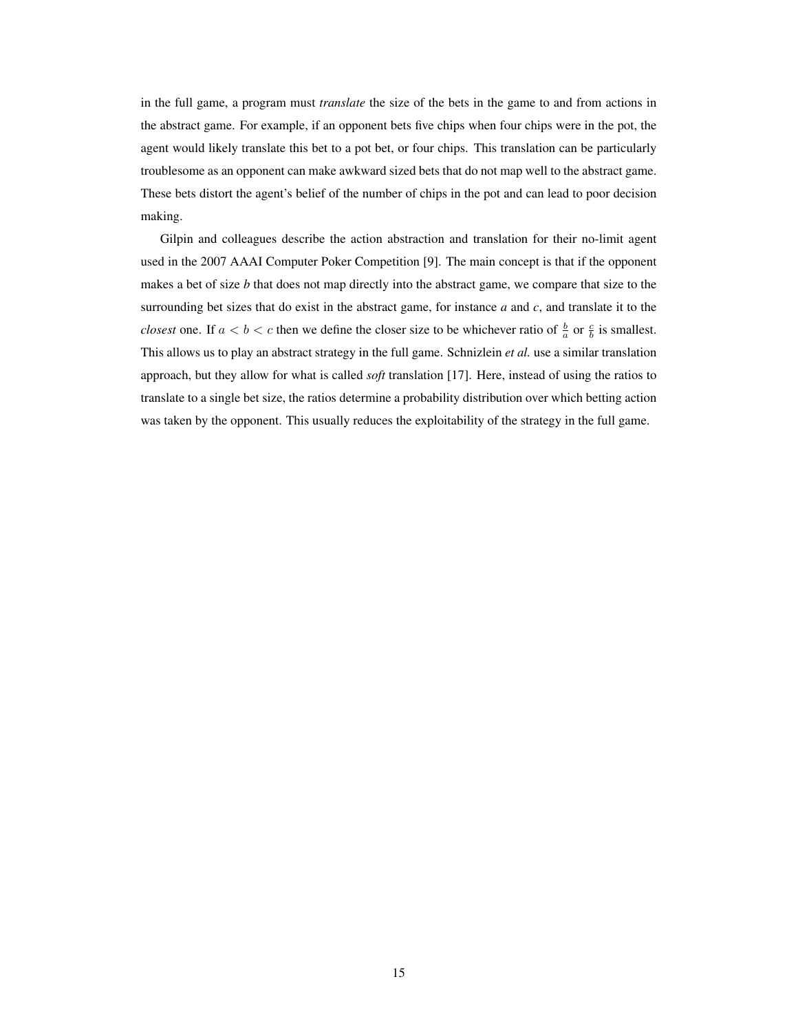in the full game, a program must *translate* the size of the bets in the game to and from actions in the abstract game. For example, if an opponent bets five chips when four chips were in the pot, the agent would likely translate this bet to a pot bet, or four chips. This translation can be particularly troublesome as an opponent can make awkward sized bets that do not map well to the abstract game. These bets distort the agent's belief of the number of chips in the pot and can lead to poor decision making.

Gilpin and colleagues describe the action abstraction and translation for their no-limit agent used in the 2007 AAAI Computer Poker Competition [9]. The main concept is that if the opponent makes a bet of size $b$ that does not map directly into the abstract game, we compare that size to the surrounding bet sizes that do exist in the abstract game, for instance $a$ and $c$, and translate it to the *closest* one. If $a < b < c$ then we define the closer size to be whichever ratio of $\frac{b}{a}$ or $\frac{c}{b}$ is smallest. This allows us to play an abstract strategy in the full game. Schnizlein *et al.* use a similar translation approach, but they allow for what is called *soft* translation [17]. Here, instead of using the ratios to translate to a single bet size, the ratios determine a probability distribution over which betting action was taken by the opponent. This usually reduces the exploitability of the strategy in the full game.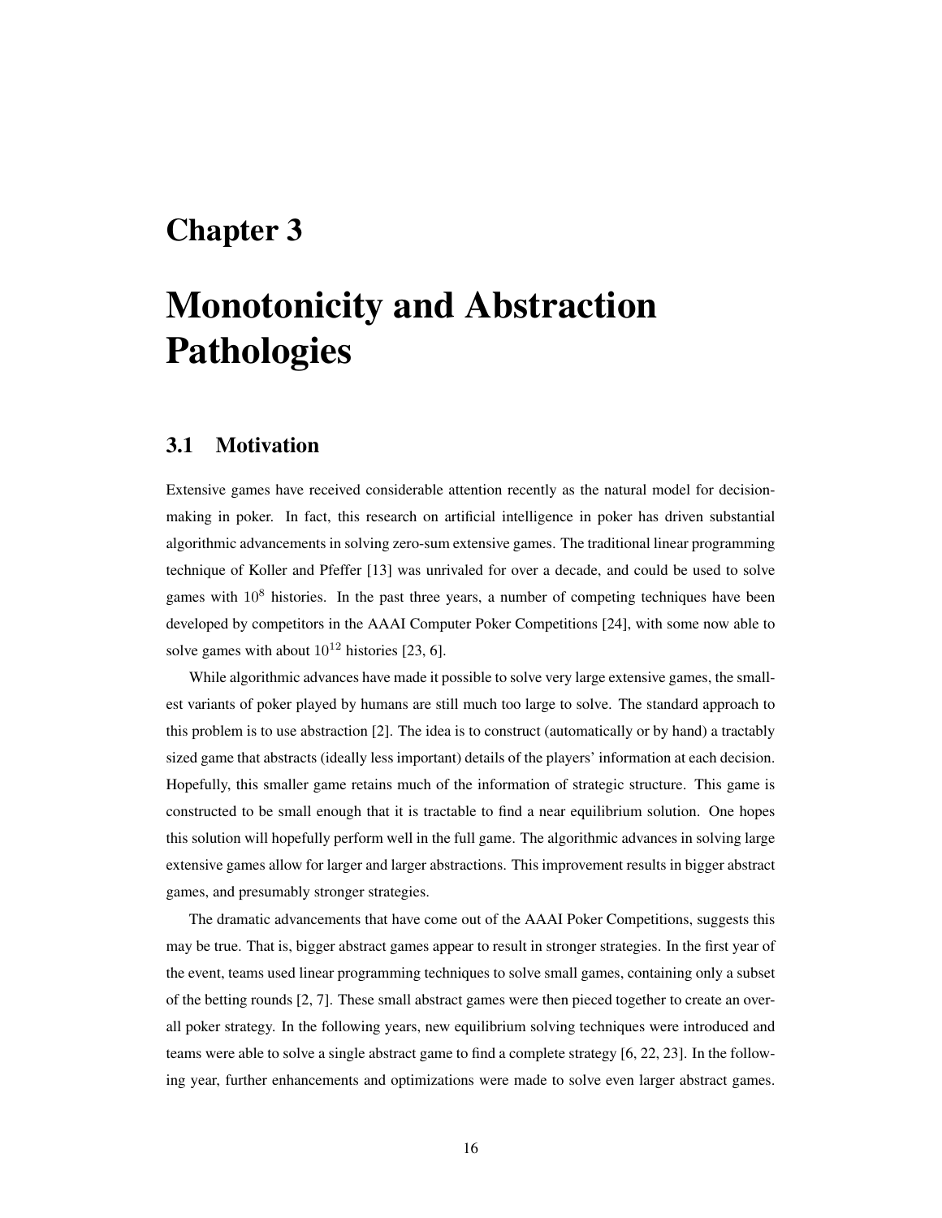# Chapter 3

# Monotonicity and Abstraction Pathologies

## 3.1 Motivation

Extensive games have received considerable attention recently as the natural model for decision-making in poker. In fact, this research on artificial intelligence in poker has driven substantial algorithmic advancements in solving zero-sum extensive games. The traditional linear programming technique of Koller and Pfeffer [13] was unrivaled for over a decade, and could be used to solve games with $10^8$ histories. In the past three years, a number of competing techniques have been developed by competitors in the AAAI Computer Poker Competitions [24], with some now able to solve games with about $10^{12}$ histories [23, 6].

While algorithmic advances have made it possible to solve very large extensive games, the smallest variants of poker played by humans are still much too large to solve. The standard approach to this problem is to use abstraction [2]. The idea is to construct (automatically or by hand) a tractably sized game that abstracts (ideally less important) details of the players' information at each decision. Hopefully, this smaller game retains much of the information of strategic structure. This game is constructed to be small enough that it is tractable to find a near equilibrium solution. One hopes this solution will hopefully perform well in the full game. The algorithmic advances in solving large extensive games allow for larger and larger abstractions. This improvement results in bigger abstract games, and presumably stronger strategies.

The dramatic advancements that have come out of the AAAI Poker Competitions, suggests this may be true. That is, bigger abstract games appear to result in stronger strategies. In the first year of the event, teams used linear programming techniques to solve small games, containing only a subset of the betting rounds [2, 7]. These small abstract games were then pieced together to create an overall poker strategy. In the following years, new equilibrium solving techniques were introduced and teams were able to solve a single abstract game to find a complete strategy [6, 22, 23]. In the following year, further enhancements and optimizations were made to solve even larger abstract games.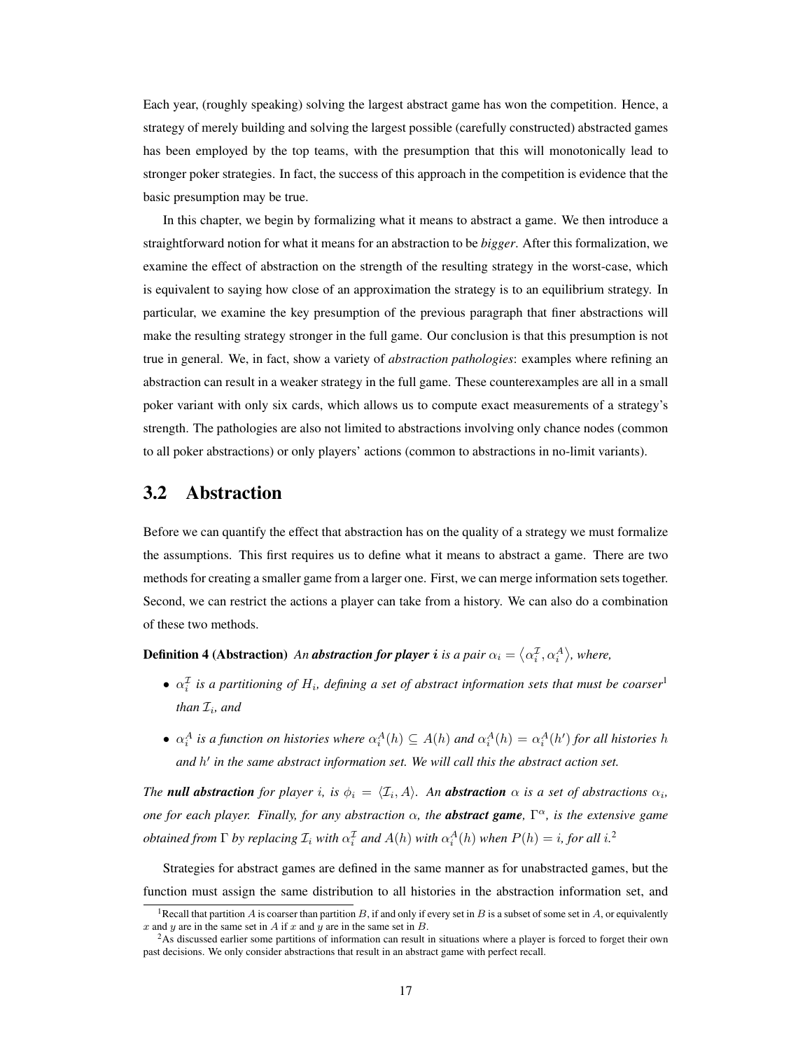Each year, (roughly speaking) solving the largest abstract game has won the competition. Hence, a strategy of merely building and solving the largest possible (carefully constructed) abstracted games has been employed by the top teams, with the presumption that this will monotonically lead to stronger poker strategies. In fact, the success of this approach in the competition is evidence that the basic presumption may be true.

In this chapter, we begin by formalizing what it means to abstract a game. We then introduce a straightforward notion for what it means for an abstraction to be *bigger*. After this formalization, we examine the effect of abstraction on the strength of the resulting strategy in the worst-case, which is equivalent to saying how close of an approximation the strategy is to an equilibrium strategy. In particular, we examine the key presumption of the previous paragraph that finer abstractions will make the resulting strategy stronger in the full game. Our conclusion is that this presumption is not true in general. We, in fact, show a variety of *abstraction pathologies*: examples where refining an abstraction can result in a weaker strategy in the full game. These counterexamples are all in a small poker variant with only six cards, which allows us to compute exact measurements of a strategy's strength. The pathologies are also not limited to abstractions involving only chance nodes (common to all poker abstractions) or only players' actions (common to abstractions in no-limit variants).

## 3.2 Abstraction

Before we can quantify the effect that abstraction has on the quality of a strategy we must formalize the assumptions. This first requires us to define what it means to abstract a game. There are two methods for creating a smaller game from a larger one. First, we can merge information sets together. Second, we can restrict the actions a player can take from a history. We can also do a combination of these two methods.

**Definition 4 (Abstraction)** *An* ***abstraction for player*** $\boldsymbol{i}$ *is a pair* $\alpha_i = \langle \alpha_i^{\mathcal{I}}, \alpha_i^A \rangle$*, where,*

- $\alpha_i^{\mathcal{I}}$ *is a partitioning of* $H_i$*, defining a set of abstract information sets that must be coarser*[1] *than* $\mathcal{I}_i$*, and*
- $\alpha_i^A$ *is a function on histories where* $\alpha_i^A(h) \subseteq A(h)$ *and* $\alpha_i^A(h) = \alpha_i^A(h')$ *for all histories* $h$ *and* $h'$ *in the same abstract information set. We will call this the abstract action set.*

*The* ***null abstraction*** *for player* $i$*, is* $\phi_i = \langle \mathcal{I}_i, A \rangle$*. An* ***abstraction*** $\alpha$ *is a set of abstractions* $\alpha_i$*, one for each player. Finally, for any abstraction* $\alpha$*, the* ***abstract game****,* $\Gamma^\alpha$*, is the extensive game obtained from* $\Gamma$ *by replacing* $\mathcal{I}_i$ *with* $\alpha_i^{\mathcal{I}}$ *and* $A(h)$ *with* $\alpha_i^A(h)$ *when* $P(h) = i$*, for all* $i$*.*[2]

Strategies for abstract games are defined in the same manner as for unabstracted games, but the function must assign the same distribution to all histories in the abstraction information set, and

[1] Recall that partition $A$ is coarser than partition $B$, if and only if every set in $B$ is a subset of some set in $A$, or equivalently $x$ and $y$ are in the same set in $A$ if $x$ and $y$ are in the same set in $B$.

[2] As discussed earlier some partitions of information can result in situations where a player is forced to forget their own past decisions. We only consider abstractions that result in an abstract game with perfect recall.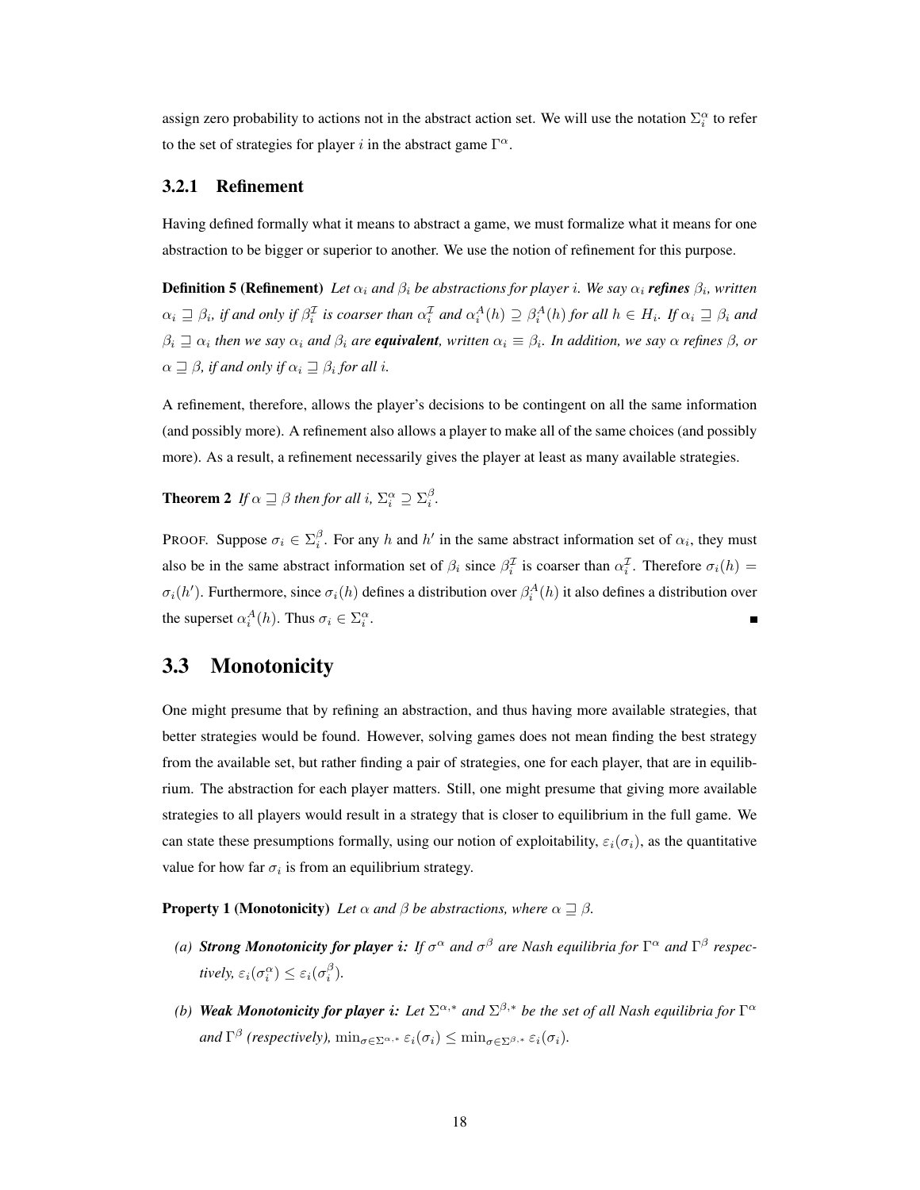assign zero probability to actions not in the abstract action set. We will use the notation $\Sigma_i^\alpha$ to refer to the set of strategies for player $i$ in the abstract game $\Gamma^\alpha$.

### 3.2.1 Refinement

Having defined formally what it means to abstract a game, we must formalize what it means for one abstraction to be bigger or superior to another. We use the notion of refinement for this purpose.

**Definition 5 (Refinement)** *Let $\alpha_i$ and $\beta_i$ be abstractions for player $i$. We say $\alpha_i$* ***refines*** *$\beta_i$, written $\alpha_i \sqsupseteq \beta_i$, if and only if $\beta_i^{\mathcal{I}}$ is coarser than $\alpha_i^{\mathcal{I}}$ and $\alpha_i^A(h) \supseteq \beta_i^A(h)$ for all $h \in H_i$. If $\alpha_i \sqsupseteq \beta_i$ and $\beta_i \sqsupseteq \alpha_i$ then we say $\alpha_i$ and $\beta_i$ are* ***equivalent****, written $\alpha_i \equiv \beta_i$. In addition, we say $\alpha$ refines $\beta$, or $\alpha \sqsupseteq \beta$, if and only if $\alpha_i \sqsupseteq \beta_i$ for all $i$.*

A refinement, therefore, allows the player's decisions to be contingent on all the same information (and possibly more). A refinement also allows a player to make all of the same choices (and possibly more). As a result, a refinement necessarily gives the player at least as many available strategies.

**Theorem 2** *If $\alpha \sqsupseteq \beta$ then for all $i$, $\Sigma_i^\alpha \supseteq \Sigma_i^\beta$.*

PROOF. Suppose $\sigma_i \in \Sigma_i^\beta$. For any $h$ and $h'$ in the same abstract information set of $\alpha_i$, they must also be in the same abstract information set of $\beta_i$ since $\beta_i^{\mathcal{I}}$ is coarser than $\alpha_i^{\mathcal{I}}$. Therefore $\sigma_i(h) = \sigma_i(h')$. Furthermore, since $\sigma_i(h)$ defines a distribution over $\beta_i^A(h)$ it also defines a distribution over the superset $\alpha_i^A(h)$. Thus $\sigma_i \in \Sigma_i^\alpha$. ■

## 3.3 Monotonicity

One might presume that by refining an abstraction, and thus having more available strategies, that better strategies would be found. However, solving games does not mean finding the best strategy from the available set, but rather finding a pair of strategies, one for each player, that are in equilibrium. The abstraction for each player matters. Still, one might presume that giving more available strategies to all players would result in a strategy that is closer to equilibrium in the full game. We can state these presumptions formally, using our notion of exploitability, $\varepsilon_i(\sigma_i)$, as the quantitative value for how far $\sigma_i$ is from an equilibrium strategy.

**Property 1 (Monotonicity)** *Let $\alpha$ and $\beta$ be abstractions, where $\alpha \sqsupseteq \beta$.*

*(a)* ***Strong Monotonicity for player $i$:*** *If $\sigma^\alpha$ and $\sigma^\beta$ are Nash equilibria for $\Gamma^\alpha$ and $\Gamma^\beta$ respectively, $\varepsilon_i(\sigma_i^\alpha) \leq \varepsilon_i(\sigma_i^\beta)$.*

*(b)* ***Weak Monotonicity for player $i$:*** *Let $\Sigma^{\alpha,*}$ and $\Sigma^{\beta,*}$ be the set of all Nash equilibria for $\Gamma^\alpha$ and $\Gamma^\beta$ (respectively), $\min_{\sigma \in \Sigma^{\alpha,*}} \varepsilon_i(\sigma_i) \leq \min_{\sigma \in \Sigma^{\beta,*}} \varepsilon_i(\sigma_i)$.*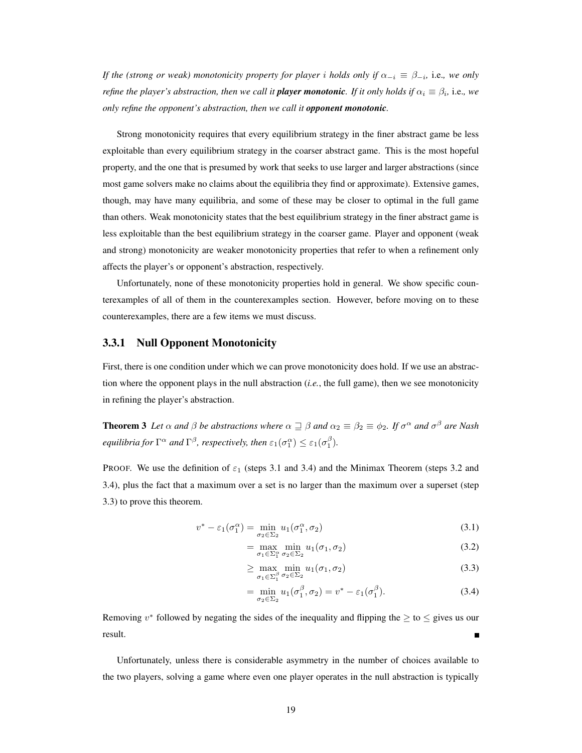*If the (strong or weak) monotonicity property for player $i$ holds only if $\alpha_{-i} \equiv \beta_{-i}$,* i.e.*, we only refine the player's abstraction, then we call it* ***player monotonic****. If it only holds if $\alpha_i \equiv \beta_i$,* i.e.*, we only refine the opponent's abstraction, then we call it* ***opponent monotonic****.*

Strong monotonicity requires that every equilibrium strategy in the finer abstract game be less exploitable than every equilibrium strategy in the coarser abstract game. This is the most hopeful property, and the one that is presumed by work that seeks to use larger and larger abstractions (since most game solvers make no claims about the equilibria they find or approximate). Extensive games, though, may have many equilibria, and some of these may be closer to optimal in the full game than others. Weak monotonicity states that the best equilibrium strategy in the finer abstract game is less exploitable than the best equilibrium strategy in the coarser game. Player and opponent (weak and strong) monotonicity are weaker monotonicity properties that refer to when a refinement only affects the player's or opponent's abstraction, respectively.

Unfortunately, none of these monotonicity properties hold in general. We show specific counterexamples of all of them in the counterexamples section. However, before moving on to these counterexamples, there are a few items we must discuss.

### 3.3.1 Null Opponent Monotonicity

First, there is one condition under which we can prove monotonicity does hold. If we use an abstraction where the opponent plays in the null abstraction (*i.e.*, the full game), then we see monotonicity in refining the player's abstraction.

**Theorem 3** *Let $\alpha$ and $\beta$ be abstractions where $\alpha \sqsupseteq \beta$ and $\alpha_2 \equiv \beta_2 \equiv \phi_2$. If $\sigma^\alpha$ and $\sigma^\beta$ are Nash equilibria for $\Gamma^\alpha$ and $\Gamma^\beta$, respectively, then $\varepsilon_1(\sigma_1^\alpha) \leq \varepsilon_1(\sigma_1^\beta)$.*

PROOF. We use the definition of $\varepsilon_1$ (steps 3.1 and 3.4) and the Minimax Theorem (steps 3.2 and 3.4), plus the fact that a maximum over a set is no larger than the maximum over a superset (step 3.3) to prove this theorem.

$$v^* - \varepsilon_1(\sigma_1^\alpha) = \min_{\sigma_2 \in \Sigma_2} u_1(\sigma_1^\alpha, \sigma_2) \tag{3.1}$$

$$= \max_{\sigma_1 \in \Sigma_1^\alpha} \min_{\sigma_2 \in \Sigma_2} u_1(\sigma_1, \sigma_2) \tag{3.2}$$

$$\geq \max_{\sigma_1 \in \Sigma_1^\beta} \min_{\sigma_2 \in \Sigma_2} u_1(\sigma_1, \sigma_2) \tag{3.3}$$

$$= \min_{\sigma_2 \in \Sigma_2} u_1(\sigma_1^\beta, \sigma_2) = v^* - \varepsilon_1(\sigma_1^\beta). \tag{3.4}$$

Removing $v^*$ followed by negating the sides of the inequality and flipping the $\geq$ to $\leq$ gives us our result. ■

Unfortunately, unless there is considerable asymmetry in the number of choices available to the two players, solving a game where even one player operates in the null abstraction is typically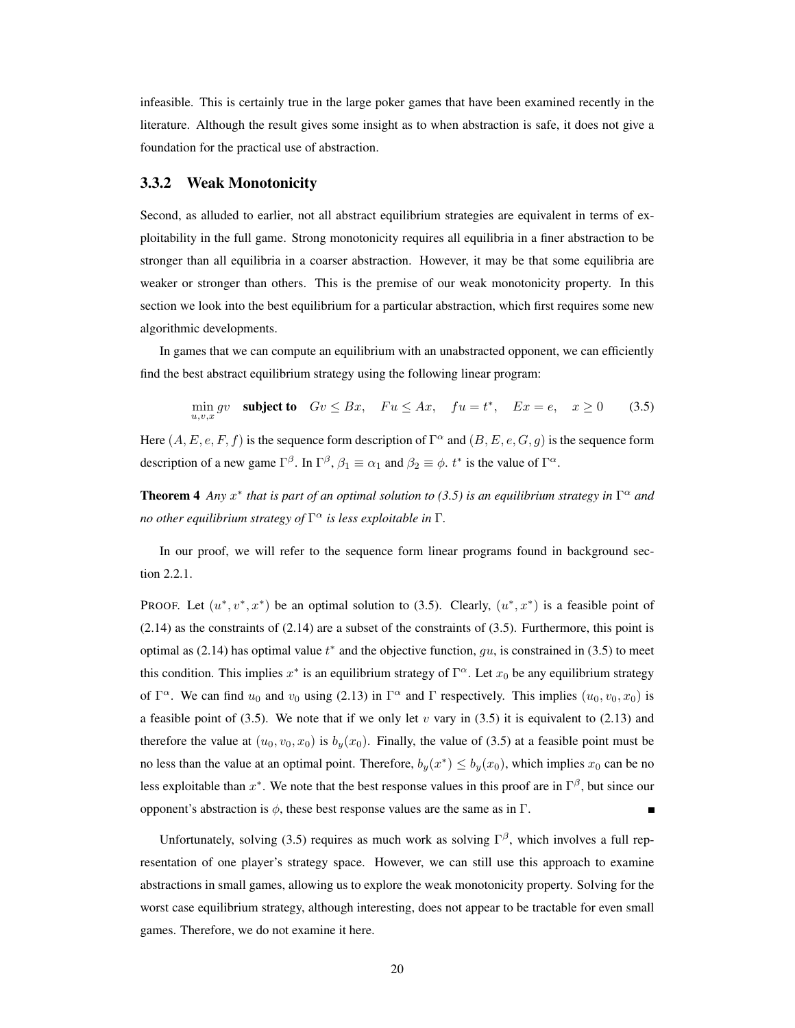infeasible. This is certainly true in the large poker games that have been examined recently in the literature. Although the result gives some insight as to when abstraction is safe, it does not give a foundation for the practical use of abstraction.

### 3.3.2 Weak Monotonicity

Second, as alluded to earlier, not all abstract equilibrium strategies are equivalent in terms of exploitability in the full game. Strong monotonicity requires all equilibria in a finer abstraction to be stronger than all equilibria in a coarser abstraction. However, it may be that some equilibria are weaker or stronger than others. This is the premise of our weak monotonicity property. In this section we look into the best equilibrium for a particular abstraction, which first requires some new algorithmic developments.

In games that we can compute an equilibrium with an unabstracted opponent, we can efficiently find the best abstract equilibrium strategy using the following linear program:

$$\min_{u,v,x} gv \quad \textbf{subject to} \quad Gv \leq Bx, \quad Fu \leq Ax, \quad fu = t^*, \quad Ex = e, \quad x \geq 0 \qquad (3.5)$$

Here $(A, E, e, F, f)$ is the sequence form description of $\Gamma^\alpha$ and $(B, E, e, G, g)$ is the sequence form description of a new game $\Gamma^\beta$. In $\Gamma^\beta$, $\beta_1 \equiv \alpha_1$ and $\beta_2 \equiv \phi$. $t^*$ is the value of $\Gamma^\alpha$.

**Theorem 4** *Any $x^*$ that is part of an optimal solution to (3.5) is an equilibrium strategy in $\Gamma^\alpha$ and no other equilibrium strategy of $\Gamma^\alpha$ is less exploitable in $\Gamma$.*

In our proof, we will refer to the sequence form linear programs found in background section 2.2.1.

PROOF. Let $(u^*, v^*, x^*)$ be an optimal solution to (3.5). Clearly, $(u^*, x^*)$ is a feasible point of (2.14) as the constraints of (2.14) are a subset of the constraints of (3.5). Furthermore, this point is optimal as (2.14) has optimal value $t^*$ and the objective function, $gu$, is constrained in (3.5) to meet this condition. This implies $x^*$ is an equilibrium strategy of $\Gamma^\alpha$. Let $x_0$ be any equilibrium strategy of $\Gamma^\alpha$. We can find $u_0$ and $v_0$ using (2.13) in $\Gamma^\alpha$ and $\Gamma$ respectively. This implies $(u_0, v_0, x_0)$ is a feasible point of (3.5). We note that if we only let $v$ vary in (3.5) it is equivalent to (2.13) and therefore the value at $(u_0, v_0, x_0)$ is $b_y(x_0)$. Finally, the value of (3.5) at a feasible point must be no less than the value at an optimal point. Therefore, $b_y(x^*) \leq b_y(x_0)$, which implies $x_0$ can be no less exploitable than $x^*$. We note that the best response values in this proof are in $\Gamma^\beta$, but since our opponent's abstraction is $\phi$, these best response values are the same as in $\Gamma$. ■

Unfortunately, solving (3.5) requires as much work as solving $\Gamma^\beta$, which involves a full representation of one player's strategy space. However, we can still use this approach to examine abstractions in small games, allowing us to explore the weak monotonicity property. Solving for the worst case equilibrium strategy, although interesting, does not appear to be tractable for even small games. Therefore, we do not examine it here.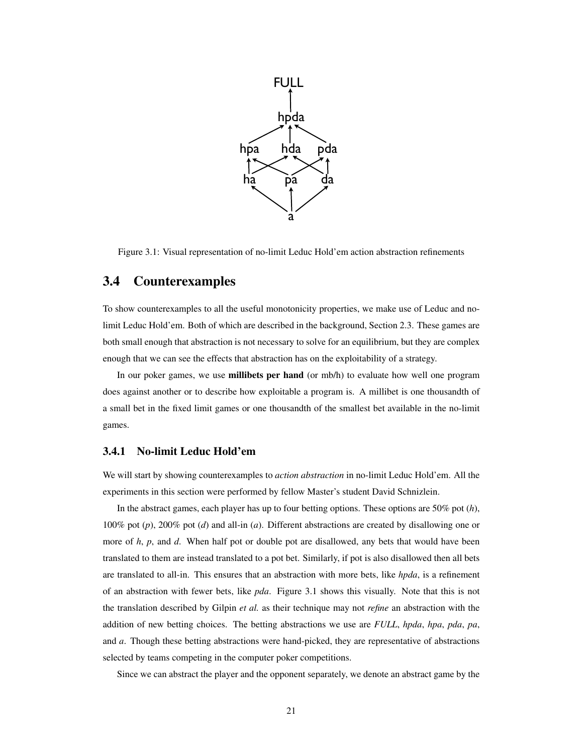Figure 3.1: Visual representation of no-limit Leduc Hold'em action abstraction refinements

## 3.4 Counterexamples

To show counterexamples to all the useful monotonicity properties, we make use of Leduc and no-limit Leduc Hold'em. Both of which are described in the background, Section 2.3. These games are both small enough that abstraction is not necessary to solve for an equilibrium, but they are complex enough that we can see the effects that abstraction has on the exploitability of a strategy.

In our poker games, we use **millibets per hand** (or mb/h) to evaluate how well one program does against another or to describe how exploitable a program is. A millibet is one thousandth of a small bet in the fixed limit games or one thousandth of the smallest bet available in the no-limit games.

### 3.4.1 No-limit Leduc Hold'em

We will start by showing counterexamples to *action abstraction* in no-limit Leduc Hold'em. All the experiments in this section were performed by fellow Master's student David Schnizlein.

In the abstract games, each player has up to four betting options. These options are 50% pot (*h*), 100% pot (*p*), 200% pot (*d*) and all-in (*a*). Different abstractions are created by disallowing one or more of *h*, *p*, and *d*. When half pot or double pot are disallowed, any bets that would have been translated to them are instead translated to a pot bet. Similarly, if pot is also disallowed then all bets are translated to all-in. This ensures that an abstraction with more bets, like *hpda*, is a refinement of an abstraction with fewer bets, like *pda*. Figure 3.1 shows this visually. Note that this is not the translation described by Gilpin *et al.* as their technique may not *refine* an abstraction with the addition of new betting choices. The betting abstractions we use are *FULL*, *hpda*, *hpa*, *pda*, *pa*, and *a*. Though these betting abstractions were hand-picked, they are representative of abstractions selected by teams competing in the computer poker competitions.

Since we can abstract the player and the opponent separately, we denote an abstract game by the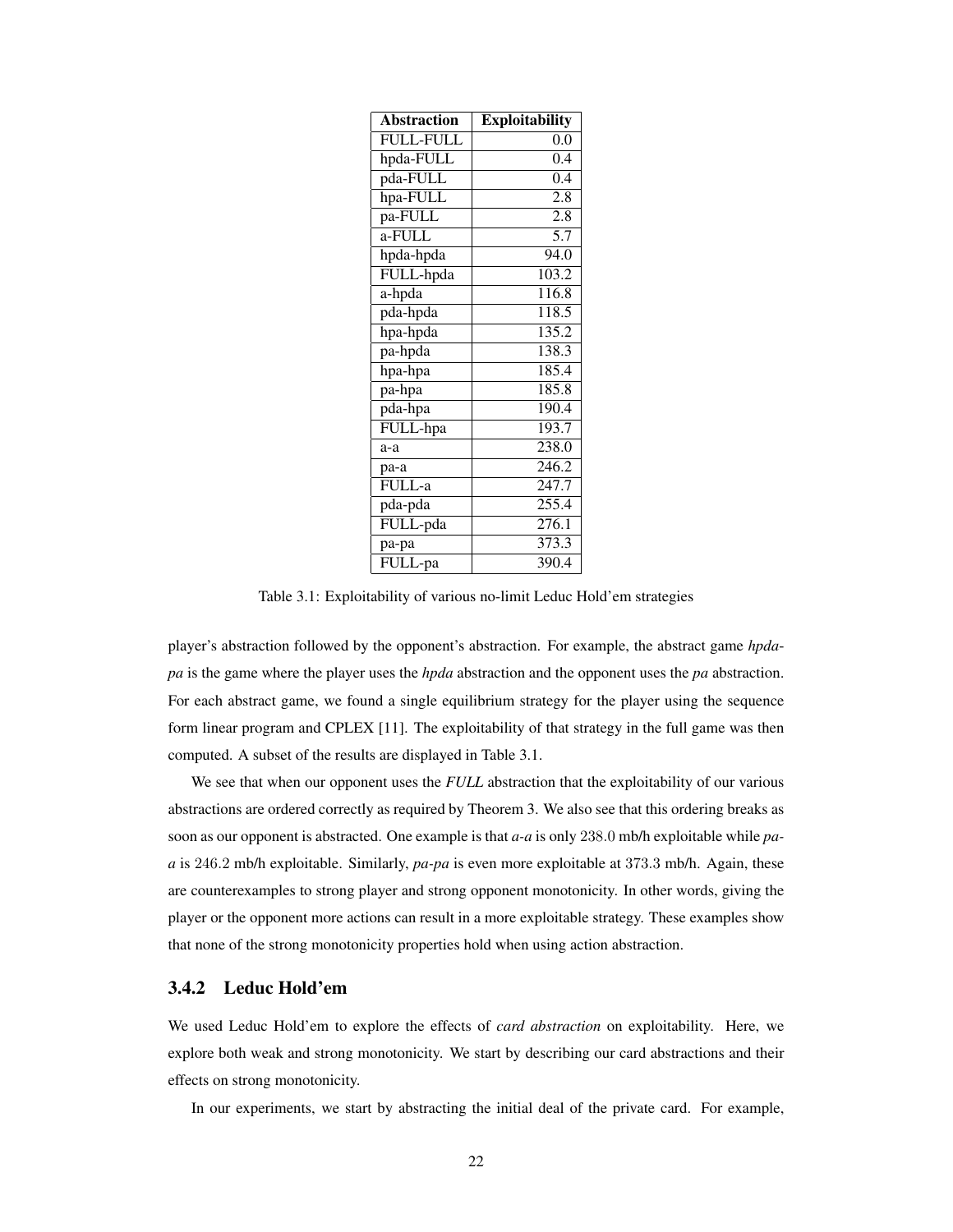| Abstraction | Exploitability |
|---|---|
| FULL-FULL | 0.0 |
| hpda-FULL | 0.4 |
| pda-FULL | 0.4 |
| hpa-FULL | 2.8 |
| pa-FULL | 2.8 |
| a-FULL | 5.7 |
| hpda-hpda | 94.0 |
| FULL-hpda | 103.2 |
| a-hpda | 116.8 |
| pda-hpda | 118.5 |
| hpa-hpda | 135.2 |
| pa-hpda | 138.3 |
| hpa-hpa | 185.4 |
| pa-hpa | 185.8 |
| pda-hpa | 190.4 |
| FULL-hpa | 193.7 |
| a-a | 238.0 |
| pa-a | 246.2 |
| FULL-a | 247.7 |
| pda-pda | 255.4 |
| FULL-pda | 276.1 |
| pa-pa | 373.3 |
| FULL-pa | 390.4 |

Table 3.1: Exploitability of various no-limit Leduc Hold'em strategies

player's abstraction followed by the opponent's abstraction. For example, the abstract game *hpda-pa* is the game where the player uses the *hpda* abstraction and the opponent uses the *pa* abstraction. For each abstract game, we found a single equilibrium strategy for the player using the sequence form linear program and CPLEX [11]. The exploitability of that strategy in the full game was then computed. A subset of the results are displayed in Table 3.1.

We see that when our opponent uses the *FULL* abstraction that the exploitability of our various abstractions are ordered correctly as required by Theorem 3. We also see that this ordering breaks as soon as our opponent is abstracted. One example is that *a-a* is only $238.0$ mb/h exploitable while *pa-a* is $246.2$ mb/h exploitable. Similarly, *pa-pa* is even more exploitable at $373.3$ mb/h. Again, these are counterexamples to strong player and strong opponent monotonicity. In other words, giving the player or the opponent more actions can result in a more exploitable strategy. These examples show that none of the strong monotonicity properties hold when using action abstraction.

### 3.4.2 Leduc Hold'em

We used Leduc Hold'em to explore the effects of *card abstraction* on exploitability. Here, we explore both weak and strong monotonicity. We start by describing our card abstractions and their effects on strong monotonicity.

In our experiments, we start by abstracting the initial deal of the private card. For example,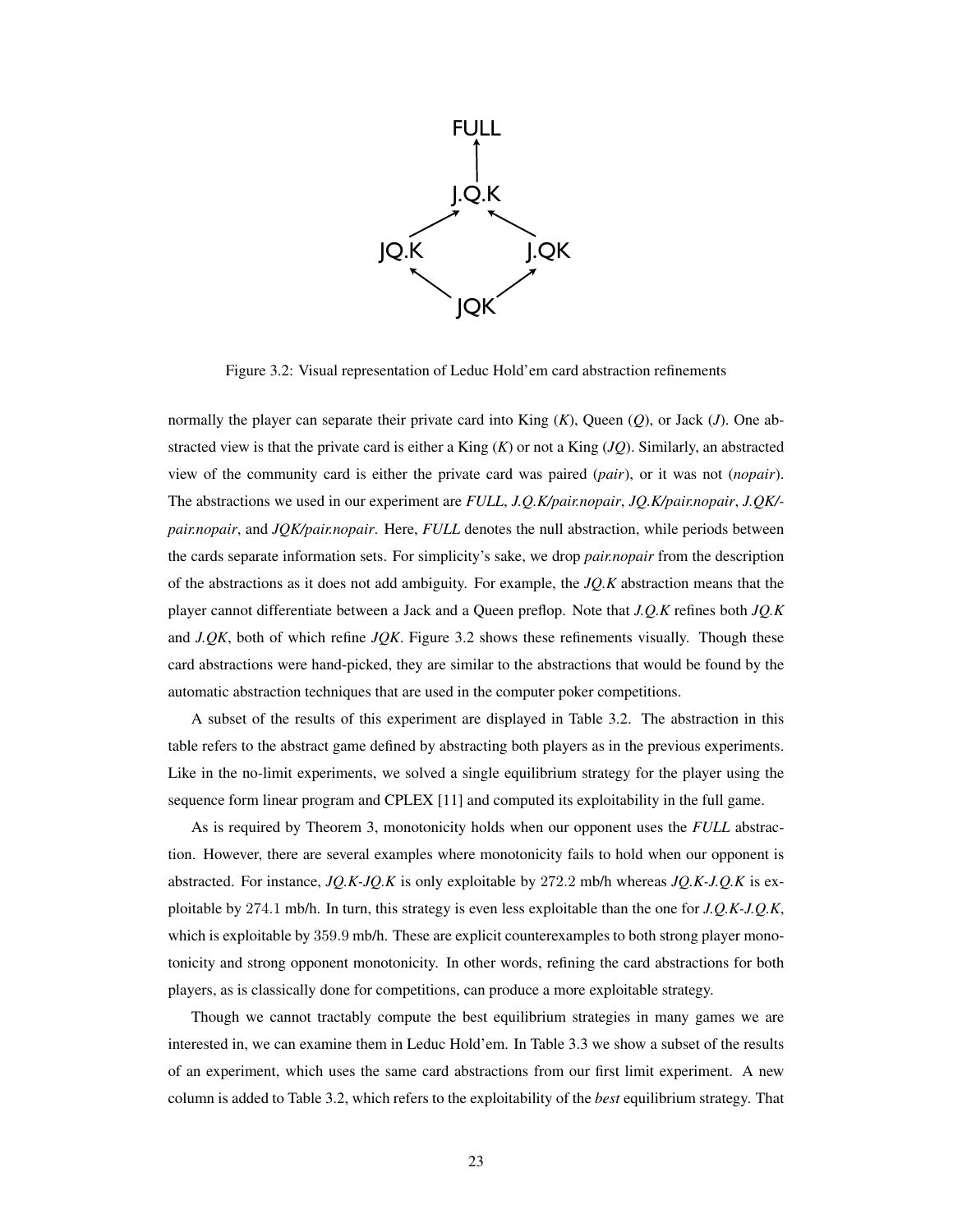Figure 3.2: Visual representation of Leduc Hold'em card abstraction refinements

normally the player can separate their private card into King (*K*), Queen (*Q*), or Jack (*J*). One abstracted view is that the private card is either a King (*K*) or not a King (*JQ*). Similarly, an abstracted view of the community card is either the private card was paired (*pair*), or it was not (*nopair*). The abstractions we used in our experiment are *FULL*, *J.Q.K/pair.nopair*, *JQ.K/pair.nopair*, *J.QK/pair.nopair*, and *JQK/pair.nopair*. Here, *FULL* denotes the null abstraction, while periods between the cards separate information sets. For simplicity's sake, we drop *pair.nopair* from the description of the abstractions as it does not add ambiguity. For example, the *JQ.K* abstraction means that the player cannot differentiate between a Jack and a Queen preflop. Note that *J.Q.K* refines both *JQ.K* and *J.QK*, both of which refine *JQK*. Figure 3.2 shows these refinements visually. Though these card abstractions were hand-picked, they are similar to the abstractions that would be found by the automatic abstraction techniques that are used in the computer poker competitions.

A subset of the results of this experiment are displayed in Table 3.2. The abstraction in this table refers to the abstract game defined by abstracting both players as in the previous experiments. Like in the no-limit experiments, we solved a single equilibrium strategy for the player using the sequence form linear program and CPLEX [11] and computed its exploitability in the full game.

As is required by Theorem 3, monotonicity holds when our opponent uses the *FULL* abstraction. However, there are several examples where monotonicity fails to hold when our opponent is abstracted. For instance, *JQ.K-JQ.K* is only exploitable by $272.2$ mb/h whereas *JQ.K-J.Q.K* is exploitable by $274.1$ mb/h. In turn, this strategy is even less exploitable than the one for *J.Q.K-J.Q.K*, which is exploitable by $359.9$ mb/h. These are explicit counterexamples to both strong player monotonicity and strong opponent monotonicity. In other words, refining the card abstractions for both players, as is classically done for competitions, can produce a more exploitable strategy.

Though we cannot tractably compute the best equilibrium strategies in many games we are interested in, we can examine them in Leduc Hold'em. In Table 3.3 we show a subset of the results of an experiment, which uses the same card abstractions from our first limit experiment. A new column is added to Table 3.2, which refers to the exploitability of the *best* equilibrium strategy. That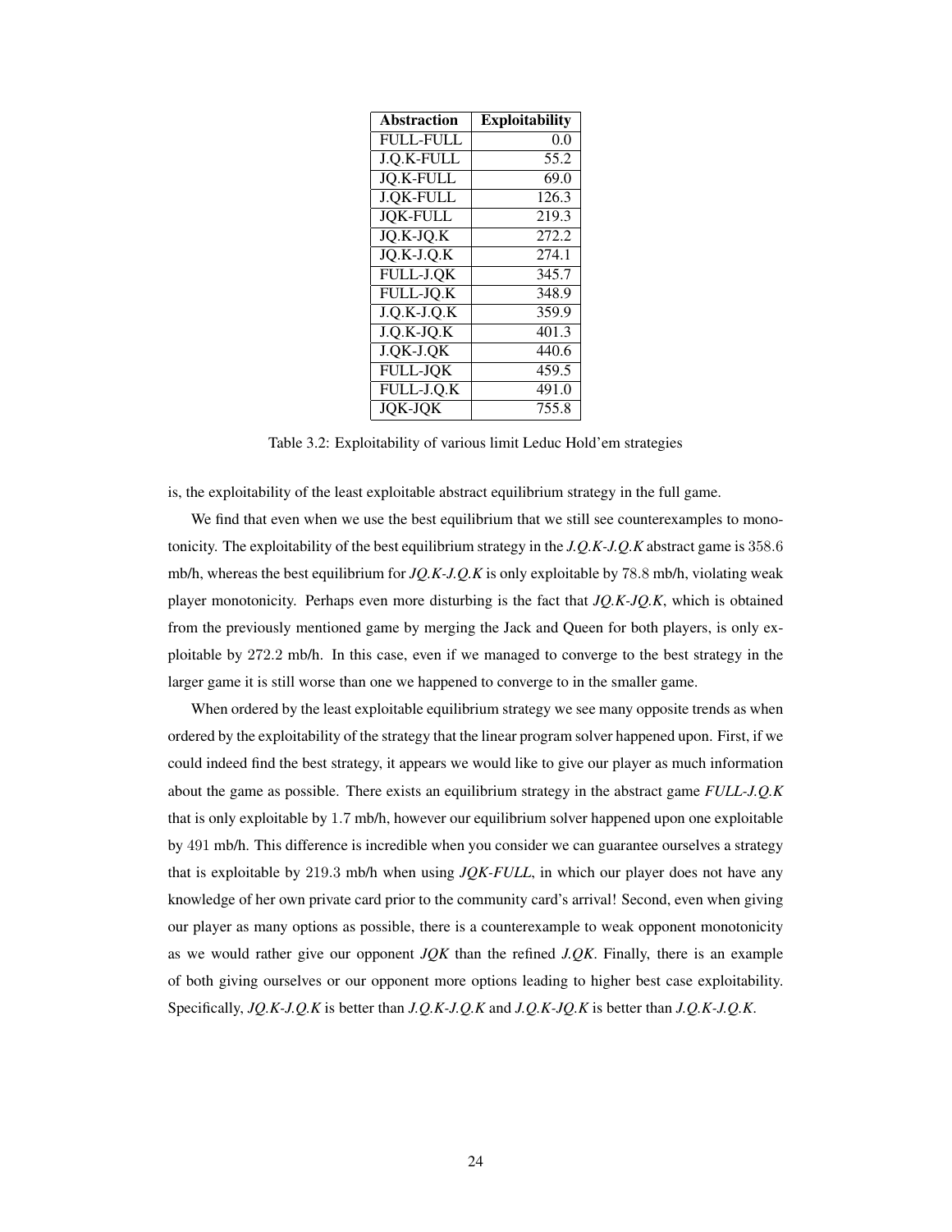| Abstraction | Exploitability |
|---|---|
| FULL-FULL | 0.0 |
| J.Q.K-FULL | 55.2 |
| JQ.K-FULL | 69.0 |
| J.QK-FULL | 126.3 |
| JQK-FULL | 219.3 |
| JQ.K-JQ.K | 272.2 |
| JQ.K-J.Q.K | 274.1 |
| FULL-J.QK | 345.7 |
| FULL-JQ.K | 348.9 |
| J.Q.K-J.Q.K | 359.9 |
| J.Q.K-JQ.K | 401.3 |
| J.QK-J.QK | 440.6 |
| FULL-JQK | 459.5 |
| FULL-J.Q.K | 491.0 |
| JQK-JQK | 755.8 |

Table 3.2: Exploitability of various limit Leduc Hold'em strategies

is, the exploitability of the least exploitable abstract equilibrium strategy in the full game.

We find that even when we use the best equilibrium that we still see counterexamples to monotonicity. The exploitability of the best equilibrium strategy in the *J.Q.K-J.Q.K* abstract game is $358.6$ mb/h, whereas the best equilibrium for *JQ.K-J.Q.K* is only exploitable by $78.8$ mb/h, violating weak player monotonicity. Perhaps even more disturbing is the fact that *JQ.K-JQ.K*, which is obtained from the previously mentioned game by merging the Jack and Queen for both players, is only exploitable by $272.2$ mb/h. In this case, even if we managed to converge to the best strategy in the larger game it is still worse than one we happened to converge to in the smaller game.

When ordered by the least exploitable equilibrium strategy we see many opposite trends as when ordered by the exploitability of the strategy that the linear program solver happened upon. First, if we could indeed find the best strategy, it appears we would like to give our player as much information about the game as possible. There exists an equilibrium strategy in the abstract game *FULL-J.Q.K* that is only exploitable by $1.7$ mb/h, however our equilibrium solver happened upon one exploitable by $491$ mb/h. This difference is incredible when you consider we can guarantee ourselves a strategy that is exploitable by $219.3$ mb/h when using *JQK-FULL*, in which our player does not have any knowledge of her own private card prior to the community card's arrival! Second, even when giving our player as many options as possible, there is a counterexample to weak opponent monotonicity as we would rather give our opponent *JQK* than the refined *J.QK*. Finally, there is an example of both giving ourselves or our opponent more options leading to higher best case exploitability. Specifically, *JQ.K-J.Q.K* is better than *J.Q.K-J.Q.K* and *J.Q.K-JQ.K* is better than *J.Q.K-J.Q.K*.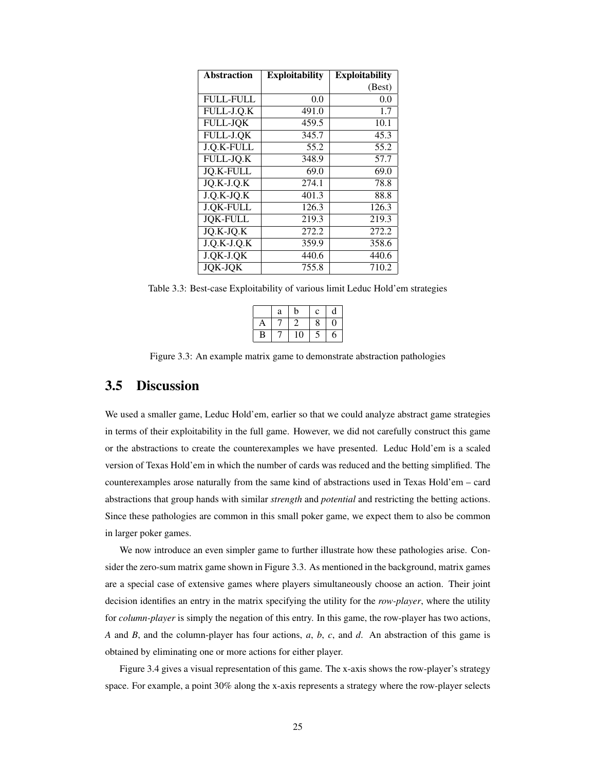| Abstraction | Exploitability | Exploitability (Best) |
|---|---|---|
| FULL-FULL | 0.0 | 0.0 |
| FULL-J.Q.K | 491.0 | 1.7 |
| FULL-JQK | 459.5 | 10.1 |
| FULL-J.QK | 345.7 | 45.3 |
| J.Q.K-FULL | 55.2 | 55.2 |
| FULL-JQ.K | 348.9 | 57.7 |
| JQ.K-FULL | 69.0 | 69.0 |
| JQ.K-J.Q.K | 274.1 | 78.8 |
| J.Q.K-JQ.K | 401.3 | 88.8 |
| J.QK-FULL | 126.3 | 126.3 |
| JQK-FULL | 219.3 | 219.3 |
| JQ.K-JQ.K | 272.2 | 272.2 |
| J.Q.K-J.Q.K | 359.9 | 358.6 |
| J.QK-J.QK | 440.6 | 440.6 |
| JQK-JQK | 755.8 | 710.2 |

Table 3.3: Best-case Exploitability of various limit Leduc Hold'em strategies

| | a | b | c | d |
|---|---|---|---|---|
| A | 7 | 2 | 8 | 0 |
| B | 7 | 10 | 5 | 6 |

Figure 3.3: An example matrix game to demonstrate abstraction pathologies

## 3.5 Discussion

We used a smaller game, Leduc Hold'em, earlier so that we could analyze abstract game strategies in terms of their exploitability in the full game. However, we did not carefully construct this game or the abstractions to create the counterexamples we have presented. Leduc Hold'em is a scaled version of Texas Hold'em in which the number of cards was reduced and the betting simplified. The counterexamples arose naturally from the same kind of abstractions used in Texas Hold'em – card abstractions that group hands with similar *strength* and *potential* and restricting the betting actions. Since these pathologies are common in this small poker game, we expect them to also be common in larger poker games.

We now introduce an even simpler game to further illustrate how these pathologies arise. Consider the zero-sum matrix game shown in Figure 3.3. As mentioned in the background, matrix games are a special case of extensive games where players simultaneously choose an action. Their joint decision identifies an entry in the matrix specifying the utility for the *row-player*, where the utility for *column-player* is simply the negation of this entry. In this game, the row-player has two actions, *A* and *B*, and the column-player has four actions, *a*, *b*, *c*, and *d*. An abstraction of this game is obtained by eliminating one or more actions for either player.

Figure 3.4 gives a visual representation of this game. The x-axis shows the row-player's strategy space. For example, a point 30% along the x-axis represents a strategy where the row-player selects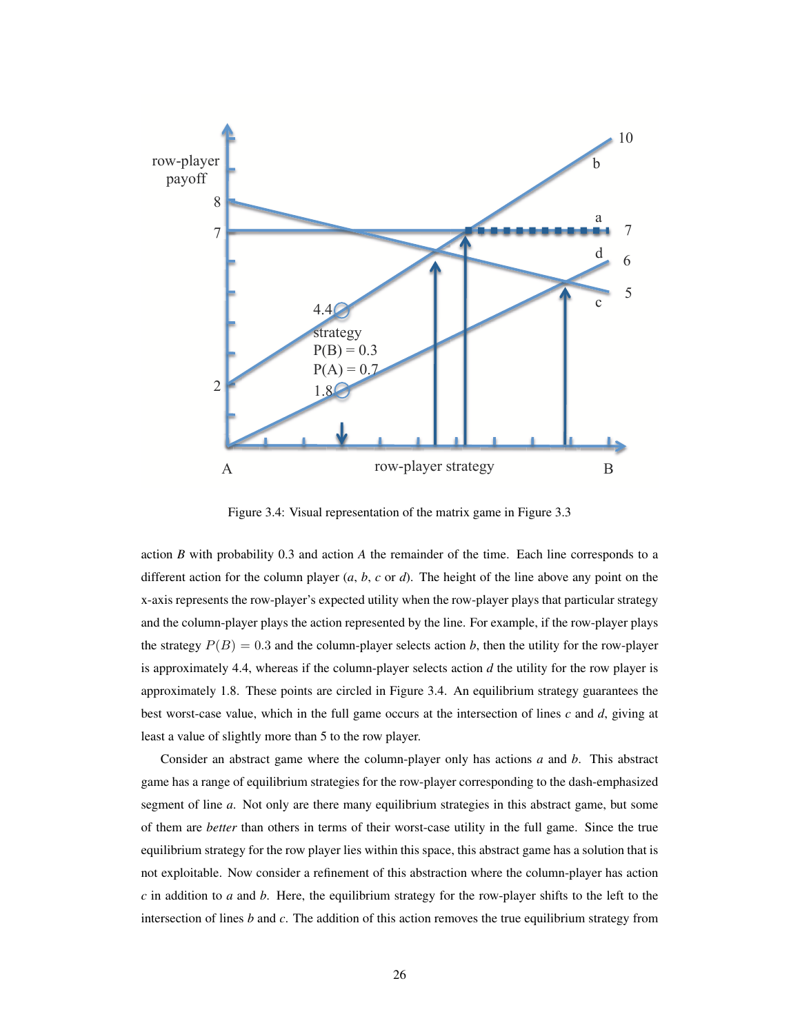Figure 3.4: Visual representation of the matrix game in Figure 3.3

action *B* with probability 0.3 and action *A* the remainder of the time. Each line corresponds to a different action for the column player (*a*, *b*, *c* or *d*). The height of the line above any point on the x-axis represents the row-player's expected utility when the row-player plays that particular strategy and the column-player plays the action represented by the line. For example, if the row-player plays the strategy $P(B) = 0.3$ and the column-player selects action *b*, then the utility for the row-player is approximately 4.4, whereas if the column-player selects action *d* the utility for the row player is approximately 1.8. These points are circled in Figure 3.4. An equilibrium strategy guarantees the best worst-case value, which in the full game occurs at the intersection of lines *c* and *d*, giving at least a value of slightly more than 5 to the row player.

Consider an abstract game where the column-player only has actions *a* and *b*. This abstract game has a range of equilibrium strategies for the row-player corresponding to the dash-emphasized segment of line *a*. Not only are there many equilibrium strategies in this abstract game, but some of them are *better* than others in terms of their worst-case utility in the full game. Since the true equilibrium strategy for the row player lies within this space, this abstract game has a solution that is not exploitable. Now consider a refinement of this abstraction where the column-player has action *c* in addition to *a* and *b*. Here, the equilibrium strategy for the row-player shifts to the left to the intersection of lines *b* and *c*. The addition of this action removes the true equilibrium strategy from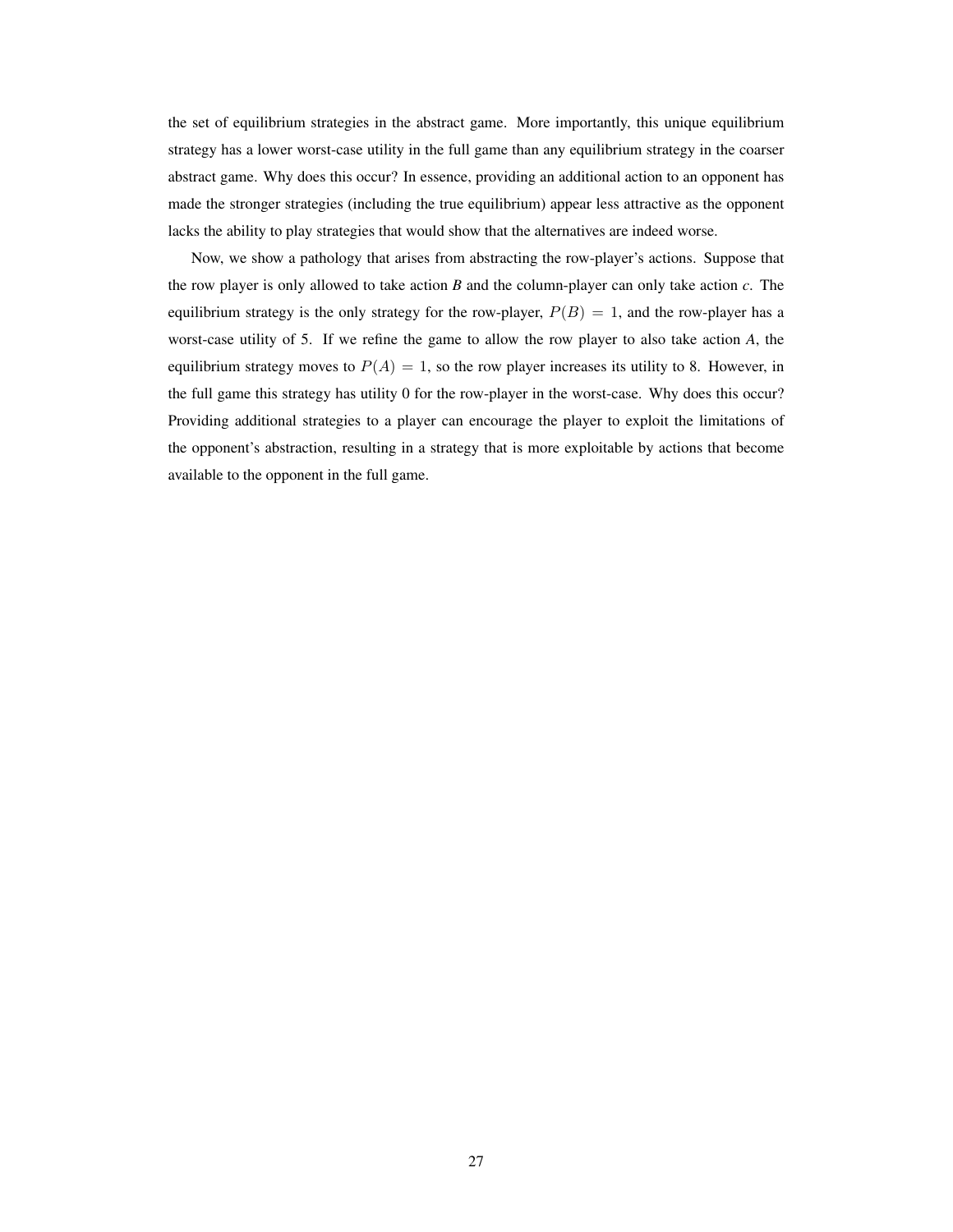the set of equilibrium strategies in the abstract game. More importantly, this unique equilibrium strategy has a lower worst-case utility in the full game than any equilibrium strategy in the coarser abstract game. Why does this occur? In essence, providing an additional action to an opponent has made the stronger strategies (including the true equilibrium) appear less attractive as the opponent lacks the ability to play strategies that would show that the alternatives are indeed worse.

Now, we show a pathology that arises from abstracting the row-player's actions. Suppose that the row player is only allowed to take action *B* and the column-player can only take action *c*. The equilibrium strategy is the only strategy for the row-player, $P(B) = 1$, and the row-player has a worst-case utility of 5. If we refine the game to allow the row player to also take action *A*, the equilibrium strategy moves to $P(A) = 1$, so the row player increases its utility to 8. However, in the full game this strategy has utility 0 for the row-player in the worst-case. Why does this occur? Providing additional strategies to a player can encourage the player to exploit the limitations of the opponent's abstraction, resulting in a strategy that is more exploitable by actions that become available to the opponent in the full game.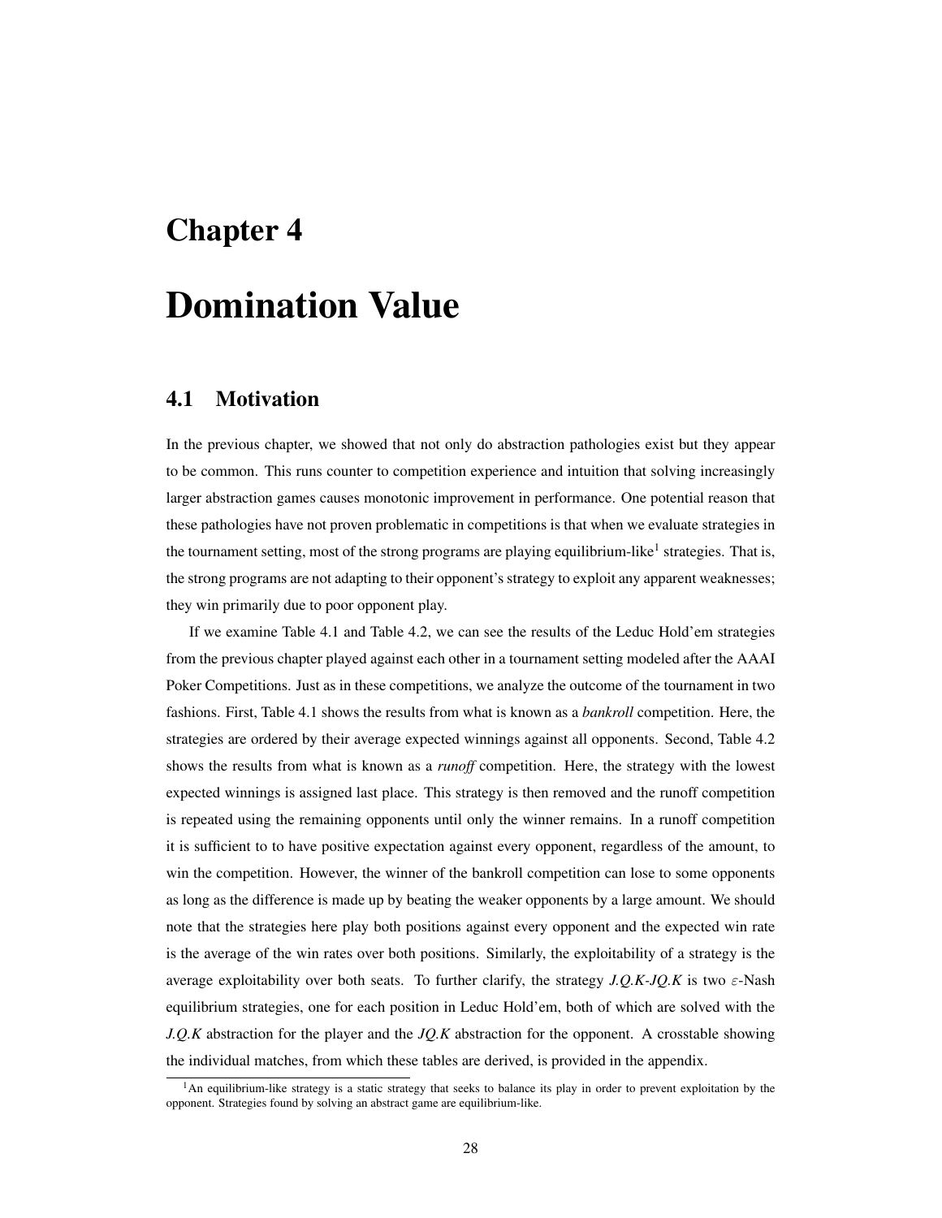# Chapter 4

# Domination Value

## 4.1 Motivation

In the previous chapter, we showed that not only do abstraction pathologies exist but they appear to be common. This runs counter to competition experience and intuition that solving increasingly larger abstraction games causes monotonic improvement in performance. One potential reason that these pathologies have not proven problematic in competitions is that when we evaluate strategies in the tournament setting, most of the strong programs are playing equilibrium-like[1] strategies. That is, the strong programs are not adapting to their opponent's strategy to exploit any apparent weaknesses; they win primarily due to poor opponent play.

If we examine Table 4.1 and Table 4.2, we can see the results of the Leduc Hold'em strategies from the previous chapter played against each other in a tournament setting modeled after the AAAI Poker Competitions. Just as in these competitions, we analyze the outcome of the tournament in two fashions. First, Table 4.1 shows the results from what is known as a *bankroll* competition. Here, the strategies are ordered by their average expected winnings against all opponents. Second, Table 4.2 shows the results from what is known as a *runoff* competition. Here, the strategy with the lowest expected winnings is assigned last place. This strategy is then removed and the runoff competition is repeated using the remaining opponents until only the winner remains. In a runoff competition it is sufficient to to have positive expectation against every opponent, regardless of the amount, to win the competition. However, the winner of the bankroll competition can lose to some opponents as long as the difference is made up by beating the weaker opponents by a large amount. We should note that the strategies here play both positions against every opponent and the expected win rate is the average of the win rates over both positions. Similarly, the exploitability of a strategy is the average exploitability over both seats. To further clarify, the strategy *J.Q.K-JQ.K* is two $\varepsilon$-Nash equilibrium strategies, one for each position in Leduc Hold'em, both of which are solved with the *J.Q.K* abstraction for the player and the *JQ.K* abstraction for the opponent. A crosstable showing the individual matches, from which these tables are derived, is provided in the appendix.

[1] An equilibrium-like strategy is a static strategy that seeks to balance its play in order to prevent exploitation by the opponent. Strategies found by solving an abstract game are equilibrium-like.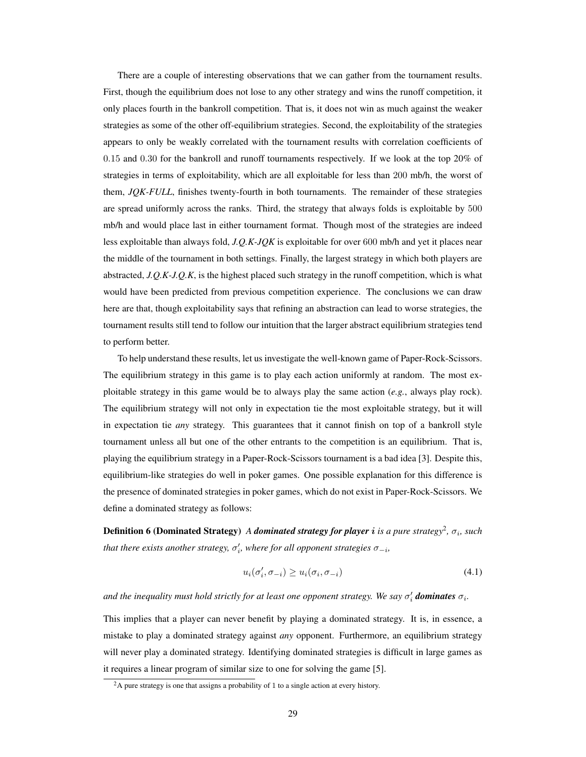There are a couple of interesting observations that we can gather from the tournament results. First, though the equilibrium does not lose to any other strategy and wins the runoff competition, it only places fourth in the bankroll competition. That is, it does not win as much against the weaker strategies as some of the other off-equilibrium strategies. Second, the exploitability of the strategies appears to only be weakly correlated with the tournament results with correlation coefficients of 0.15 and 0.30 for the bankroll and runoff tournaments respectively. If we look at the top 20% of strategies in terms of exploitability, which are all exploitable for less than 200 mb/h, the worst of them, *JQK-FULL*, finishes twenty-fourth in both tournaments. The remainder of these strategies are spread uniformly across the ranks. Third, the strategy that always folds is exploitable by 500 mb/h and would place last in either tournament format. Though most of the strategies are indeed less exploitable than always fold, *J.Q.K-JQK* is exploitable for over 600 mb/h and yet it places near the middle of the tournament in both settings. Finally, the largest strategy in which both players are abstracted, *J.Q.K-J.Q.K*, is the highest placed such strategy in the runoff competition, which is what would have been predicted from previous competition experience. The conclusions we can draw here are that, though exploitability says that refining an abstraction can lead to worse strategies, the tournament results still tend to follow our intuition that the larger abstract equilibrium strategies tend to perform better.

To help understand these results, let us investigate the well-known game of Paper-Rock-Scissors. The equilibrium strategy in this game is to play each action uniformly at random. The most exploitable strategy in this game would be to always play the same action (*e.g.*, always play rock). The equilibrium strategy will not only in expectation tie the most exploitable strategy, but it will in expectation tie *any* strategy. This guarantees that it cannot finish on top of a bankroll style tournament unless all but one of the other entrants to the competition is an equilibrium. That is, playing the equilibrium strategy in a Paper-Rock-Scissors tournament is a bad idea [3]. Despite this, equilibrium-like strategies do well in poker games. One possible explanation for this difference is the presence of dominated strategies in poker games, which do not exist in Paper-Rock-Scissors. We define a dominated strategy as follows:

**Definition 6 (Dominated Strategy)** *A **dominated strategy for player $i$** is a pure strategy*[2]*, $\sigma_i$, such that there exists another strategy, $\sigma'_i$, where for all opponent strategies $\sigma_{-i}$,*

$$u_i(\sigma'_i, \sigma_{-i}) \geq u_i(\sigma_i, \sigma_{-i}) \tag{4.1}$$

*and the inequality must hold strictly for at least one opponent strategy. We say $\sigma'_i$ **dominates** $\sigma_i$.*

This implies that a player can never benefit by playing a dominated strategy. It is, in essence, a mistake to play a dominated strategy against *any* opponent. Furthermore, an equilibrium strategy will never play a dominated strategy. Identifying dominated strategies is difficult in large games as it requires a linear program of similar size to one for solving the game [5].

[2] A pure strategy is one that assigns a probability of 1 to a single action at every history.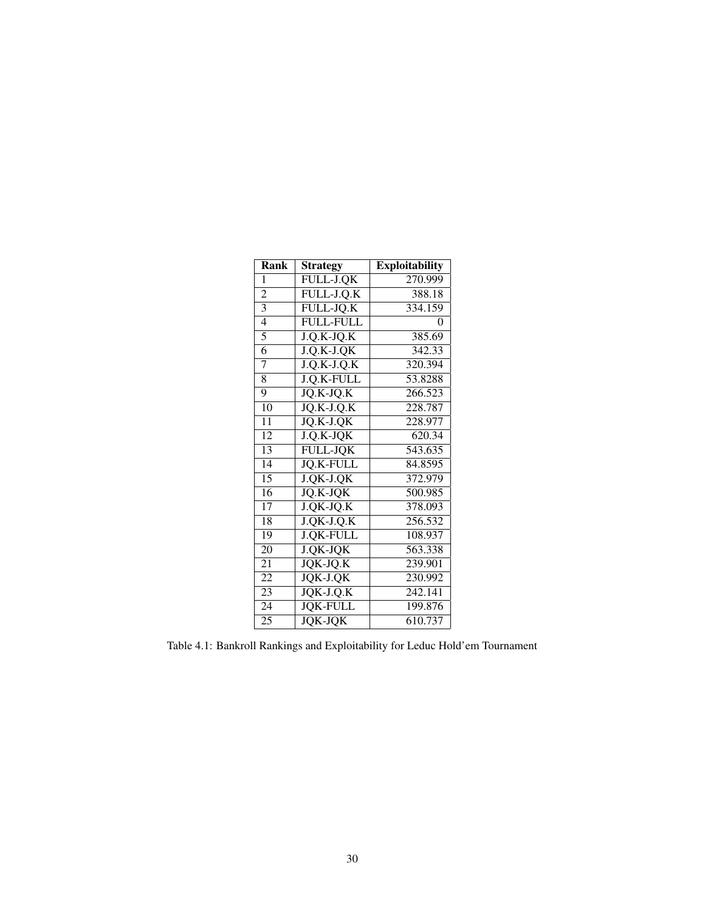| Rank | Strategy | Exploitability |
|---|---|---|
| 1 | FULL-J.QK | 270.999 |
| 2 | FULL-J.Q.K | 388.18 |
| 3 | FULL-JQ.K | 334.159 |
| 4 | FULL-FULL | 0 |
| 5 | J.Q.K-JQ.K | 385.69 |
| 6 | J.Q.K-J.QK | 342.33 |
| 7 | J.Q.K-J.Q.K | 320.394 |
| 8 | J.Q.K-FULL | 53.8288 |
| 9 | JQ.K-JQ.K | 266.523 |
| 10 | JQ.K-J.Q.K | 228.787 |
| 11 | JQ.K-J.QK | 228.977 |
| 12 | J.Q.K-JQK | 620.34 |
| 13 | FULL-JQK | 543.635 |
| 14 | JQ.K-FULL | 84.8595 |
| 15 | J.QK-J.QK | 372.979 |
| 16 | JQ.K-JQK | 500.985 |
| 17 | J.QK-JQ.K | 378.093 |
| 18 | J.QK-J.Q.K | 256.532 |
| 19 | J.QK-FULL | 108.937 |
| 20 | J.QK-JQK | 563.338 |
| 21 | JQK-JQ.K | 239.901 |
| 22 | JQK-J.QK | 230.992 |
| 23 | JQK-J.Q.K | 242.141 |
| 24 | JQK-FULL | 199.876 |
| 25 | JQK-JQK | 610.737 |

Table 4.1: Bankroll Rankings and Exploitability for Leduc Hold'em Tournament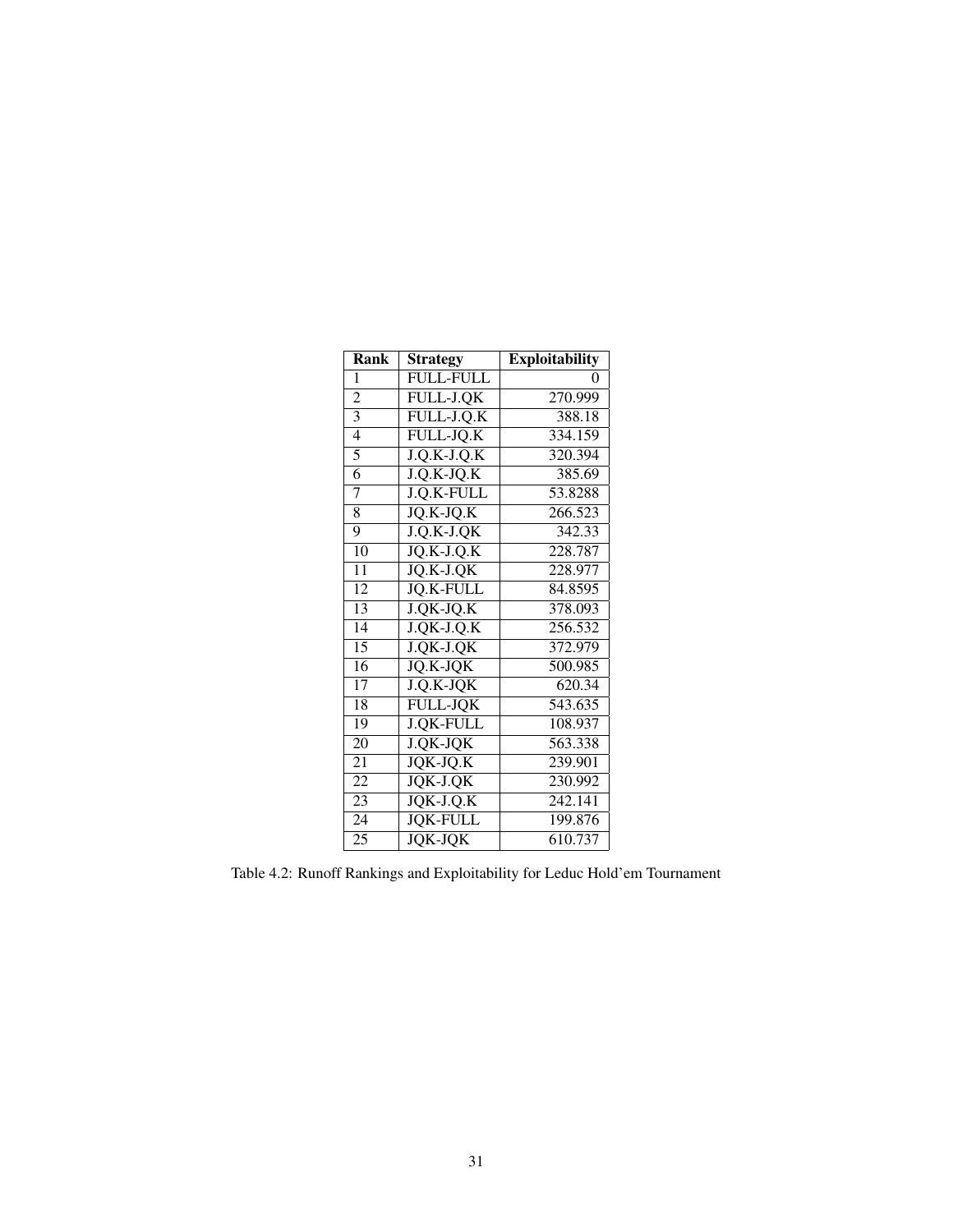| Rank | Strategy | Exploitability |
|---|---|---|
| 1 | FULL-FULL | 0 |
| 2 | FULL-J.QK | 270.999 |
| 3 | FULL-J.Q.K | 388.18 |
| 4 | FULL-JQ.K | 334.159 |
| 5 | J.Q.K-J.Q.K | 320.394 |
| 6 | J.Q.K-JQ.K | 385.69 |
| 7 | J.Q.K-FULL | 53.8288 |
| 8 | JQ.K-JQ.K | 266.523 |
| 9 | J.Q.K-J.QK | 342.33 |
| 10 | JQ.K-J.Q.K | 228.787 |
| 11 | JQ.K-J.QK | 228.977 |
| 12 | JQ.K-FULL | 84.8595 |
| 13 | J.QK-JQ.K | 378.093 |
| 14 | J.QK-J.Q.K | 256.532 |
| 15 | J.QK-J.QK | 372.979 |
| 16 | JQ.K-JQK | 500.985 |
| 17 | J.Q.K-JQK | 620.34 |
| 18 | FULL-JQK | 543.635 |
| 19 | J.QK-FULL | 108.937 |
| 20 | J.QK-JQK | 563.338 |
| 21 | JQK-JQ.K | 239.901 |
| 22 | JQK-J.QK | 230.992 |
| 23 | JQK-J.Q.K | 242.141 |
| 24 | JQK-FULL | 199.876 |
| 25 | JQK-JQK | 610.737 |

Table 4.2: Runoff Rankings and Exploitability for Leduc Hold'em Tournament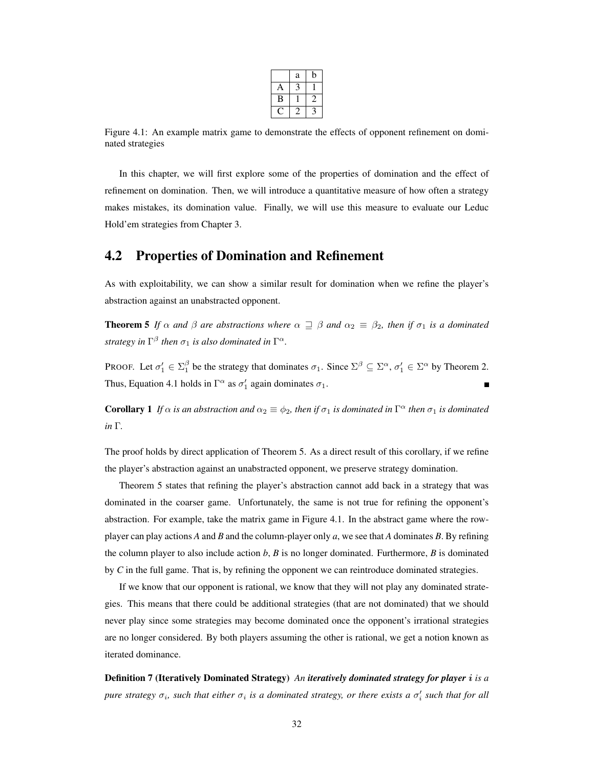| | a | b |
|---|---|---|
| A | 3 | 1 |
| B | 1 | 2 |
| C | 2 | 3 |

Figure 4.1: An example matrix game to demonstrate the effects of opponent refinement on dominated strategies

In this chapter, we will first explore some of the properties of domination and the effect of refinement on domination. Then, we will introduce a quantitative measure of how often a strategy makes mistakes, its domination value. Finally, we will use this measure to evaluate our Leduc Hold'em strategies from Chapter 3.

## 4.2 Properties of Domination and Refinement

As with exploitability, we can show a similar result for domination when we refine the player's abstraction against an unabstracted opponent.

**Theorem 5** *If $\alpha$ and $\beta$ are abstractions where $\alpha \sqsupseteq \beta$ and $\alpha_2 \equiv \beta_2$, then if $\sigma_1$ is a dominated strategy in $\Gamma^\beta$ then $\sigma_1$ is also dominated in $\Gamma^\alpha$.*

PROOF. Let $\sigma_1' \in \Sigma_1^\beta$ be the strategy that dominates $\sigma_1$. Since $\Sigma^\beta \subseteq \Sigma^\alpha$, $\sigma_1' \in \Sigma^\alpha$ by Theorem 2. Thus, Equation 4.1 holds in $\Gamma^\alpha$ as $\sigma_1'$ again dominates $\sigma_1$. ∎

**Corollary 1** *If $\alpha$ is an abstraction and $\alpha_2 \equiv \phi_2$, then if $\sigma_1$ is dominated in $\Gamma^\alpha$ then $\sigma_1$ is dominated in $\Gamma$.*

The proof holds by direct application of Theorem 5. As a direct result of this corollary, if we refine the player's abstraction against an unabstracted opponent, we preserve strategy domination.

Theorem 5 states that refining the player's abstraction cannot add back in a strategy that was dominated in the coarser game. Unfortunately, the same is not true for refining the opponent's abstraction. For example, take the matrix game in Figure 4.1. In the abstract game where the row-player can play actions *A* and *B* and the column-player only *a*, we see that *A* dominates *B*. By refining the column player to also include action *b*, *B* is no longer dominated. Furthermore, *B* is dominated by *C* in the full game. That is, by refining the opponent we can reintroduce dominated strategies.

If we know that our opponent is rational, we know that they will not play any dominated strategies. This means that there could be additional strategies (that are not dominated) that we should never play since some strategies may become dominated once the opponent's irrational strategies are no longer considered. By both players assuming the other is rational, we get a notion known as iterated dominance.

**Definition 7 (Iteratively Dominated Strategy)** *An **iteratively dominated strategy for player $i$** is a pure strategy $\sigma_i$, such that either $\sigma_i$ is a dominated strategy, or there exists a $\sigma_i'$ such that for all*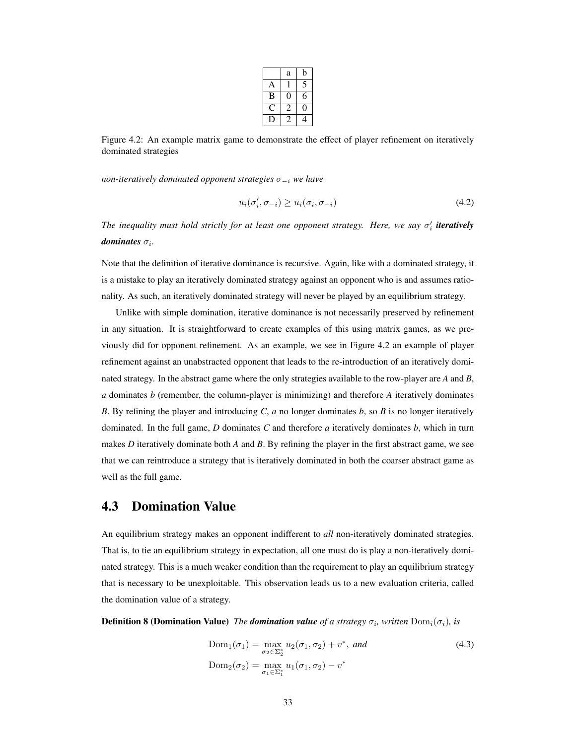|   | a | b |
|---|---|---|
| A | 1 | 5 |
| B | 0 | 6 |
| C | 2 | 0 |
| D | 2 | 4 |

Figure 4.2: An example matrix game to demonstrate the effect of player refinement on iteratively dominated strategies

*non-iteratively dominated opponent strategies $\sigma_{-i}$ we have*

$$u_i(\sigma_i', \sigma_{-i}) \geq u_i(\sigma_i, \sigma_{-i}) \tag{4.2}$$

*The inequality must hold strictly for at least one opponent strategy. Here, we say $\sigma_i'$* ***iteratively dominates*** *$\sigma_i$.*

Note that the definition of iterative dominance is recursive. Again, like with a dominated strategy, it is a mistake to play an iteratively dominated strategy against an opponent who is and assumes rationality. As such, an iteratively dominated strategy will never be played by an equilibrium strategy.

Unlike with simple domination, iterative dominance is not necessarily preserved by refinement in any situation. It is straightforward to create examples of this using matrix games, as we previously did for opponent refinement. As an example, we see in Figure 4.2 an example of player refinement against an unabstracted opponent that leads to the re-introduction of an iteratively dominated strategy. In the abstract game where the only strategies available to the row-player are *A* and *B*, *a* dominates *b* (remember, the column-player is minimizing) and therefore *A* iteratively dominates *B*. By refining the player and introducing *C*, *a* no longer dominates *b*, so *B* is no longer iteratively dominated. In the full game, *D* dominates *C* and therefore *a* iteratively dominates *b*, which in turn makes *D* iteratively dominate both *A* and *B*. By refining the player in the first abstract game, we see that we can reintroduce a strategy that is iteratively dominated in both the coarser abstract game as well as the full game.

## 4.3 Domination Value

An equilibrium strategy makes an opponent indifferent to *all* non-iteratively dominated strategies. That is, to tie an equilibrium strategy in expectation, all one must do is play a non-iteratively dominated strategy. This is a much weaker condition than the requirement to play an equilibrium strategy that is necessary to be unexploitable. This observation leads us to a new evaluation criteria, called the domination value of a strategy.

**Definition 8 (Domination Value)** *The* ***domination value*** *of a strategy $\sigma_i$, written $\mathrm{Dom}_i(\sigma_i)$, is*

$$\mathrm{Dom}_1(\sigma_1) = \max_{\sigma_2 \in \Sigma_2^*} u_2(\sigma_1, \sigma_2) + v^*, \text{ and} \tag{4.3}$$

$$\mathrm{Dom}_2(\sigma_2) = \max_{\sigma_1 \in \Sigma_1^*} u_1(\sigma_1, \sigma_2) - v^*$$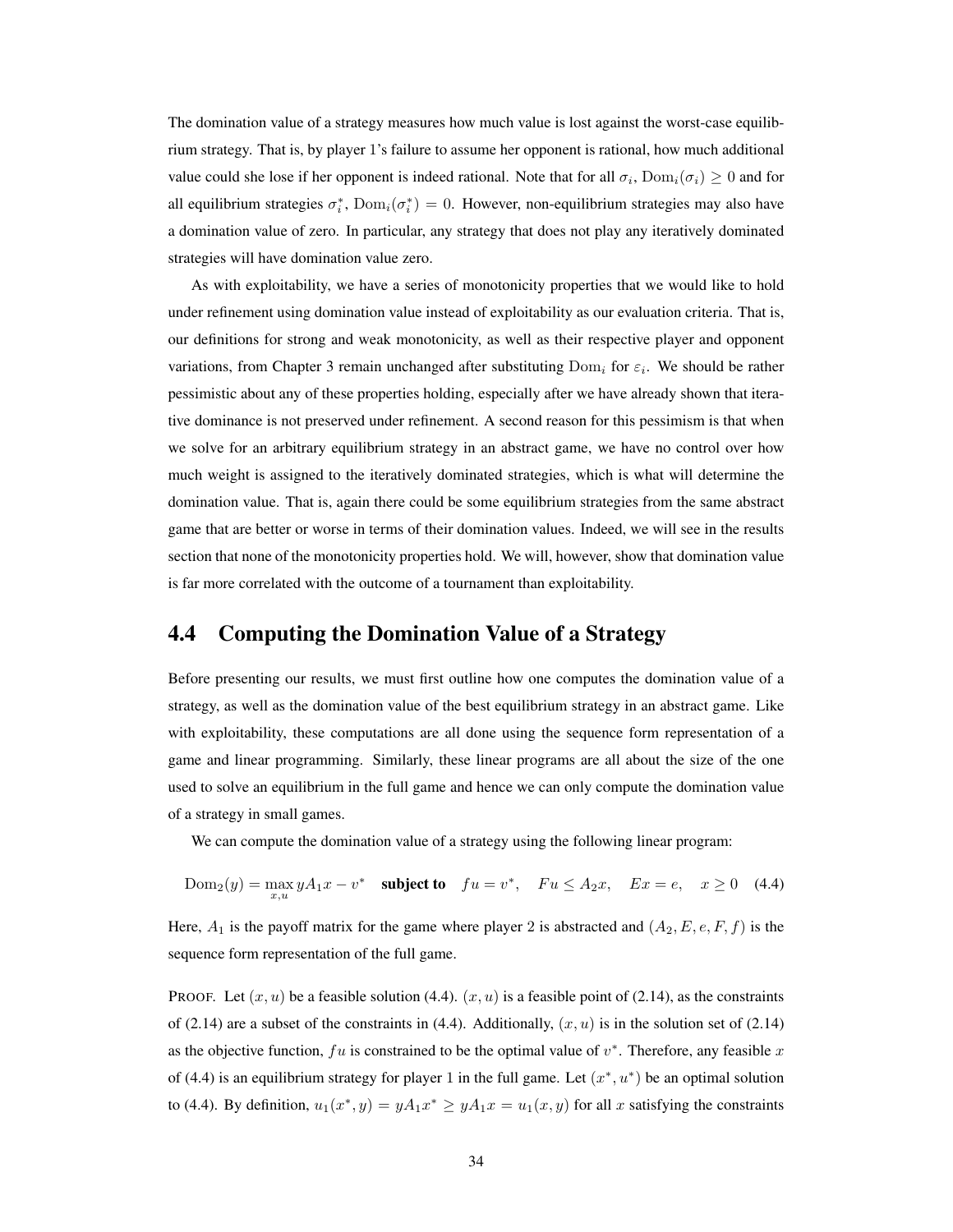The domination value of a strategy measures how much value is lost against the worst-case equilibrium strategy. That is, by player 1's failure to assume her opponent is rational, how much additional value could she lose if her opponent is indeed rational. Note that for all $\sigma_i$, $\mathrm{Dom}_i(\sigma_i) \geq 0$ and for all equilibrium strategies $\sigma_i^*$, $\mathrm{Dom}_i(\sigma_i^*) = 0$. However, non-equilibrium strategies may also have a domination value of zero. In particular, any strategy that does not play any iteratively dominated strategies will have domination value zero.

As with exploitability, we have a series of monotonicity properties that we would like to hold under refinement using domination value instead of exploitability as our evaluation criteria. That is, our definitions for strong and weak monotonicity, as well as their respective player and opponent variations, from Chapter 3 remain unchanged after substituting $\mathrm{Dom}_i$ for $\varepsilon_i$. We should be rather pessimistic about any of these properties holding, especially after we have already shown that iterative dominance is not preserved under refinement. A second reason for this pessimism is that when we solve for an arbitrary equilibrium strategy in an abstract game, we have no control over how much weight is assigned to the iteratively dominated strategies, which is what will determine the domination value. That is, again there could be some equilibrium strategies from the same abstract game that are better or worse in terms of their domination values. Indeed, we will see in the results section that none of the monotonicity properties hold. We will, however, show that domination value is far more correlated with the outcome of a tournament than exploitability.

## 4.4 Computing the Domination Value of a Strategy

Before presenting our results, we must first outline how one computes the domination value of a strategy, as well as the domination value of the best equilibrium strategy in an abstract game. Like with exploitability, these computations are all done using the sequence form representation of a game and linear programming. Similarly, these linear programs are all about the size of the one used to solve an equilibrium in the full game and hence we can only compute the domination value of a strategy in small games.

We can compute the domination value of a strategy using the following linear program:

$$\mathrm{Dom}_2(y) = \max_{x,u} yA_1x - v^* \quad \textbf{subject to} \quad fu = v^*, \quad Fu \leq A_2x, \quad Ex = e, \quad x \geq 0 \quad (4.4)$$

Here, $A_1$ is the payoff matrix for the game where player 2 is abstracted and $(A_2, E, e, F, f)$ is the sequence form representation of the full game.

PROOF. Let $(x, u)$ be a feasible solution (4.4). $(x, u)$ is a feasible point of (2.14), as the constraints of (2.14) are a subset of the constraints in (4.4). Additionally, $(x, u)$ is in the solution set of (2.14) as the objective function, $fu$ is constrained to be the optimal value of $v^*$. Therefore, any feasible $x$ of (4.4) is an equilibrium strategy for player 1 in the full game. Let $(x^*, u^*)$ be an optimal solution to (4.4). By definition, $u_1(x^*, y) = yA_1x^* \geq yA_1x = u_1(x, y)$ for all $x$ satisfying the constraints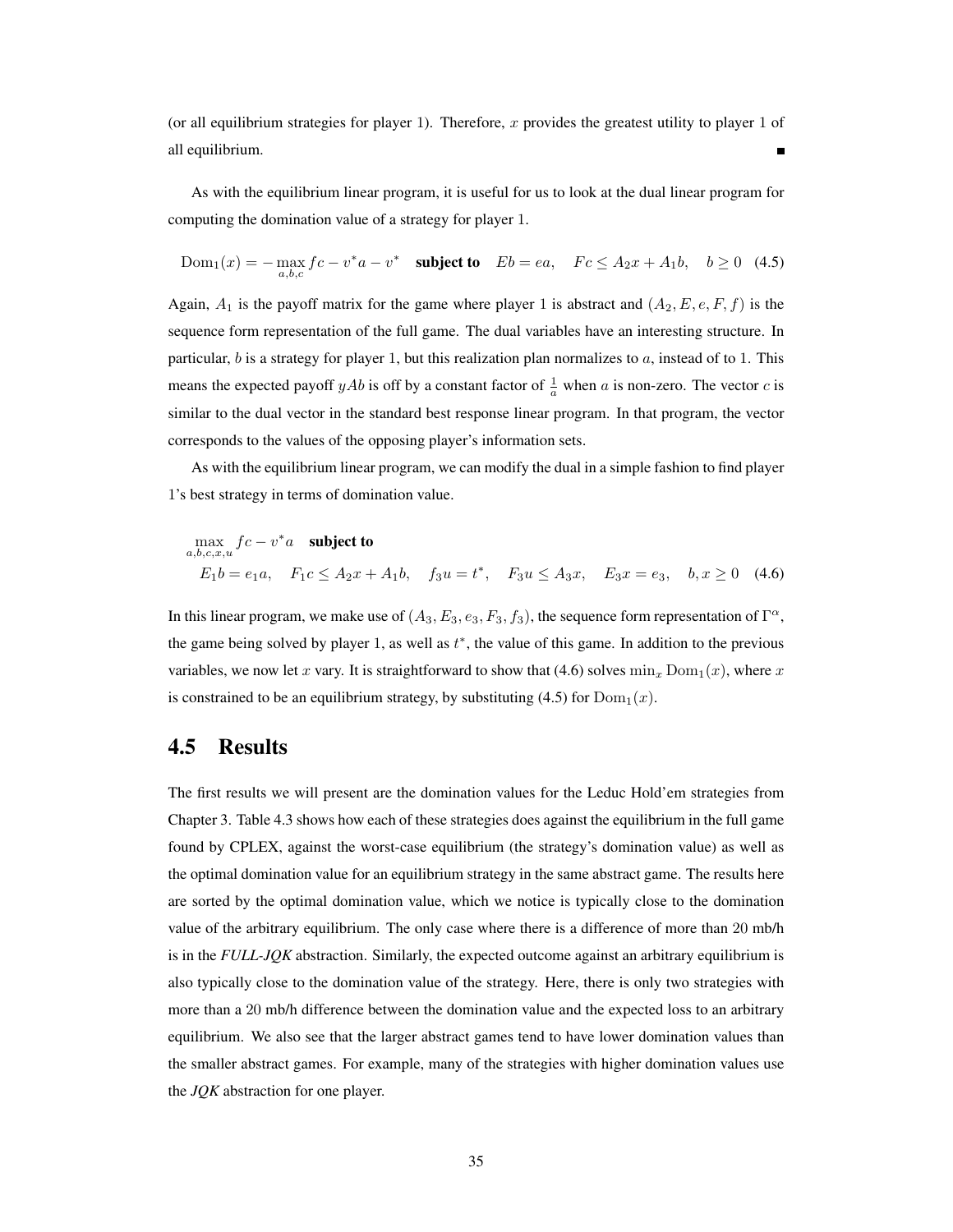(or all equilibrium strategies for player 1). Therefore, $x$ provides the greatest utility to player 1 of all equilibrium. ∎

As with the equilibrium linear program, it is useful for us to look at the dual linear program for computing the domination value of a strategy for player 1.

$$\text{Dom}_1(x) = -\max_{a,b,c} fc - v^*a - v^* \quad \textbf{subject to} \quad Eb = ea, \quad Fc \leq A_2x + A_1b, \quad b \geq 0 \quad (4.5)$$

Again, $A_1$ is the payoff matrix for the game where player 1 is abstract and $(A_2, E, e, F, f)$ is the sequence form representation of the full game. The dual variables have an interesting structure. In particular, $b$ is a strategy for player 1, but this realization plan normalizes to $a$, instead of to 1. This means the expected payoff $yAb$ is off by a constant factor of $\frac{1}{a}$ when $a$ is non-zero. The vector $c$ is similar to the dual vector in the standard best response linear program. In that program, the vector corresponds to the values of the opposing player's information sets.

As with the equilibrium linear program, we can modify the dual in a simple fashion to find player 1's best strategy in terms of domination value.

$$\max_{a,b,c,x,u} fc - v^*a \quad \textbf{subject to}$$
$$E_1b = e_1a, \quad F_1c \leq A_2x + A_1b, \quad f_3u = t^*, \quad F_3u \leq A_3x, \quad E_3x = e_3, \quad b, x \geq 0 \quad (4.6)$$

In this linear program, we make use of $(A_3, E_3, e_3, F_3, f_3)$, the sequence form representation of $\Gamma^\alpha$, the game being solved by player 1, as well as $t^*$, the value of this game. In addition to the previous variables, we now let $x$ vary. It is straightforward to show that (4.6) solves $\min_x \text{Dom}_1(x)$, where $x$ is constrained to be an equilibrium strategy, by substituting (4.5) for $\text{Dom}_1(x)$.

## 4.5 Results

The first results we will present are the domination values for the Leduc Hold'em strategies from Chapter 3. Table 4.3 shows how each of these strategies does against the equilibrium in the full game found by CPLEX, against the worst-case equilibrium (the strategy's domination value) as well as the optimal domination value for an equilibrium strategy in the same abstract game. The results here are sorted by the optimal domination value, which we notice is typically close to the domination value of the arbitrary equilibrium. The only case where there is a difference of more than 20 mb/h is in the *FULL-JQK* abstraction. Similarly, the expected outcome against an arbitrary equilibrium is also typically close to the domination value of the strategy. Here, there is only two strategies with more than a 20 mb/h difference between the domination value and the expected loss to an arbitrary equilibrium. We also see that the larger abstract games tend to have lower domination values than the smaller abstract games. For example, many of the strategies with higher domination values use the *JQK* abstraction for one player.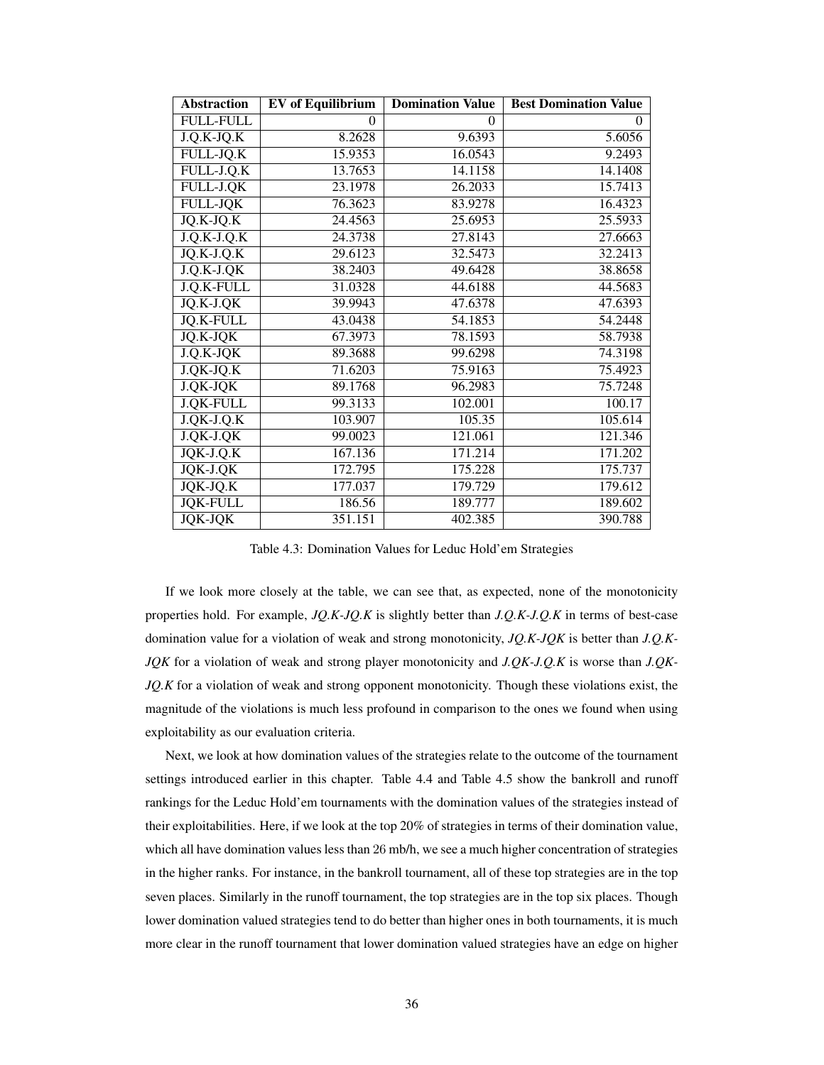| Abstraction | EV of Equilibrium | Domination Value | Best Domination Value |
|---|---|---|---|
| FULL-FULL | 0 | 0 | 0 |
| J.Q.K-JQ.K | 8.2628 | 9.6393 | 5.6056 |
| FULL-JQ.K | 15.9353 | 16.0543 | 9.2493 |
| FULL-J.Q.K | 13.7653 | 14.1158 | 14.1408 |
| FULL-J.QK | 23.1978 | 26.2033 | 15.7413 |
| FULL-JQK | 76.3623 | 83.9278 | 16.4323 |
| JQ.K-JQ.K | 24.4563 | 25.6953 | 25.5933 |
| J.Q.K-J.Q.K | 24.3738 | 27.8143 | 27.6663 |
| JQ.K-J.Q.K | 29.6123 | 32.5473 | 32.2413 |
| J.Q.K-J.QK | 38.2403 | 49.6428 | 38.8658 |
| J.Q.K-FULL | 31.0328 | 44.6188 | 44.5683 |
| JQ.K-J.QK | 39.9943 | 47.6378 | 47.6393 |
| JQ.K-FULL | 43.0438 | 54.1853 | 54.2448 |
| JQ.K-JQK | 67.3973 | 78.1593 | 58.7938 |
| J.Q.K-JQK | 89.3688 | 99.6298 | 74.3198 |
| J.QK-JQ.K | 71.6203 | 75.9163 | 75.4923 |
| J.QK-JQK | 89.1768 | 96.2983 | 75.7248 |
| J.QK-FULL | 99.3133 | 102.001 | 100.17 |
| J.QK-J.Q.K | 103.907 | 105.35 | 105.614 |
| J.QK-J.QK | 99.0023 | 121.061 | 121.346 |
| JQK-J.Q.K | 167.136 | 171.214 | 171.202 |
| JQK-J.QK | 172.795 | 175.228 | 175.737 |
| JQK-JQ.K | 177.037 | 179.729 | 179.612 |
| JQK-FULL | 186.56 | 189.777 | 189.602 |
| JQK-JQK | 351.151 | 402.385 | 390.788 |

Table 4.3: Domination Values for Leduc Hold'em Strategies

If we look more closely at the table, we can see that, as expected, none of the monotonicity properties hold. For example, *JQ.K-JQ.K* is slightly better than *J.Q.K-J.Q.K* in terms of best-case domination value for a violation of weak and strong monotonicity, *JQ.K-JQK* is better than *J.Q.K-JQK* for a violation of weak and strong player monotonicity and *J.QK-J.Q.K* is worse than *J.QK-JQ.K* for a violation of weak and strong opponent monotonicity. Though these violations exist, the magnitude of the violations is much less profound in comparison to the ones we found when using exploitability as our evaluation criteria.

Next, we look at how domination values of the strategies relate to the outcome of the tournament settings introduced earlier in this chapter. Table 4.4 and Table 4.5 show the bankroll and runoff rankings for the Leduc Hold'em tournaments with the domination values of the strategies instead of their exploitabilities. Here, if we look at the top 20% of strategies in terms of their domination value, which all have domination values less than 26 mb/h, we see a much higher concentration of strategies in the higher ranks. For instance, in the bankroll tournament, all of these top strategies are in the top seven places. Similarly in the runoff tournament, the top strategies are in the top six places. Though lower domination valued strategies tend to do better than higher ones in both tournaments, it is much more clear in the runoff tournament that lower domination valued strategies have an edge on higher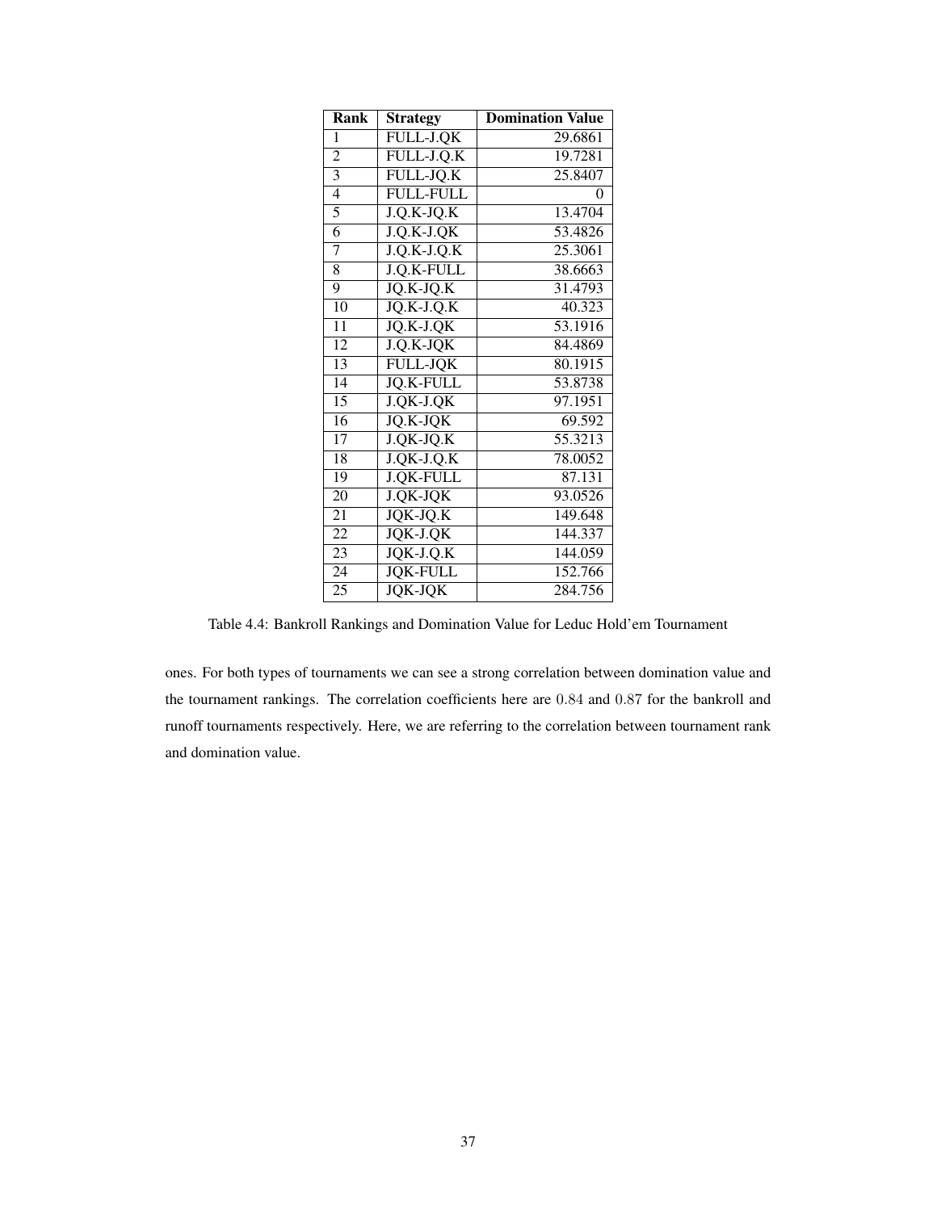| Rank | Strategy | Domination Value |
|---|---|---|
| 1 | FULL-J.QK | 29.6861 |
| 2 | FULL-J.Q.K | 19.7281 |
| 3 | FULL-JQ.K | 25.8407 |
| 4 | FULL-FULL | 0 |
| 5 | J.Q.K-JQ.K | 13.4704 |
| 6 | J.Q.K-J.QK | 53.4826 |
| 7 | J.Q.K-J.Q.K | 25.3061 |
| 8 | J.Q.K-FULL | 38.6663 |
| 9 | JQ.K-JQ.K | 31.4793 |
| 10 | JQ.K-J.Q.K | 40.323 |
| 11 | JQ.K-J.QK | 53.1916 |
| 12 | J.Q.K-JQK | 84.4869 |
| 13 | FULL-JQK | 80.1915 |
| 14 | JQ.K-FULL | 53.8738 |
| 15 | J.QK-J.QK | 97.1951 |
| 16 | JQ.K-JQK | 69.592 |
| 17 | J.QK-JQ.K | 55.3213 |
| 18 | J.QK-J.Q.K | 78.0052 |
| 19 | J.QK-FULL | 87.131 |
| 20 | J.QK-JQK | 93.0526 |
| 21 | JQK-JQ.K | 149.648 |
| 22 | JQK-J.QK | 144.337 |
| 23 | JQK-J.Q.K | 144.059 |
| 24 | JQK-FULL | 152.766 |
| 25 | JQK-JQK | 284.756 |

Table 4.4: Bankroll Rankings and Domination Value for Leduc Hold'em Tournament

ones. For both types of tournaments we can see a strong correlation between domination value and the tournament rankings. The correlation coefficients here are $0.84$ and $0.87$ for the bankroll and runoff tournaments respectively. Here, we are referring to the correlation between tournament rank and domination value.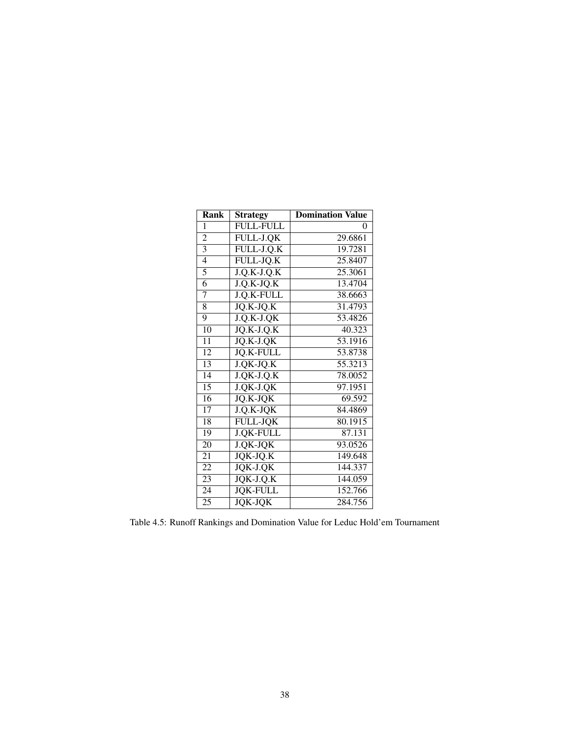| Rank | Strategy | Domination Value |
|---|---|---|
| 1 | FULL-FULL | 0 |
| 2 | FULL-J.QK | 29.6861 |
| 3 | FULL-J.Q.K | 19.7281 |
| 4 | FULL-JQ.K | 25.8407 |
| 5 | J.Q.K-J.Q.K | 25.3061 |
| 6 | J.Q.K-JQ.K | 13.4704 |
| 7 | J.Q.K-FULL | 38.6663 |
| 8 | JQ.K-JQ.K | 31.4793 |
| 9 | J.Q.K-J.QK | 53.4826 |
| 10 | JQ.K-J.Q.K | 40.323 |
| 11 | JQ.K-J.QK | 53.1916 |
| 12 | JQ.K-FULL | 53.8738 |
| 13 | J.QK-JQ.K | 55.3213 |
| 14 | J.QK-J.Q.K | 78.0052 |
| 15 | J.QK-J.QK | 97.1951 |
| 16 | JQ.K-JQK | 69.592 |
| 17 | J.Q.K-JQK | 84.4869 |
| 18 | FULL-JQK | 80.1915 |
| 19 | J.QK-FULL | 87.131 |
| 20 | J.QK-JQK | 93.0526 |
| 21 | JQK-JQ.K | 149.648 |
| 22 | JQK-J.QK | 144.337 |
| 23 | JQK-J.Q.K | 144.059 |
| 24 | JQK-FULL | 152.766 |
| 25 | JQK-JQK | 284.756 |

Table 4.5: Runoff Rankings and Domination Value for Leduc Hold'em Tournament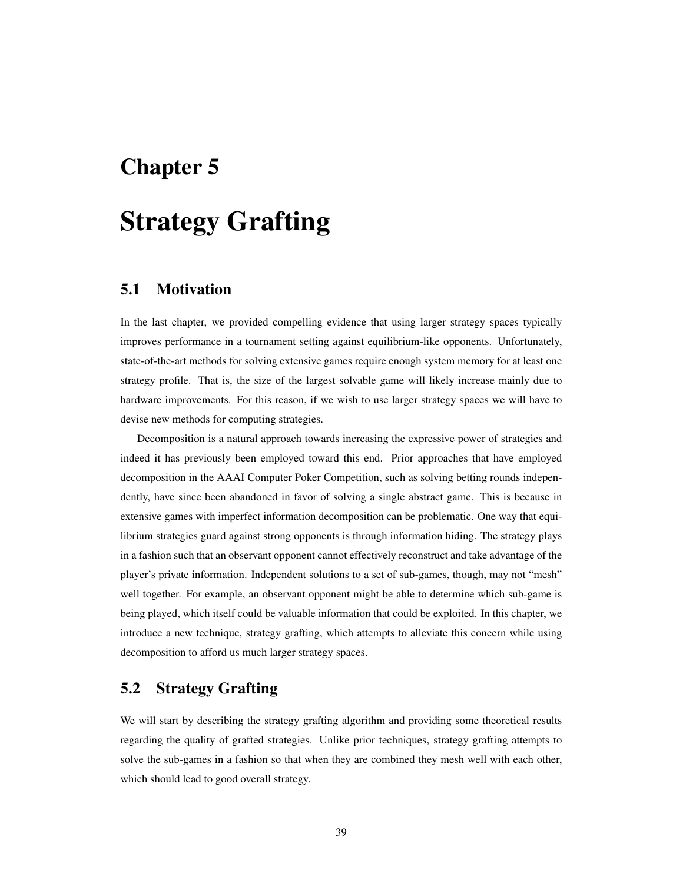# Chapter 5

# Strategy Grafting

## 5.1 Motivation

In the last chapter, we provided compelling evidence that using larger strategy spaces typically improves performance in a tournament setting against equilibrium-like opponents. Unfortunately, state-of-the-art methods for solving extensive games require enough system memory for at least one strategy profile. That is, the size of the largest solvable game will likely increase mainly due to hardware improvements. For this reason, if we wish to use larger strategy spaces we will have to devise new methods for computing strategies.

Decomposition is a natural approach towards increasing the expressive power of strategies and indeed it has previously been employed toward this end. Prior approaches that have employed decomposition in the AAAI Computer Poker Competition, such as solving betting rounds independently, have since been abandoned in favor of solving a single abstract game. This is because in extensive games with imperfect information decomposition can be problematic. One way that equilibrium strategies guard against strong opponents is through information hiding. The strategy plays in a fashion such that an observant opponent cannot effectively reconstruct and take advantage of the player's private information. Independent solutions to a set of sub-games, though, may not "mesh" well together. For example, an observant opponent might be able to determine which sub-game is being played, which itself could be valuable information that could be exploited. In this chapter, we introduce a new technique, strategy grafting, which attempts to alleviate this concern while using decomposition to afford us much larger strategy spaces.

## 5.2 Strategy Grafting

We will start by describing the strategy grafting algorithm and providing some theoretical results regarding the quality of grafted strategies. Unlike prior techniques, strategy grafting attempts to solve the sub-games in a fashion so that when they are combined they mesh well with each other, which should lead to good overall strategy.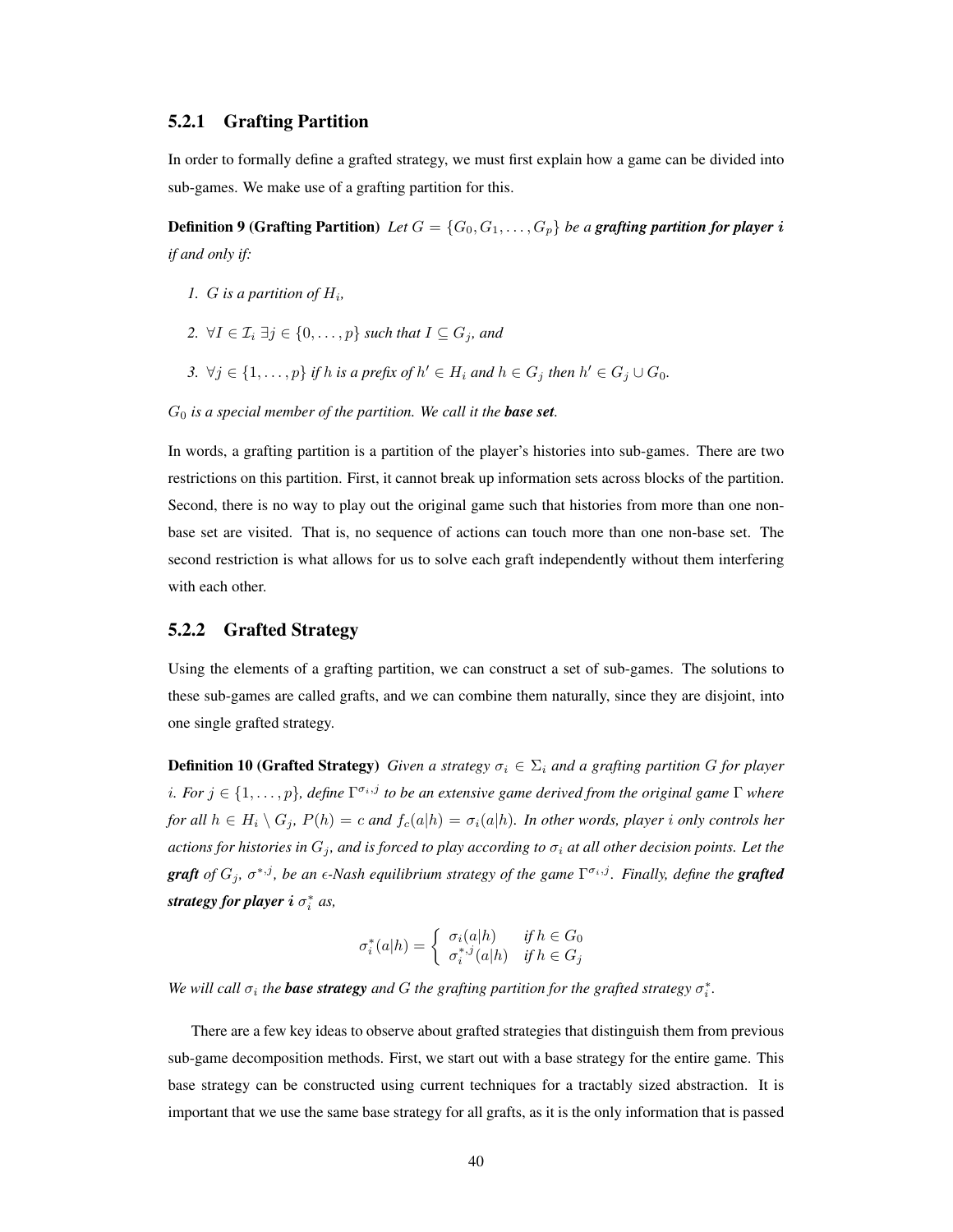### 5.2.1 Grafting Partition

In order to formally define a grafted strategy, we must first explain how a game can be divided into sub-games. We make use of a grafting partition for this.

**Definition 9 (Grafting Partition)** *Let $G = \{G_0, G_1, \ldots, G_p\}$ be a* ***grafting partition for player $i$*** *if and only if:*

1. *$G$ is a partition of $H_i$,*
2. *$\forall I \in \mathcal{I}_i \; \exists j \in \{0, \ldots, p\}$ such that $I \subseteq G_j$, and*
3. *$\forall j \in \{1, \ldots, p\}$ if $h$ is a prefix of $h' \in H_i$ and $h \in G_j$ then $h' \in G_j \cup G_0$.*

*$G_0$ is a special member of the partition. We call it the* ***base set****.*

In words, a grafting partition is a partition of the player's histories into sub-games. There are two restrictions on this partition. First, it cannot break up information sets across blocks of the partition. Second, there is no way to play out the original game such that histories from more than one non-base set are visited. That is, no sequence of actions can touch more than one non-base set. The second restriction is what allows for us to solve each graft independently without them interfering with each other.

### 5.2.2 Grafted Strategy

Using the elements of a grafting partition, we can construct a set of sub-games. The solutions to these sub-games are called grafts, and we can combine them naturally, since they are disjoint, into one single grafted strategy.

**Definition 10 (Grafted Strategy)** *Given a strategy $\sigma_i \in \Sigma_i$ and a grafting partition $G$ for player $i$. For $j \in \{1, \ldots, p\}$, define $\Gamma^{\sigma_i, j}$ to be an extensive game derived from the original game $\Gamma$ where for all $h \in H_i \setminus G_j$, $P(h) = c$ and $f_c(a|h) = \sigma_i(a|h)$. In other words, player $i$ only controls her actions for histories in $G_j$, and is forced to play according to $\sigma_i$ at all other decision points. Let the* ***graft*** *of $G_j$, $\sigma^{*,j}$, be an $\epsilon$-Nash equilibrium strategy of the game $\Gamma^{\sigma_i, j}$. Finally, define the* ***grafted strategy for player $i$*** *$\sigma_i^*$ as,*

$$\sigma_i^*(a|h) = \begin{cases} \sigma_i(a|h) & \text{if } h \in G_0 \\ \sigma_i^{*,j}(a|h) & \text{if } h \in G_j \end{cases}$$

*We will call $\sigma_i$ the* ***base strategy*** *and $G$ the grafting partition for the grafted strategy $\sigma_i^*$.*

There are a few key ideas to observe about grafted strategies that distinguish them from previous sub-game decomposition methods. First, we start out with a base strategy for the entire game. This base strategy can be constructed using current techniques for a tractably sized abstraction. It is important that we use the same base strategy for all grafts, as it is the only information that is passed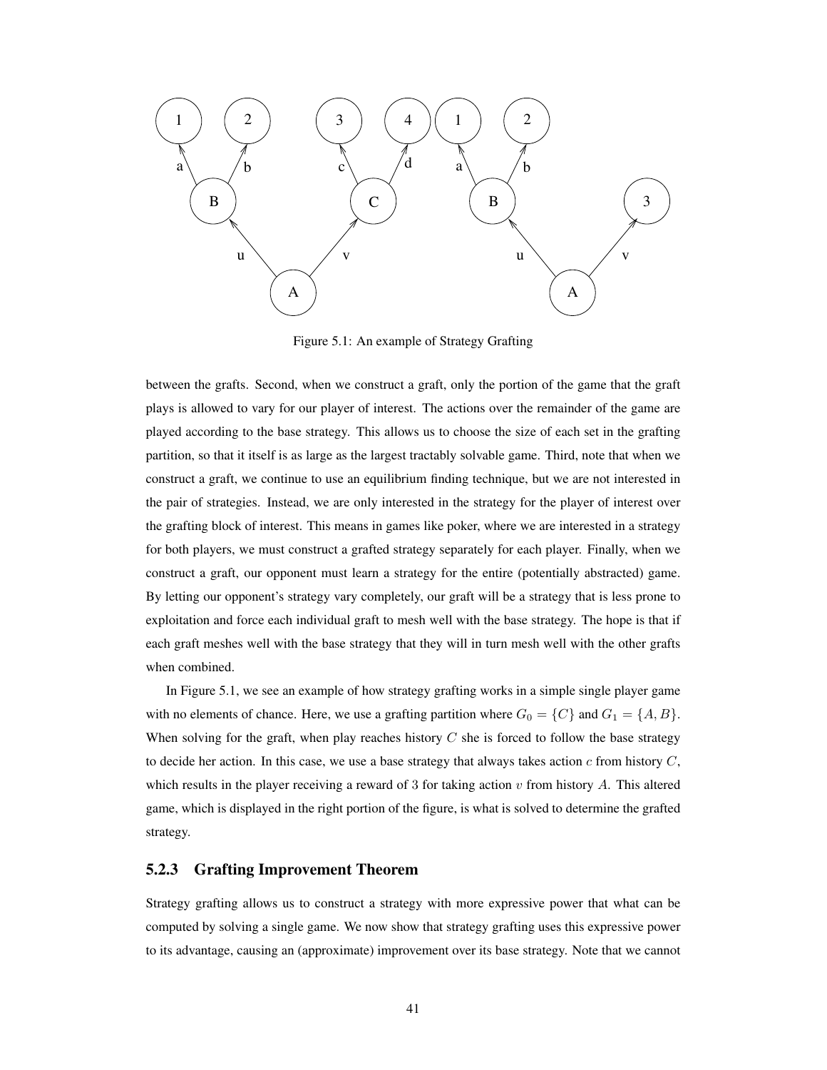Figure 5.1: An example of Strategy Grafting

between the grafts. Second, when we construct a graft, only the portion of the game that the graft plays is allowed to vary for our player of interest. The actions over the remainder of the game are played according to the base strategy. This allows us to choose the size of each set in the grafting partition, so that it itself is as large as the largest tractably solvable game. Third, note that when we construct a graft, we continue to use an equilibrium finding technique, but we are not interested in the pair of strategies. Instead, we are only interested in the strategy for the player of interest over the grafting block of interest. This means in games like poker, where we are interested in a strategy for both players, we must construct a grafted strategy separately for each player. Finally, when we construct a graft, our opponent must learn a strategy for the entire (potentially abstracted) game. By letting our opponent's strategy vary completely, our graft will be a strategy that is less prone to exploitation and force each individual graft to mesh well with the base strategy. The hope is that if each graft meshes well with the base strategy that they will in turn mesh well with the other grafts when combined.

In Figure 5.1, we see an example of how strategy grafting works in a simple single player game with no elements of chance. Here, we use a grafting partition where $G_0 = \{C\}$ and $G_1 = \{A, B\}$. When solving for the graft, when play reaches history $C$ she is forced to follow the base strategy to decide her action. In this case, we use a base strategy that always takes action $c$ from history $C$, which results in the player receiving a reward of 3 for taking action $v$ from history $A$. This altered game, which is displayed in the right portion of the figure, is what is solved to determine the grafted strategy.

### 5.2.3 Grafting Improvement Theorem

Strategy grafting allows us to construct a strategy with more expressive power that what can be computed by solving a single game. We now show that strategy grafting uses this expressive power to its advantage, causing an (approximate) improvement over its base strategy. Note that we cannot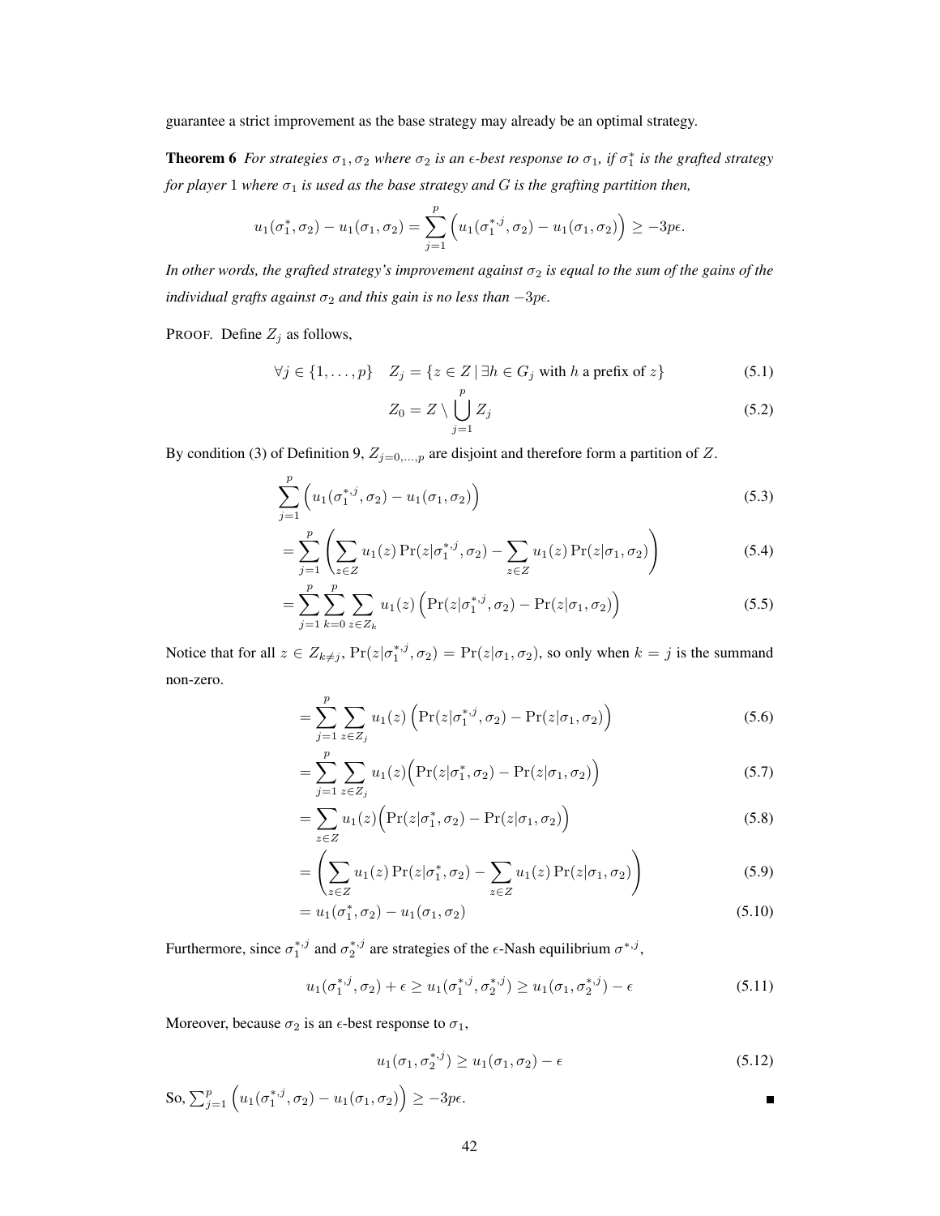guarantee a strict improvement as the base strategy may already be an optimal strategy.

**Theorem 6** *For strategies $\sigma_1, \sigma_2$ where $\sigma_2$ is an $\epsilon$-best response to $\sigma_1$, if $\sigma_1^*$ is the grafted strategy for player 1 where $\sigma_1$ is used as the base strategy and $G$ is the grafting partition then,*

$$u_1(\sigma_1^*, \sigma_2) - u_1(\sigma_1, \sigma_2) = \sum_{j=1}^{p} \left( u_1(\sigma_1^{*,j}, \sigma_2) - u_1(\sigma_1, \sigma_2) \right) \geq -3p\epsilon.$$

*In other words, the grafted strategy's improvement against $\sigma_2$ is equal to the sum of the gains of the individual grafts against $\sigma_2$ and this gain is no less than $-3p\epsilon$.*

PROOF. Define $Z_j$ as follows,

$$\forall j \in \{1, \ldots, p\} \quad Z_j = \{z \in Z \mid \exists h \in G_j \text{ with } h \text{ a prefix of } z\} \tag{5.1}$$

$$Z_0 = Z \setminus \bigcup_{j=1}^{p} Z_j \tag{5.2}$$

By condition (3) of Definition 9, $Z_{j=0,\ldots,p}$ are disjoint and therefore form a partition of $Z$.

$$\sum_{j=1}^{p} \left( u_1(\sigma_1^{*,j}, \sigma_2) - u_1(\sigma_1, \sigma_2) \right) \tag{5.3}$$

$$= \sum_{j=1}^{p} \left( \sum_{z \in Z} u_1(z) \Pr(z|\sigma_1^{*,j}, \sigma_2) - \sum_{z \in Z} u_1(z) \Pr(z|\sigma_1, \sigma_2) \right) \tag{5.4}$$

$$= \sum_{j=1}^{p} \sum_{k=0}^{p} \sum_{z \in Z_k} u_1(z) \left( \Pr(z|\sigma_1^{*,j}, \sigma_2) - \Pr(z|\sigma_1, \sigma_2) \right) \tag{5.5}$$

Notice that for all $z \in Z_{k \neq j}$, $\Pr(z|\sigma_1^{*,j}, \sigma_2) = \Pr(z|\sigma_1, \sigma_2)$, so only when $k = j$ is the summand non-zero.

$$= \sum_{j=1}^{p} \sum_{z \in Z_j} u_1(z) \left( \Pr(z|\sigma_1^{*,j}, \sigma_2) - \Pr(z|\sigma_1, \sigma_2) \right) \tag{5.6}$$

$$= \sum_{j=1}^{p} \sum_{z \in Z_j} u_1(z) \Big( \Pr(z|\sigma_1^*, \sigma_2) - \Pr(z|\sigma_1, \sigma_2) \Big) \tag{5.7}$$

$$= \sum_{z \in Z} u_1(z) \Big( \Pr(z|\sigma_1^*, \sigma_2) - \Pr(z|\sigma_1, \sigma_2) \Big) \tag{5.8}$$

$$= \left( \sum_{z \in Z} u_1(z) \Pr(z|\sigma_1^*, \sigma_2) - \sum_{z \in Z} u_1(z) \Pr(z|\sigma_1, \sigma_2) \right) \tag{5.9}$$

$$= u_1(\sigma_1^*, \sigma_2) - u_1(\sigma_1, \sigma_2) \tag{5.10}$$

Furthermore, since $\sigma_1^{*,j}$ and $\sigma_2^{*,j}$ are strategies of the $\epsilon$-Nash equilibrium $\sigma^{*,j}$,

$$u_1(\sigma_1^{*,j}, \sigma_2) + \epsilon \geq u_1(\sigma_1^{*,j}, \sigma_2^{*,j}) \geq u_1(\sigma_1, \sigma_2^{*,j}) - \epsilon \tag{5.11}$$

Moreover, because $\sigma_2$ is an $\epsilon$-best response to $\sigma_1$,

$$u_1(\sigma_1, \sigma_2^{*,j}) \geq u_1(\sigma_1, \sigma_2) - \epsilon \tag{5.12}$$

So, $\sum_{j=1}^{p} \left( u_1(\sigma_1^{*,j}, \sigma_2) - u_1(\sigma_1, \sigma_2) \right) \geq -3p\epsilon$. ∎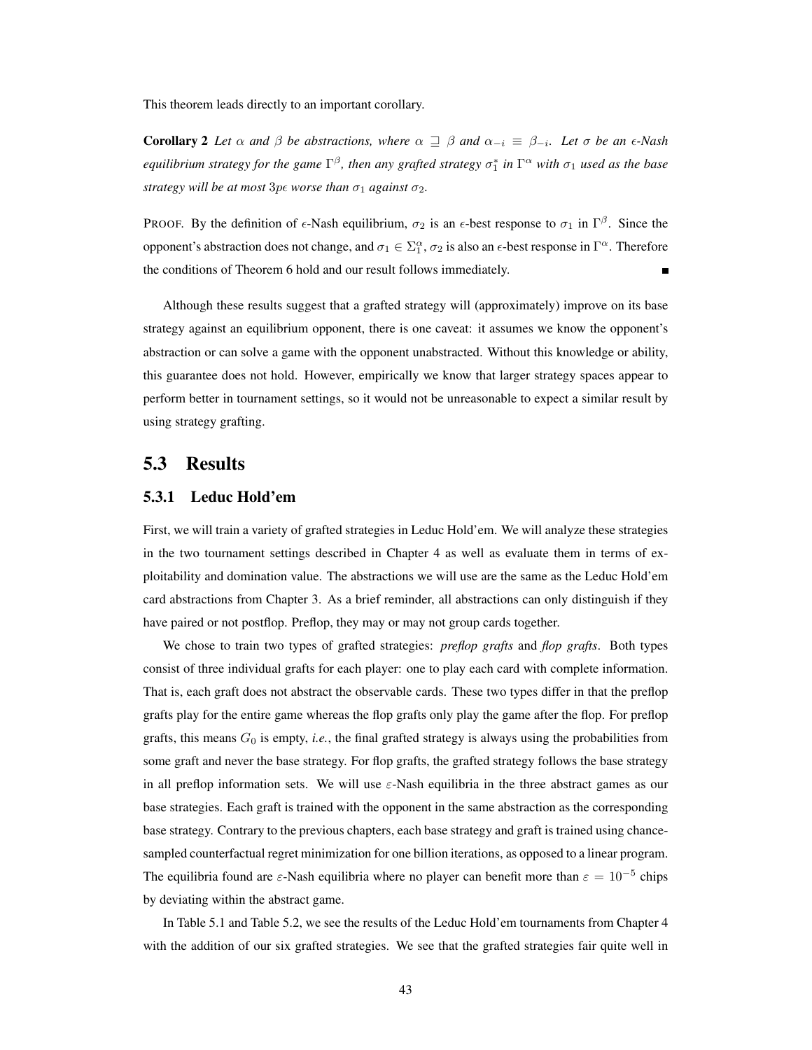This theorem leads directly to an important corollary.

**Corollary 2** *Let $\alpha$ and $\beta$ be abstractions, where $\alpha \sqsupseteq \beta$ and $\alpha_{-i} \equiv \beta_{-i}$. Let $\sigma$ be an $\epsilon$-Nash equilibrium strategy for the game $\Gamma^{\beta}$, then any grafted strategy $\sigma_1^*$ in $\Gamma^{\alpha}$ with $\sigma_1$ used as the base strategy will be at most $3p\epsilon$ worse than $\sigma_1$ against $\sigma_2$.*

PROOF. By the definition of $\epsilon$-Nash equilibrium, $\sigma_2$ is an $\epsilon$-best response to $\sigma_1$ in $\Gamma^{\beta}$. Since the opponent's abstraction does not change, and $\sigma_1 \in \Sigma_1^{\alpha}$, $\sigma_2$ is also an $\epsilon$-best response in $\Gamma^{\alpha}$. Therefore the conditions of Theorem 6 hold and our result follows immediately. ■

Although these results suggest that a grafted strategy will (approximately) improve on its base strategy against an equilibrium opponent, there is one caveat: it assumes we know the opponent's abstraction or can solve a game with the opponent unabstracted. Without this knowledge or ability, this guarantee does not hold. However, empirically we know that larger strategy spaces appear to perform better in tournament settings, so it would not be unreasonable to expect a similar result by using strategy grafting.

## 5.3 Results

### 5.3.1 Leduc Hold'em

First, we will train a variety of grafted strategies in Leduc Hold'em. We will analyze these strategies in the two tournament settings described in Chapter 4 as well as evaluate them in terms of exploitability and domination value. The abstractions we will use are the same as the Leduc Hold'em card abstractions from Chapter 3. As a brief reminder, all abstractions can only distinguish if they have paired or not postflop. Preflop, they may or may not group cards together.

We chose to train two types of grafted strategies: *preflop grafts* and *flop grafts*. Both types consist of three individual grafts for each player: one to play each card with complete information. That is, each graft does not abstract the observable cards. These two types differ in that the preflop grafts play for the entire game whereas the flop grafts only play the game after the flop. For preflop grafts, this means $G_0$ is empty, *i.e.*, the final grafted strategy is always using the probabilities from some graft and never the base strategy. For flop grafts, the grafted strategy follows the base strategy in all preflop information sets. We will use $\varepsilon$-Nash equilibria in the three abstract games as our base strategies. Each graft is trained with the opponent in the same abstraction as the corresponding base strategy. Contrary to the previous chapters, each base strategy and graft is trained using chance-sampled counterfactual regret minimization for one billion iterations, as opposed to a linear program. The equilibria found are $\varepsilon$-Nash equilibria where no player can benefit more than $\varepsilon = 10^{-5}$ chips by deviating within the abstract game.

In Table 5.1 and Table 5.2, we see the results of the Leduc Hold'em tournaments from Chapter 4 with the addition of our six grafted strategies. We see that the grafted strategies fair quite well in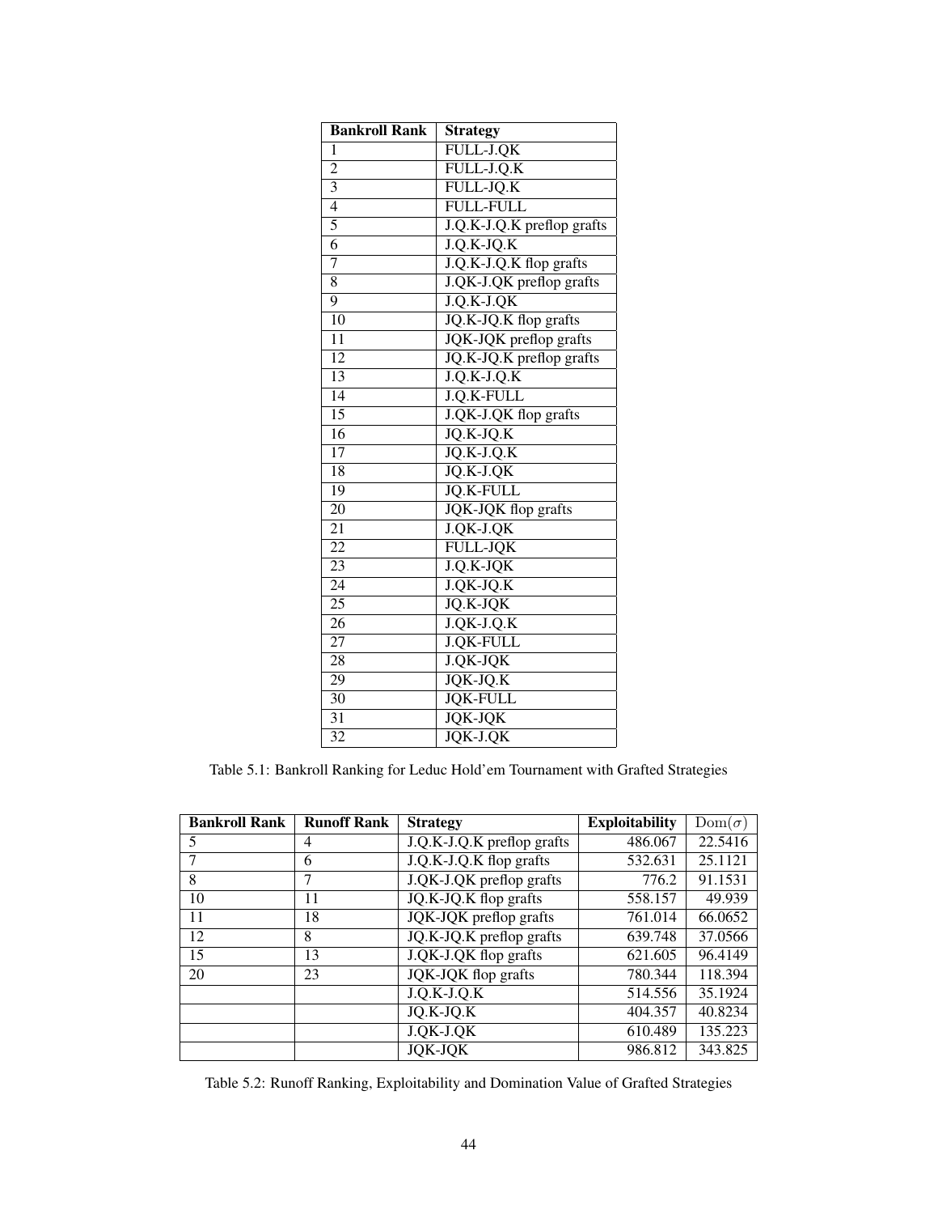| Bankroll Rank | Strategy |
| --- | --- |
| 1 | FULL-J.QK |
| 2 | FULL-J.Q.K |
| 3 | FULL-JQ.K |
| 4 | FULL-FULL |
| 5 | J.Q.K-J.Q.K preflop grafts |
| 6 | J.Q.K-JQ.K |
| 7 | J.Q.K-J.Q.K flop grafts |
| 8 | J.QK-J.QK preflop grafts |
| 9 | J.Q.K-J.QK |
| 10 | JQ.K-JQ.K flop grafts |
| 11 | JQK-JQK preflop grafts |
| 12 | JQ.K-JQ.K preflop grafts |
| 13 | J.Q.K-J.Q.K |
| 14 | J.Q.K-FULL |
| 15 | J.QK-J.QK flop grafts |
| 16 | JQ.K-JQ.K |
| 17 | JQ.K-J.Q.K |
| 18 | JQ.K-J.QK |
| 19 | JQ.K-FULL |
| 20 | JQK-JQK flop grafts |
| 21 | J.QK-J.QK |
| 22 | FULL-JQK |
| 23 | J.Q.K-JQK |
| 24 | J.QK-JQ.K |
| 25 | JQ.K-JQK |
| 26 | J.QK-J.Q.K |
| 27 | J.QK-FULL |
| 28 | J.QK-JQK |
| 29 | JQK-JQ.K |
| 30 | JQK-FULL |
| 31 | JQK-JQK |
| 32 | JQK-J.QK |

Table 5.1: Bankroll Ranking for Leduc Hold'em Tournament with Grafted Strategies

| Bankroll Rank | Runoff Rank | Strategy | Exploitability | $\text{Dom}(\sigma)$ |
| --- | --- | --- | --- | --- |
| 5 | 4 | J.Q.K-J.Q.K preflop grafts | 486.067 | 22.5416 |
| 7 | 6 | J.Q.K-J.Q.K flop grafts | 532.631 | 25.1121 |
| 8 | 7 | J.QK-J.QK preflop grafts | 776.2 | 91.1531 |
| 10 | 11 | JQ.K-JQ.K flop grafts | 558.157 | 49.939 |
| 11 | 18 | JQK-JQK preflop grafts | 761.014 | 66.0652 |
| 12 | 8 | JQ.K-JQ.K preflop grafts | 639.748 | 37.0566 |
| 15 | 13 | J.QK-J.QK flop grafts | 621.605 | 96.4149 |
| 20 | 23 | JQK-JQK flop grafts | 780.344 | 118.394 |
| | | J.Q.K-J.Q.K | 514.556 | 35.1924 |
| | | JQ.K-JQ.K | 404.357 | 40.8234 |
| | | J.QK-J.QK | 610.489 | 135.223 |
| | | JQK-JQK | 986.812 | 343.825 |

Table 5.2: Runoff Ranking, Exploitability and Domination Value of Grafted Strategies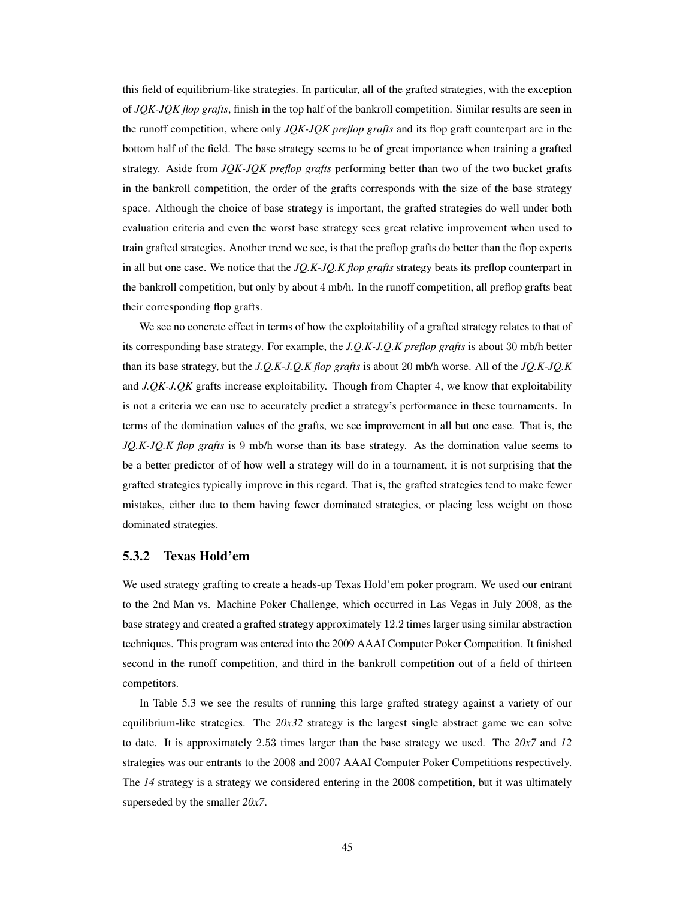this field of equilibrium-like strategies. In particular, all of the grafted strategies, with the exception of *JQK-JQK flop grafts*, finish in the top half of the bankroll competition. Similar results are seen in the runoff competition, where only *JQK-JQK preflop grafts* and its flop graft counterpart are in the bottom half of the field. The base strategy seems to be of great importance when training a grafted strategy. Aside from *JQK-JQK preflop grafts* performing better than two of the two bucket grafts in the bankroll competition, the order of the grafts corresponds with the size of the base strategy space. Although the choice of base strategy is important, the grafted strategies do well under both evaluation criteria and even the worst base strategy sees great relative improvement when used to train grafted strategies. Another trend we see, is that the preflop grafts do better than the flop experts in all but one case. We notice that the *JQ.K-JQ.K flop grafts* strategy beats its preflop counterpart in the bankroll competition, but only by about 4 mb/h. In the runoff competition, all preflop grafts beat their corresponding flop grafts.

We see no concrete effect in terms of how the exploitability of a grafted strategy relates to that of its corresponding base strategy. For example, the *J.Q.K-J.Q.K preflop grafts* is about 30 mb/h better than its base strategy, but the *J.Q.K-J.Q.K flop grafts* is about 20 mb/h worse. All of the *JQ.K-JQ.K* and *J.QK-J.QK* grafts increase exploitability. Though from Chapter 4, we know that exploitability is not a criteria we can use to accurately predict a strategy's performance in these tournaments. In terms of the domination values of the grafts, we see improvement in all but one case. That is, the *JQ.K-JQ.K flop grafts* is 9 mb/h worse than its base strategy. As the domination value seems to be a better predictor of of how well a strategy will do in a tournament, it is not surprising that the grafted strategies typically improve in this regard. That is, the grafted strategies tend to make fewer mistakes, either due to them having fewer dominated strategies, or placing less weight on those dominated strategies.

### 5.3.2 Texas Hold'em

We used strategy grafting to create a heads-up Texas Hold'em poker program. We used our entrant to the 2nd Man vs. Machine Poker Challenge, which occurred in Las Vegas in July 2008, as the base strategy and created a grafted strategy approximately 12.2 times larger using similar abstraction techniques. This program was entered into the 2009 AAAI Computer Poker Competition. It finished second in the runoff competition, and third in the bankroll competition out of a field of thirteen competitors.

In Table 5.3 we see the results of running this large grafted strategy against a variety of our equilibrium-like strategies. The *20x32* strategy is the largest single abstract game we can solve to date. It is approximately 2.53 times larger than the base strategy we used. The *20x7* and *12* strategies was our entrants to the 2008 and 2007 AAAI Computer Poker Competitions respectively. The *14* strategy is a strategy we considered entering in the 2008 competition, but it was ultimately superseded by the smaller *20x7*.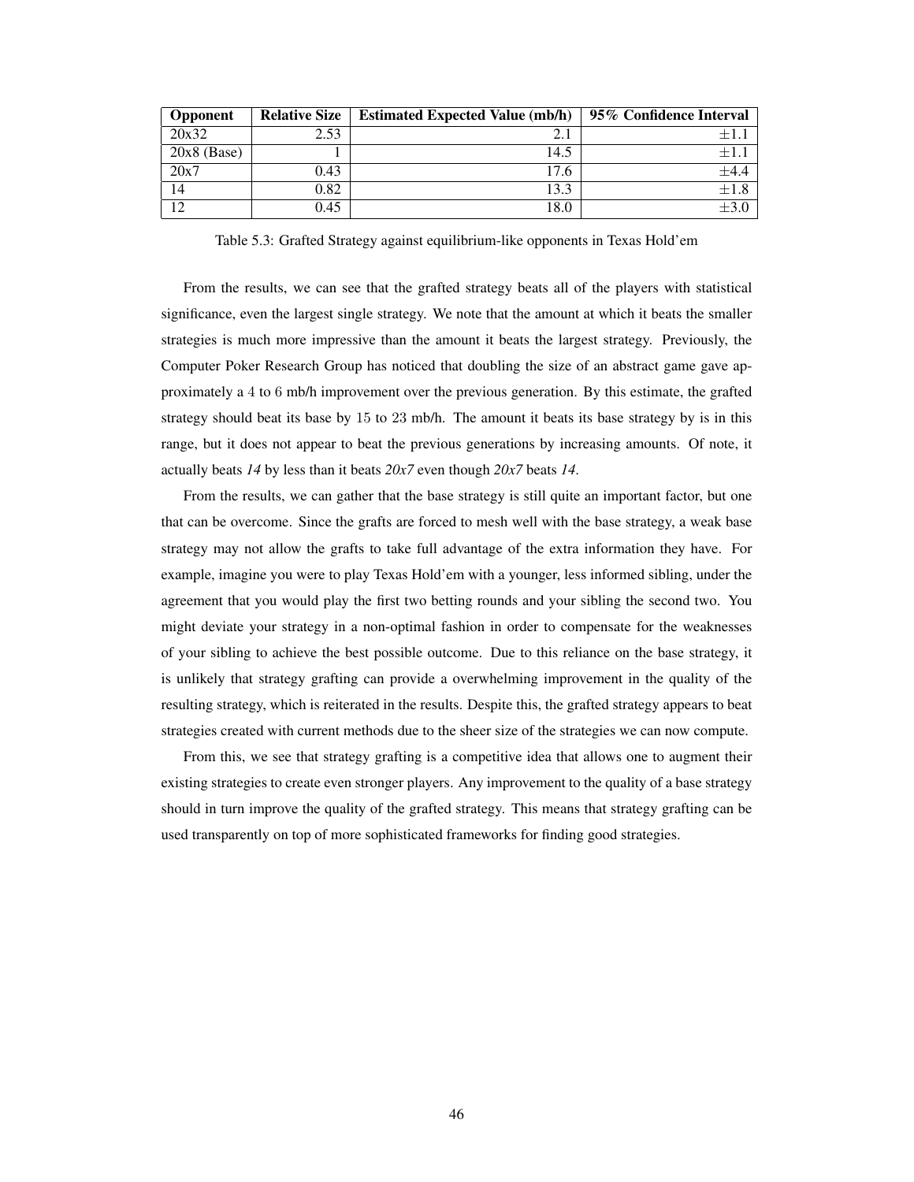| Opponent | Relative Size | Estimated Expected Value (mb/h) | 95% Confidence Interval |
|---|---|---|---|
| 20x32 | 2.53 | 2.1 | $\pm 1.1$ |
| 20x8 (Base) | 1 | 14.5 | $\pm 1.1$ |
| 20x7 | 0.43 | 17.6 | $\pm 4.4$ |
| 14 | 0.82 | 13.3 | $\pm 1.8$ |
| 12 | 0.45 | 18.0 | $\pm 3.0$ |

Table 5.3: Grafted Strategy against equilibrium-like opponents in Texas Hold'em

From the results, we can see that the grafted strategy beats all of the players with statistical significance, even the largest single strategy. We note that the amount at which it beats the smaller strategies is much more impressive than the amount it beats the largest strategy. Previously, the Computer Poker Research Group has noticed that doubling the size of an abstract game gave approximately a 4 to 6 mb/h improvement over the previous generation. By this estimate, the grafted strategy should beat its base by 15 to 23 mb/h. The amount it beats its base strategy by is in this range, but it does not appear to beat the previous generations by increasing amounts. Of note, it actually beats *14* by less than it beats *20x7* even though *20x7* beats *14*.

From the results, we can gather that the base strategy is still quite an important factor, but one that can be overcome. Since the grafts are forced to mesh well with the base strategy, a weak base strategy may not allow the grafts to take full advantage of the extra information they have. For example, imagine you were to play Texas Hold'em with a younger, less informed sibling, under the agreement that you would play the first two betting rounds and your sibling the second two. You might deviate your strategy in a non-optimal fashion in order to compensate for the weaknesses of your sibling to achieve the best possible outcome. Due to this reliance on the base strategy, it is unlikely that strategy grafting can provide a overwhelming improvement in the quality of the resulting strategy, which is reiterated in the results. Despite this, the grafted strategy appears to beat strategies created with current methods due to the sheer size of the strategies we can now compute.

From this, we see that strategy grafting is a competitive idea that allows one to augment their existing strategies to create even stronger players. Any improvement to the quality of a base strategy should in turn improve the quality of the grafted strategy. This means that strategy grafting can be used transparently on top of more sophisticated frameworks for finding good strategies.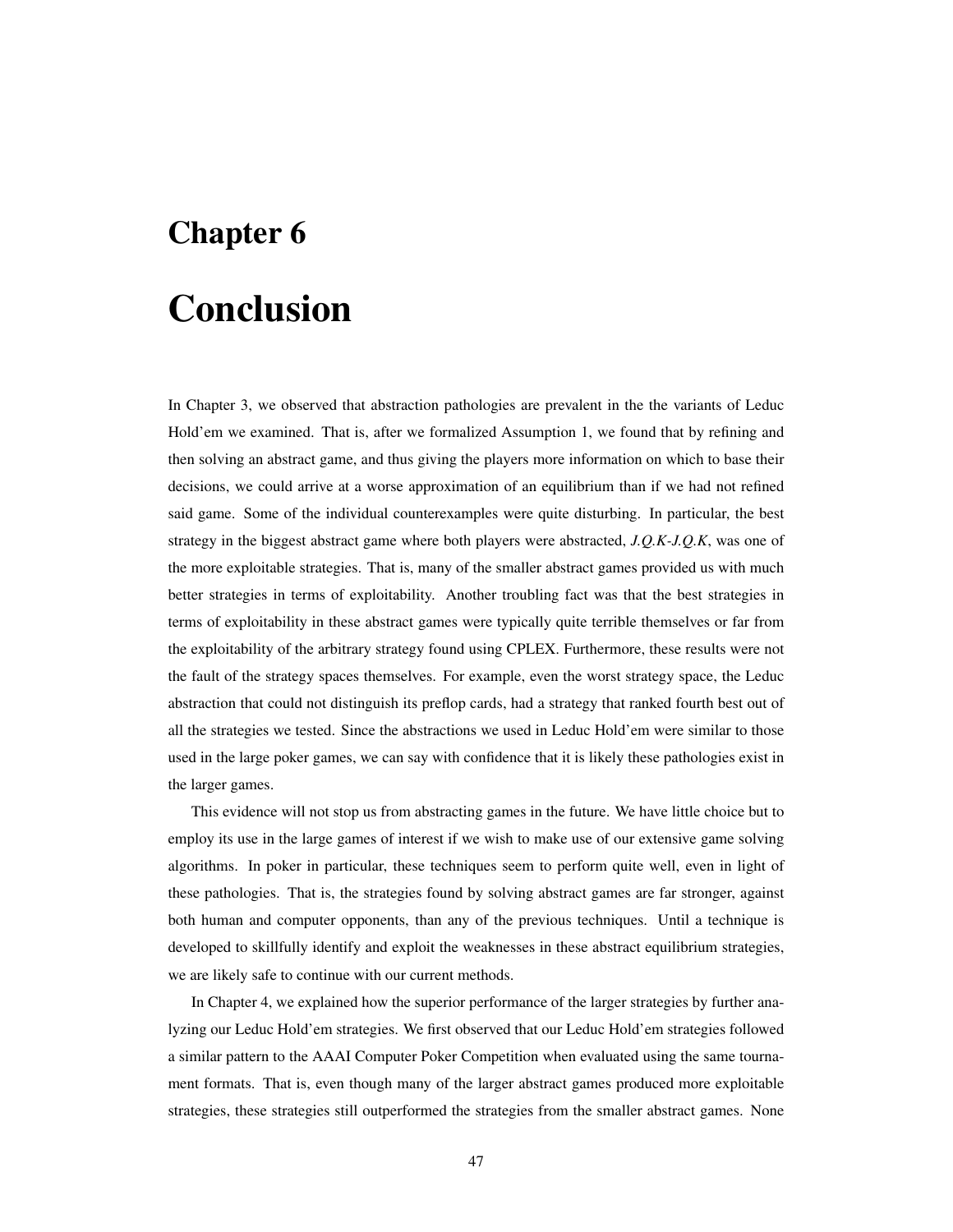# Chapter 6

# Conclusion

In Chapter 3, we observed that abstraction pathologies are prevalent in the the variants of Leduc Hold'em we examined. That is, after we formalized Assumption 1, we found that by refining and then solving an abstract game, and thus giving the players more information on which to base their decisions, we could arrive at a worse approximation of an equilibrium than if we had not refined said game. Some of the individual counterexamples were quite disturbing. In particular, the best strategy in the biggest abstract game where both players were abstracted, *J.Q.K-J.Q.K*, was one of the more exploitable strategies. That is, many of the smaller abstract games provided us with much better strategies in terms of exploitability. Another troubling fact was that the best strategies in terms of exploitability in these abstract games were typically quite terrible themselves or far from the exploitability of the arbitrary strategy found using CPLEX. Furthermore, these results were not the fault of the strategy spaces themselves. For example, even the worst strategy space, the Leduc abstraction that could not distinguish its preflop cards, had a strategy that ranked fourth best out of all the strategies we tested. Since the abstractions we used in Leduc Hold'em were similar to those used in the large poker games, we can say with confidence that it is likely these pathologies exist in the larger games.

This evidence will not stop us from abstracting games in the future. We have little choice but to employ its use in the large games of interest if we wish to make use of our extensive game solving algorithms. In poker in particular, these techniques seem to perform quite well, even in light of these pathologies. That is, the strategies found by solving abstract games are far stronger, against both human and computer opponents, than any of the previous techniques. Until a technique is developed to skillfully identify and exploit the weaknesses in these abstract equilibrium strategies, we are likely safe to continue with our current methods.

In Chapter 4, we explained how the superior performance of the larger strategies by further analyzing our Leduc Hold'em strategies. We first observed that our Leduc Hold'em strategies followed a similar pattern to the AAAI Computer Poker Competition when evaluated using the same tournament formats. That is, even though many of the larger abstract games produced more exploitable strategies, these strategies still outperformed the strategies from the smaller abstract games. None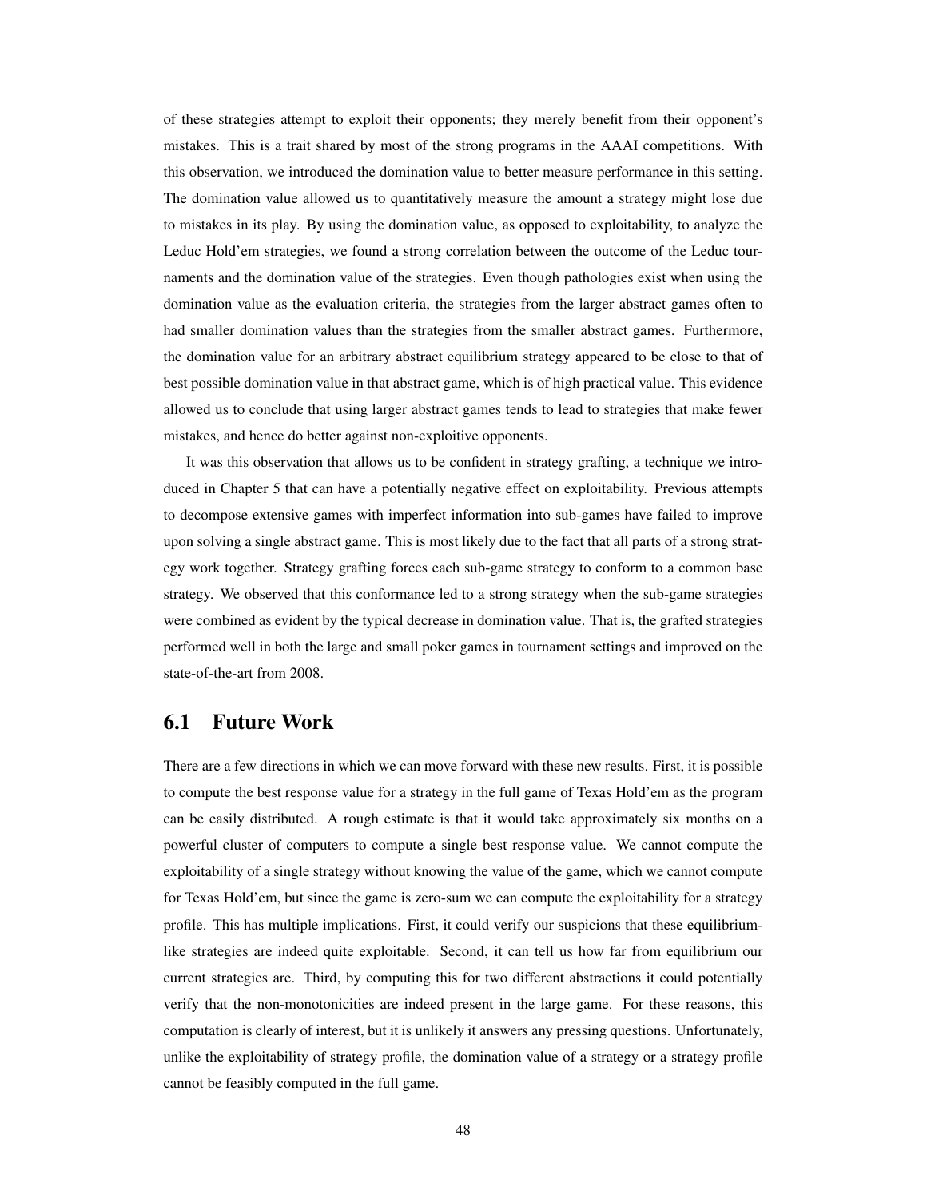of these strategies attempt to exploit their opponents; they merely benefit from their opponent's mistakes. This is a trait shared by most of the strong programs in the AAAI competitions. With this observation, we introduced the domination value to better measure performance in this setting. The domination value allowed us to quantitatively measure the amount a strategy might lose due to mistakes in its play. By using the domination value, as opposed to exploitability, to analyze the Leduc Hold'em strategies, we found a strong correlation between the outcome of the Leduc tournaments and the domination value of the strategies. Even though pathologies exist when using the domination value as the evaluation criteria, the strategies from the larger abstract games often to had smaller domination values than the strategies from the smaller abstract games. Furthermore, the domination value for an arbitrary abstract equilibrium strategy appeared to be close to that of best possible domination value in that abstract game, which is of high practical value. This evidence allowed us to conclude that using larger abstract games tends to lead to strategies that make fewer mistakes, and hence do better against non-exploitive opponents.

It was this observation that allows us to be confident in strategy grafting, a technique we introduced in Chapter 5 that can have a potentially negative effect on exploitability. Previous attempts to decompose extensive games with imperfect information into sub-games have failed to improve upon solving a single abstract game. This is most likely due to the fact that all parts of a strong strategy work together. Strategy grafting forces each sub-game strategy to conform to a common base strategy. We observed that this conformance led to a strong strategy when the sub-game strategies were combined as evident by the typical decrease in domination value. That is, the grafted strategies performed well in both the large and small poker games in tournament settings and improved on the state-of-the-art from 2008.

## 6.1 Future Work

There are a few directions in which we can move forward with these new results. First, it is possible to compute the best response value for a strategy in the full game of Texas Hold'em as the program can be easily distributed. A rough estimate is that it would take approximately six months on a powerful cluster of computers to compute a single best response value. We cannot compute the exploitability of a single strategy without knowing the value of the game, which we cannot compute for Texas Hold'em, but since the game is zero-sum we can compute the exploitability for a strategy profile. This has multiple implications. First, it could verify our suspicions that these equilibrium-like strategies are indeed quite exploitable. Second, it can tell us how far from equilibrium our current strategies are. Third, by computing this for two different abstractions it could potentially verify that the non-monotonicities are indeed present in the large game. For these reasons, this computation is clearly of interest, but it is unlikely it answers any pressing questions. Unfortunately, unlike the exploitability of strategy profile, the domination value of a strategy or a strategy profile cannot be feasibly computed in the full game.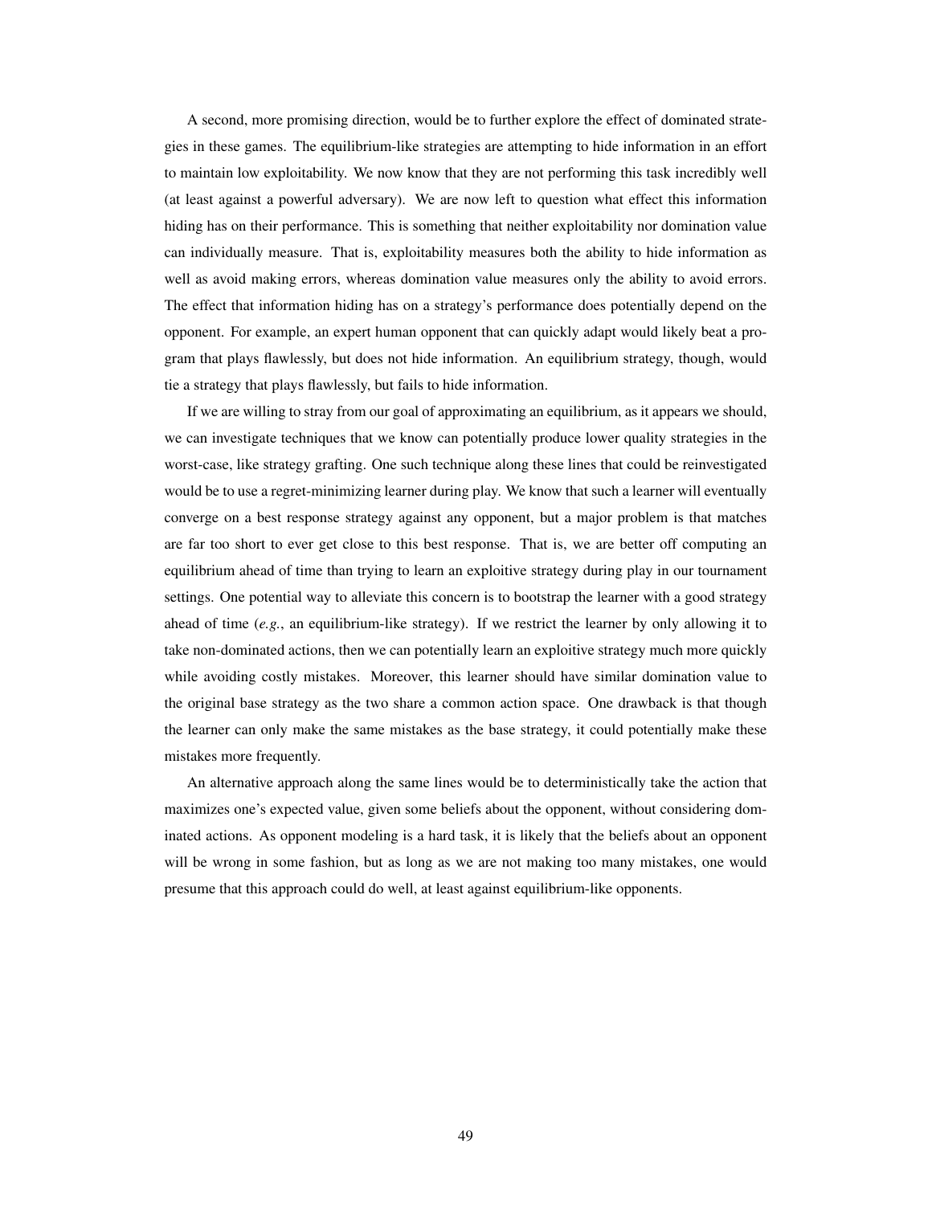A second, more promising direction, would be to further explore the effect of dominated strategies in these games. The equilibrium-like strategies are attempting to hide information in an effort to maintain low exploitability. We now know that they are not performing this task incredibly well (at least against a powerful adversary). We are now left to question what effect this information hiding has on their performance. This is something that neither exploitability nor domination value can individually measure. That is, exploitability measures both the ability to hide information as well as avoid making errors, whereas domination value measures only the ability to avoid errors. The effect that information hiding has on a strategy's performance does potentially depend on the opponent. For example, an expert human opponent that can quickly adapt would likely beat a program that plays flawlessly, but does not hide information. An equilibrium strategy, though, would tie a strategy that plays flawlessly, but fails to hide information.

If we are willing to stray from our goal of approximating an equilibrium, as it appears we should, we can investigate techniques that we know can potentially produce lower quality strategies in the worst-case, like strategy grafting. One such technique along these lines that could be reinvestigated would be to use a regret-minimizing learner during play. We know that such a learner will eventually converge on a best response strategy against any opponent, but a major problem is that matches are far too short to ever get close to this best response. That is, we are better off computing an equilibrium ahead of time than trying to learn an exploitive strategy during play in our tournament settings. One potential way to alleviate this concern is to bootstrap the learner with a good strategy ahead of time (*e.g.*, an equilibrium-like strategy). If we restrict the learner by only allowing it to take non-dominated actions, then we can potentially learn an exploitive strategy much more quickly while avoiding costly mistakes. Moreover, this learner should have similar domination value to the original base strategy as the two share a common action space. One drawback is that though the learner can only make the same mistakes as the base strategy, it could potentially make these mistakes more frequently.

An alternative approach along the same lines would be to deterministically take the action that maximizes one's expected value, given some beliefs about the opponent, without considering dominated actions. As opponent modeling is a hard task, it is likely that the beliefs about an opponent will be wrong in some fashion, but as long as we are not making too many mistakes, one would presume that this approach could do well, at least against equilibrium-like opponents.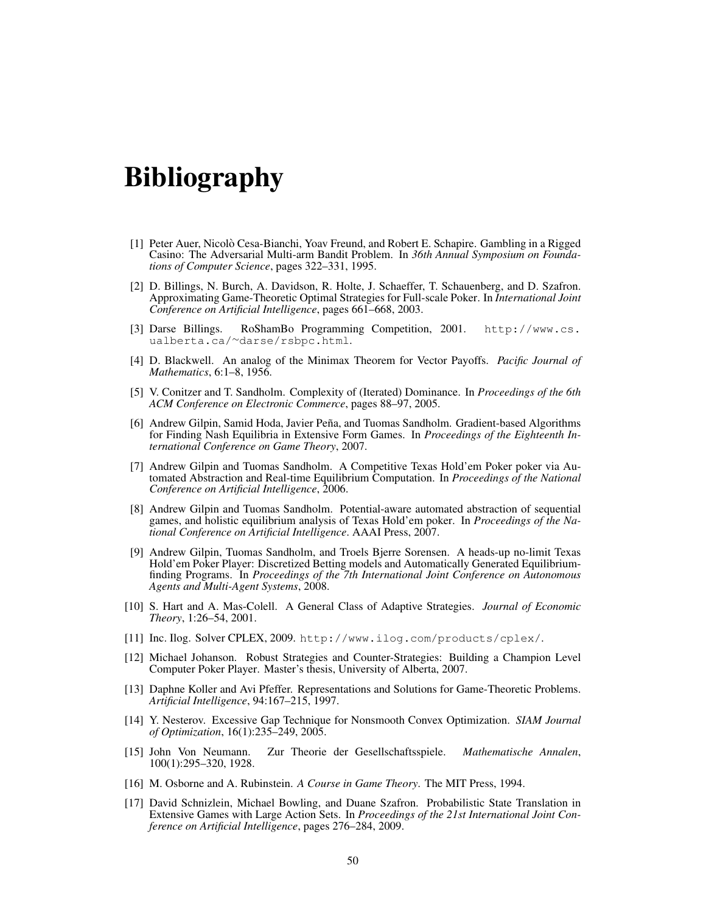# Bibliography

[1] Peter Auer, Nicolò Cesa-Bianchi, Yoav Freund, and Robert E. Schapire. Gambling in a Rigged Casino: The Adversarial Multi-arm Bandit Problem. In *36th Annual Symposium on Foundations of Computer Science*, pages 322–331, 1995.

[2] D. Billings, N. Burch, A. Davidson, R. Holte, J. Schaeffer, T. Schauenberg, and D. Szafron. Approximating Game-Theoretic Optimal Strategies for Full-scale Poker. In *International Joint Conference on Artificial Intelligence*, pages 661–668, 2003.

[3] Darse Billings. RoShamBo Programming Competition, 2001. `http://www.cs.ualberta.ca/~darse/rsbpc.html`.

[4] D. Blackwell. An analog of the Minimax Theorem for Vector Payoffs. *Pacific Journal of Mathematics*, 6:1–8, 1956.

[5] V. Conitzer and T. Sandholm. Complexity of (Iterated) Dominance. In *Proceedings of the 6th ACM Conference on Electronic Commerce*, pages 88–97, 2005.

[6] Andrew Gilpin, Samid Hoda, Javier Peña, and Tuomas Sandholm. Gradient-based Algorithms for Finding Nash Equilibria in Extensive Form Games. In *Proceedings of the Eighteenth International Conference on Game Theory*, 2007.

[7] Andrew Gilpin and Tuomas Sandholm. A Competitive Texas Hold'em Poker poker via Automated Abstraction and Real-time Equilibrium Computation. In *Proceedings of the National Conference on Artificial Intelligence*, 2006.

[8] Andrew Gilpin and Tuomas Sandholm. Potential-aware automated abstraction of sequential games, and holistic equilibrium analysis of Texas Hold'em poker. In *Proceedings of the National Conference on Artificial Intelligence*. AAAI Press, 2007.

[9] Andrew Gilpin, Tuomas Sandholm, and Troels Bjerre Sorensen. A heads-up no-limit Texas Hold'em Poker Player: Discretized Betting models and Automatically Generated Equilibrium-finding Programs. In *Proceedings of the 7th International Joint Conference on Autonomous Agents and Multi-Agent Systems*, 2008.

[10] S. Hart and A. Mas-Colell. A General Class of Adaptive Strategies. *Journal of Economic Theory*, 1:26–54, 2001.

[11] Inc. Ilog. Solver CPLEX, 2009. `http://www.ilog.com/products/cplex/`.

[12] Michael Johanson. Robust Strategies and Counter-Strategies: Building a Champion Level Computer Poker Player. Master's thesis, University of Alberta, 2007.

[13] Daphne Koller and Avi Pfeffer. Representations and Solutions for Game-Theoretic Problems. *Artificial Intelligence*, 94:167–215, 1997.

[14] Y. Nesterov. Excessive Gap Technique for Nonsmooth Convex Optimization. *SIAM Journal of Optimization*, 16(1):235–249, 2005.

[15] John Von Neumann. Zur Theorie der Gesellschaftsspiele. *Mathematische Annalen*, 100(1):295–320, 1928.

[16] M. Osborne and A. Rubinstein. *A Course in Game Theory*. The MIT Press, 1994.

[17] David Schnizlein, Michael Bowling, and Duane Szafron. Probabilistic State Translation in Extensive Games with Large Action Sets. In *Proceedings of the 21st International Joint Conference on Artificial Intelligence*, pages 276–284, 2009.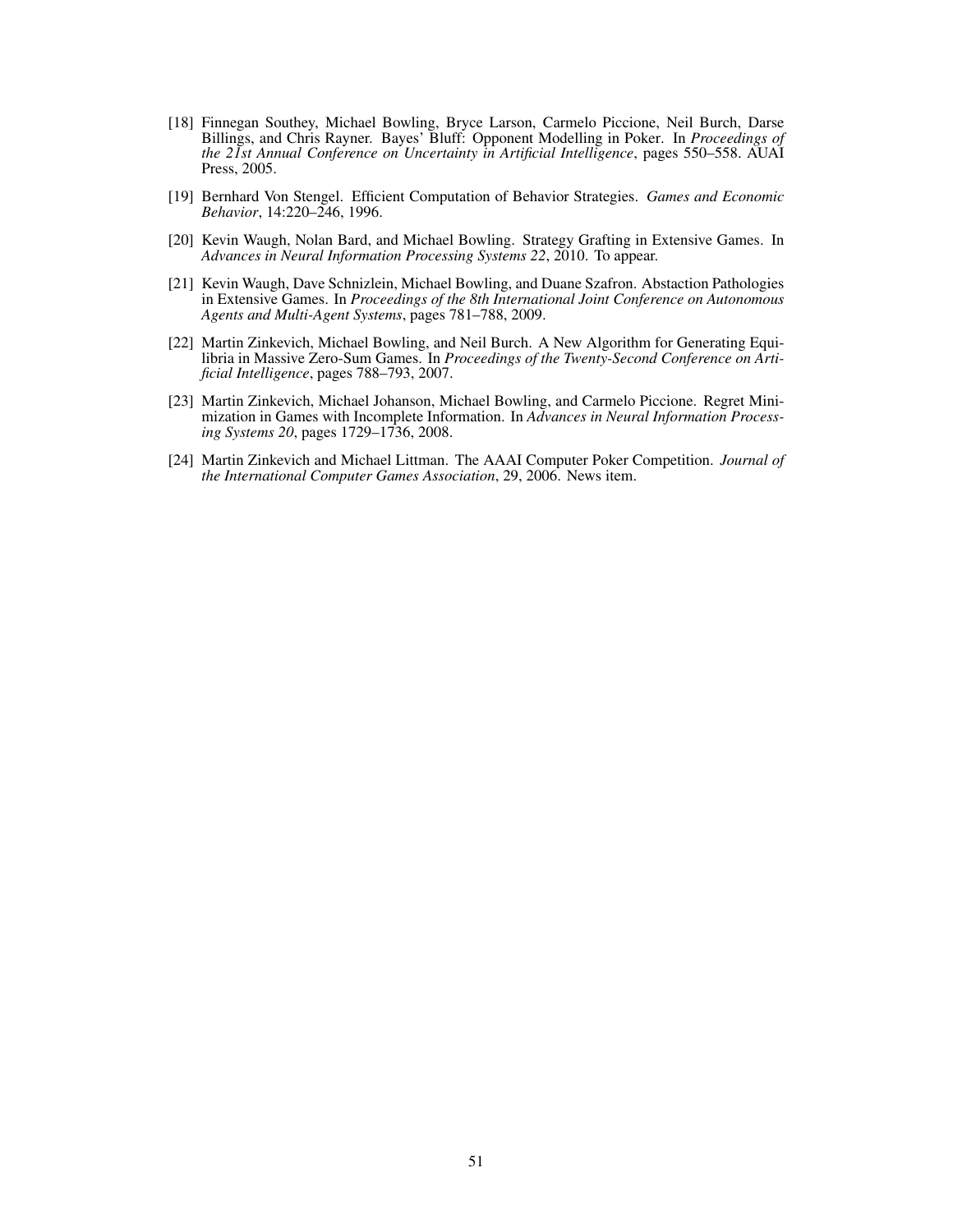[18] Finnegan Southey, Michael Bowling, Bryce Larson, Carmelo Piccione, Neil Burch, Darse Billings, and Chris Rayner. Bayes' Bluff: Opponent Modelling in Poker. In *Proceedings of the 21st Annual Conference on Uncertainty in Artificial Intelligence*, pages 550–558. AUAI Press, 2005.

[19] Bernhard Von Stengel. Efficient Computation of Behavior Strategies. *Games and Economic Behavior*, 14:220–246, 1996.

[20] Kevin Waugh, Nolan Bard, and Michael Bowling. Strategy Grafting in Extensive Games. In *Advances in Neural Information Processing Systems 22*, 2010. To appear.

[21] Kevin Waugh, Dave Schnizlein, Michael Bowling, and Duane Szafron. Abstaction Pathologies in Extensive Games. In *Proceedings of the 8th International Joint Conference on Autonomous Agents and Multi-Agent Systems*, pages 781–788, 2009.

[22] Martin Zinkevich, Michael Bowling, and Neil Burch. A New Algorithm for Generating Equilibria in Massive Zero-Sum Games. In *Proceedings of the Twenty-Second Conference on Artificial Intelligence*, pages 788–793, 2007.

[23] Martin Zinkevich, Michael Johanson, Michael Bowling, and Carmelo Piccione. Regret Minimization in Games with Incomplete Information. In *Advances in Neural Information Processing Systems 20*, pages 1729–1736, 2008.

[24] Martin Zinkevich and Michael Littman. The AAAI Computer Poker Competition. *Journal of the International Computer Games Association*, 29, 2006. News item.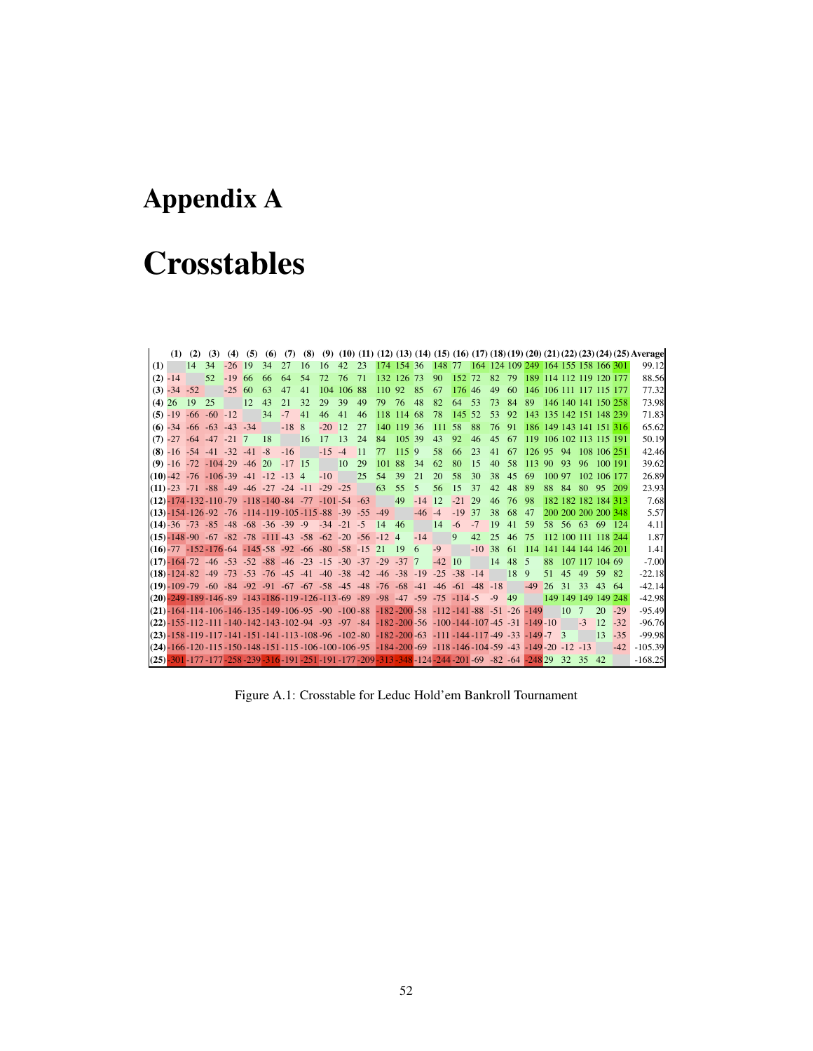# Appendix A

# Crosstables

| | (1) | (2) | (3) | (4) | (5) | (6) | (7) | (8) | (9) | (10) | (11) | (12) | (13) | (14) | (15) | (16) | (17) | (18) | (19) | (20) | (21) | (22) | (23) | (24) | (25) | Average |
|---|---|---|---|---|---|---|---|---|---|---|---|---|---|---|---|---|---|---|---|---|---|---|---|---|---|---|
| **(1)** | | 14 | 34 | -26 | 19 | 34 | 27 | 16 | 16 | 42 | 23 | 174 | 154 | 36 | 148 | 77 | 164 | 124 | 109 | 249 | 164 | 155 | 158 | 166 | 301 | 99.12 |
| **(2)** | -14 | | 52 | -19 | 66 | 66 | 64 | 54 | 72 | 76 | 71 | 132 | 126 | 73 | 90 | 152 | 72 | 82 | 79 | 189 | 114 | 112 | 119 | 120 | 177 | 88.56 |
| **(3)** | -34 | -52 | | -25 | 60 | 63 | 47 | 41 | 104 | 106 | 88 | 110 | 92 | 85 | 67 | 176 | 46 | 49 | 60 | 146 | 106 | 111 | 117 | 115 | 177 | 77.32 |
| **(4)** | 26 | 19 | 25 | | 12 | 43 | 21 | 32 | 29 | 39 | 49 | 79 | 76 | 48 | 82 | 64 | 53 | 73 | 84 | 89 | 146 | 140 | 141 | 150 | 258 | 73.98 |
| **(5)** | -19 | -66 | -60 | -12 | | 34 | -7 | 41 | 46 | 41 | 46 | 118 | 114 | 68 | 78 | 145 | 52 | 53 | 92 | 143 | 135 | 142 | 151 | 148 | 239 | 71.83 |
| **(6)** | -34 | -66 | -63 | -43 | -34 | | -18 | 8 | -20 | 12 | 27 | 140 | 119 | 36 | 111 | 58 | 88 | 76 | 91 | 186 | 149 | 143 | 141 | 151 | 316 | 65.62 |
| **(7)** | -27 | -64 | -47 | -21 | 7 | 18 | | 16 | 17 | 13 | 24 | 84 | 105 | 39 | 43 | 92 | 46 | 45 | 67 | 119 | 106 | 102 | 113 | 115 | 191 | 50.19 |
| **(8)** | -16 | -54 | -41 | -32 | -41 | -8 | -16 | | -15 | -4 | 11 | 77 | 115 | 9 | 58 | 66 | 23 | 41 | 67 | 126 | 95 | 94 | 108 | 106 | 251 | 42.46 |
| **(9)** | -16 | -72 | -104 | -29 | -46 | 20 | -17 | 15 | | 10 | 29 | 101 | 88 | 34 | 62 | 80 | 15 | 40 | 58 | 113 | 90 | 93 | 96 | 100 | 191 | 39.62 |
| **(10)** | -42 | -76 | -106 | -39 | -41 | -12 | -13 | 4 | -10 | | 25 | 54 | 39 | 21 | 20 | 58 | 30 | 38 | 45 | 69 | 100 | 97 | 102 | 106 | 177 | 26.89 |
| **(11)** | -23 | -71 | -88 | -49 | -46 | -27 | -24 | -11 | -29 | -25 | | 63 | 55 | 5 | 56 | 15 | 37 | 42 | 48 | 89 | 88 | 84 | 80 | 95 | 209 | 23.93 |
| **(12)** | -174 | -132 | -110 | -79 | -118 | -140 | -84 | -77 | -101 | -54 | -63 | | 49 | -14 | 12 | -21 | 29 | 46 | 76 | 98 | 182 | 182 | 182 | 184 | 313 | 7.68 |
| **(13)** | -154 | -126 | -92 | -76 | -114 | -119 | -105 | -115 | -88 | -39 | -55 | -49 | | -46 | -4 | -19 | 37 | 38 | 68 | 47 | 200 | 200 | 200 | 200 | 348 | 5.57 |
| **(14)** | -36 | -73 | -85 | -48 | -68 | -36 | -39 | -9 | -34 | -21 | -5 | 14 | 46 | | 14 | -6 | -7 | 19 | 41 | 59 | 58 | 56 | 63 | 69 | 124 | 4.11 |
| **(15)** | -148 | -90 | -67 | -82 | -78 | -111 | -43 | -58 | -62 | -20 | -56 | -12 | 4 | -14 | | 9 | 42 | 25 | 46 | 75 | 112 | 100 | 111 | 118 | 244 | 1.87 |
| **(16)** | -77 | -152 | -176 | -64 | -145 | -58 | -92 | -66 | -80 | -58 | -15 | 21 | 19 | 6 | -9 | | -10 | 38 | 61 | 114 | 141 | 144 | 144 | 146 | 201 | 1.41 |
| **(17)** | -164 | -72 | -46 | -53 | -52 | -88 | -46 | -23 | -15 | -30 | -37 | -29 | -37 | 7 | -42 | 10 | | 14 | 48 | 5 | 88 | 107 | 117 | 104 | 69 | -7.00 |
| **(18)** | -124 | -82 | -49 | -73 | -53 | -76 | -45 | -41 | -40 | -38 | -42 | -46 | -38 | -19 | -25 | -38 | -14 | | 18 | 9 | 51 | 45 | 49 | 59 | 82 | -22.18 |
| **(19)** | -109 | -79 | -60 | -84 | -92 | -91 | -67 | -67 | -58 | -45 | -48 | -76 | -68 | -41 | -46 | -61 | -48 | -18 | | -49 | 26 | 31 | 33 | 43 | 64 | -42.14 |
| **(20)** | -249 | -189 | -146 | -89 | -143 | -186 | -119 | -126 | -113 | -69 | -89 | -98 | -47 | -59 | -75 | -114 | -5 | -9 | 49 | | 149 | 149 | 149 | 149 | 248 | -42.98 |
| **(21)** | -164 | -114 | -106 | -146 | -135 | -149 | -106 | -95 | -90 | -100 | -88 | -182 | -200 | -58 | -112 | -141 | -88 | -51 | -26 | -149 | | 10 | 7 | 20 | -29 | -95.49 |
| **(22)** | -155 | -112 | -111 | -140 | -142 | -143 | -102 | -94 | -93 | -97 | -84 | -182 | -200 | -56 | -100 | -144 | -107 | -45 | -31 | -149 | -10 | | -3 | 12 | -32 | -96.76 |
| **(23)** | -158 | -119 | -117 | -141 | -151 | -141 | -113 | -108 | -96 | -102 | -80 | -182 | -200 | -63 | -111 | -144 | -117 | -49 | -33 | -149 | -7 | 3 | | 13 | -35 | -99.98 |
| **(24)** | -166 | -120 | -115 | -150 | -148 | -151 | -115 | -106 | -100 | -106 | -95 | -184 | -200 | -69 | -118 | -146 | -104 | -59 | -43 | -149 | -20 | -12 | -13 | | -42 | -105.39 |
| **(25)** | -301 | -177 | -177 | -258 | -239 | -316 | -191 | -251 | -191 | -177 | -209 | -313 | -348 | -124 | -244 | -201 | -69 | -82 | -64 | -248 | 29 | 32 | 35 | 42 | | -168.25 |

Figure A.1: Crosstable for Leduc Hold'em Bankroll Tournament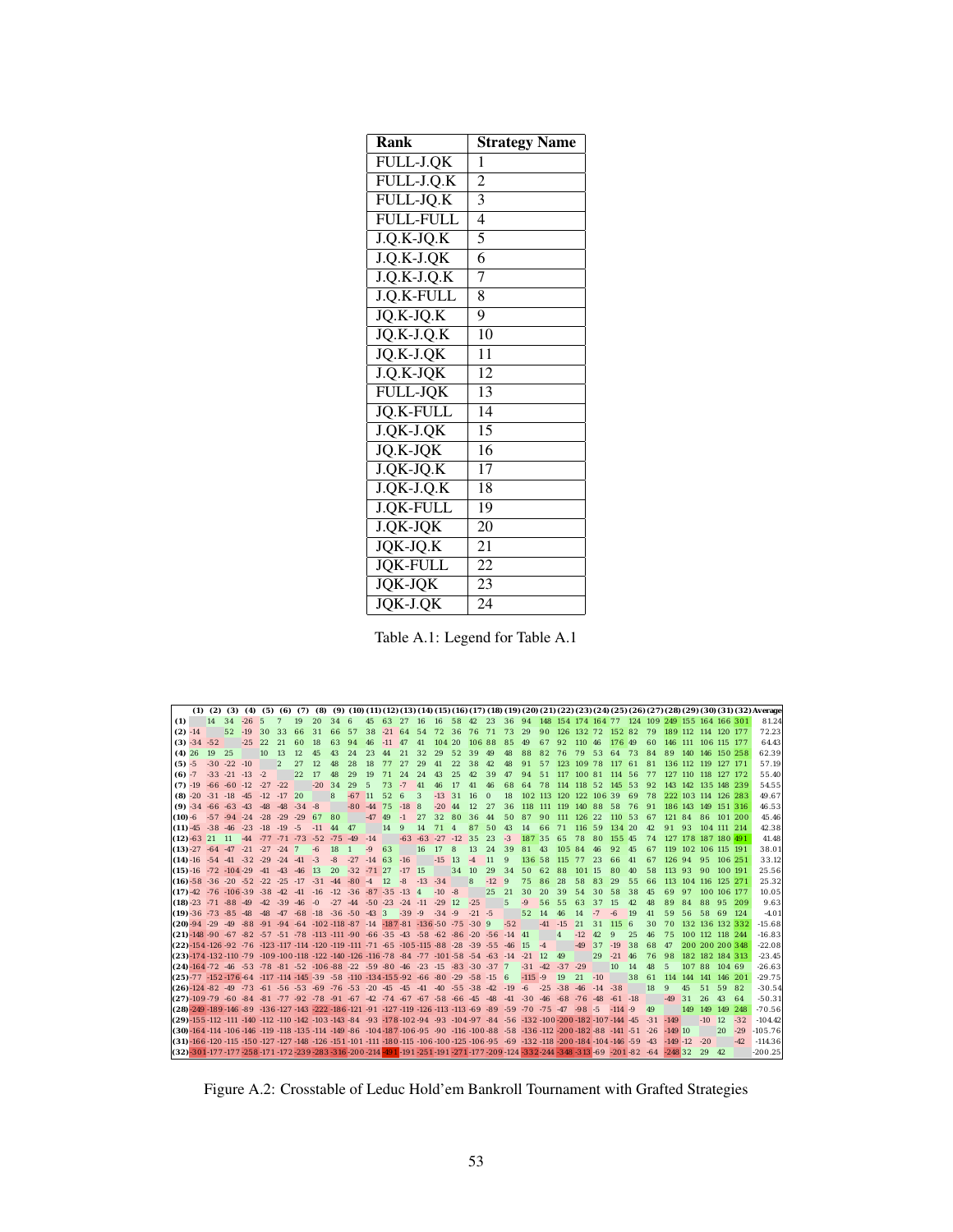| Rank | Strategy Name |
|---|---|
| FULL-J.QK | 1 |
| FULL-J.Q.K | 2 |
| FULL-JQ.K | 3 |
| FULL-FULL | 4 |
| J.Q.K-JQ.K | 5 |
| J.Q.K-J.QK | 6 |
| J.Q.K-J.Q.K | 7 |
| J.Q.K-FULL | 8 |
| JQ.K-JQ.K | 9 |
| JQ.K-J.Q.K | 10 |
| JQ.K-J.QK | 11 |
| J.Q.K-JQK | 12 |
| FULL-JQK | 13 |
| JQ.K-FULL | 14 |
| J.QK-J.QK | 15 |
| JQ.K-JQK | 16 |
| J.QK-JQ.K | 17 |
| J.QK-J.Q.K | 18 |
| J.QK-FULL | 19 |
| J.QK-JQK | 20 |
| JQK-JQ.K | 21 |
| JQK-FULL | 22 |
| JQK-JQK | 23 |
| JQK-J.QK | 24 |

Table A.1: Legend for Table A.1

| | (1) | (2) | (3) | (4) | (5) | (6) | (7) | (8) | (9) | (10) | (11) | (12) | (13) | (14) | (15) | (16) | (17) | (18) | (19) | (20) | (21) | (22) | (23) | (24) | (25) | (26) | (27) | (28) | (29) | (30) | (31) | (32) | Average |
|---|---|---|---|---|---|---|---|---|---|---|---|---|---|---|---|---|---|---|---|---|---|---|---|---|---|---|---|---|---|---|---|---|---|
| (1) | | 14 | 34 | -26 | 5 | 7 | 19 | 20 | 34 | 6 | 45 | 63 | 27 | 16 | 16 | 58 | 42 | 23 | 36 | 94 | 148 | 154 | 174 | 164 | 77 | 124 | 109 | 249 | 155 | 164 | 166 | 301 | 81.24 |
| (2) | -14 | | 52 | -19 | 30 | 33 | 66 | 31 | 66 | 57 | 38 | -21 | 64 | 54 | 72 | 36 | 76 | 71 | 73 | 29 | 90 | 126 | 132 | 72 | 152 | 82 | 79 | 189 | 112 | 114 | 120 | 177 | 72.23 |
| (3) | -34 | -52 | | -25 | 22 | 21 | 60 | 18 | 63 | 94 | 46 | -11 | 47 | 41 | 104 | 20 | 106 | 88 | 85 | 49 | 67 | 92 | 110 | 46 | 176 | 49 | 60 | 146 | 111 | 106 | 115 | 177 | 64.43 |
| (4) | 26 | 19 | 25 | | 10 | 13 | 12 | 45 | 43 | 24 | 23 | 44 | 21 | 32 | 29 | 52 | 39 | 49 | 48 | 88 | 82 | 76 | 79 | 53 | 64 | 73 | 84 | 89 | 140 | 146 | 150 | 258 | 62.39 |
| (5) | -5 | -30 | -22 | -10 | | 2 | 27 | 12 | 48 | 28 | 18 | 77 | 27 | 29 | 41 | 22 | 38 | 42 | 48 | 91 | 57 | 123 | 109 | 78 | 117 | 61 | 81 | 136 | 112 | 119 | 127 | 171 | 57.19 |
| (6) | -7 | -33 | -21 | -13 | -2 | | 22 | 17 | 48 | 29 | 19 | 71 | 24 | 24 | 43 | 25 | 42 | 39 | 47 | 94 | 51 | 117 | 100 | 81 | 114 | 56 | 77 | 127 | 110 | 118 | 127 | 172 | 55.40 |
| (7) | -19 | -66 | -60 | -12 | -27 | -22 | | -20 | 34 | 29 | 5 | 73 | -7 | 41 | 46 | 17 | 41 | 46 | 68 | 64 | 78 | 114 | 118 | 52 | 145 | 53 | 92 | 143 | 142 | 135 | 148 | 239 | 54.55 |
| (8) | -20 | -31 | -18 | -45 | -12 | -17 | 20 | | 8 | -67 | 11 | 52 | 6 | 3 | -13 | 31 | 16 | 0 | 18 | 102 | 113 | 120 | 122 | 106 | 39 | 69 | 78 | 222 | 103 | 114 | 126 | 283 | 49.67 |
| (9) | -34 | -66 | -63 | -43 | -48 | -48 | -34 | -8 | | -80 | -44 | 75 | -18 | 8 | -20 | 44 | 12 | 27 | 36 | 118 | 111 | 119 | 140 | 88 | 58 | 76 | 91 | 186 | 143 | 149 | 151 | 316 | 46.53 |
| (10) | -6 | -57 | -94 | -24 | -28 | -29 | -29 | 67 | 80 | | -47 | 49 | -1 | 27 | 32 | 80 | 36 | 44 | 50 | 87 | 90 | 111 | 126 | 22 | 110 | 53 | 67 | 121 | 84 | 86 | 101 | 200 | 45.46 |
| (11) | -45 | -38 | -46 | -23 | -18 | -19 | -5 | -11 | 44 | 47 | | 14 | 9 | 14 | 71 | 4 | 87 | 50 | 43 | 14 | 66 | 71 | 116 | 59 | 134 | 20 | 42 | 91 | 93 | 104 | 111 | 214 | 42.38 |
| (12) | -63 | 21 | 11 | -44 | -77 | -71 | -73 | -52 | -75 | -49 | -14 | | -63 | -63 | -27 | -12 | 35 | 23 | -3 | 187 | 35 | 65 | 78 | 80 | 155 | 45 | 74 | 127 | 178 | 187 | 180 | 491 | 41.48 |
| (13) | -27 | -64 | -47 | -21 | -27 | -24 | 7 | -6 | 18 | 1 | -9 | 63 | | 16 | 17 | 8 | 13 | 24 | 39 | 81 | 43 | 105 | 84 | 46 | 92 | 45 | 67 | 119 | 102 | 106 | 115 | 191 | 38.01 |
| (14) | -16 | -54 | -41 | -32 | -29 | -24 | -41 | -3 | -8 | -27 | -14 | 63 | -16 | | -15 | 13 | -4 | 11 | 9 | 136 | 58 | 115 | 77 | 23 | 66 | 41 | 67 | 126 | 94 | 95 | 106 | 251 | 33.12 |
| (15) | -16 | -72 | -104 | -29 | -41 | -43 | -46 | 13 | 20 | -32 | -71 | 27 | -17 | 15 | | 34 | 10 | 29 | 34 | 50 | 62 | 88 | 101 | 15 | 80 | 40 | 58 | 113 | 93 | 90 | 100 | 191 | 25.56 |
| (16) | -58 | -36 | -20 | -52 | -22 | -25 | -17 | -31 | -44 | -80 | -4 | 12 | -8 | -13 | -34 | | 8 | -12 | 9 | 75 | 86 | 28 | 58 | 83 | 29 | 55 | 66 | 113 | 104 | 116 | 125 | 271 | 25.32 |
| (17) | -42 | -76 | -106 | -39 | -38 | -42 | -41 | -16 | -12 | -36 | -87 | -35 | -13 | 4 | -10 | -8 | | 25 | 21 | 30 | 20 | 39 | 54 | 30 | 58 | 38 | 45 | 69 | 97 | 100 | 106 | 177 | 10.05 |
| (18) | -23 | -71 | -88 | -49 | -42 | -39 | -46 | -0 | -27 | -44 | -50 | -23 | -24 | -11 | -29 | 12 | -25 | | 5 | -9 | 56 | 55 | 63 | 37 | 15 | 42 | 48 | 89 | 84 | 88 | 95 | 209 | 9.63 |
| (19) | -36 | -73 | -85 | -48 | -48 | -47 | -68 | -18 | -36 | -50 | -43 | 3 | -39 | -9 | -34 | -9 | -21 | -5 | | 52 | 14 | 46 | 14 | -7 | -6 | 19 | 41 | 59 | 56 | 58 | 69 | 124 | -4.01 |
| (20) | -94 | -29 | -49 | -88 | -91 | -94 | -64 | -102 | -118 | -87 | -14 | -187 | -81 | -136 | -50 | -75 | -30 | 9 | -52 | | -41 | -15 | 21 | 31 | 115 | 6 | 30 | 70 | 132 | 136 | 132 | 332 | -15.68 |
| (21) | -148 | -90 | -67 | -82 | -57 | -51 | -78 | -113 | -111 | -90 | -66 | -35 | -43 | -58 | -62 | -86 | -20 | -56 | -14 | 41 | | 4 | -12 | 42 | 9 | 25 | 46 | 75 | 100 | 112 | 118 | 244 | -16.83 |
| (22) | -154 | -126 | -92 | -76 | -123 | -117 | -114 | -120 | -119 | -111 | -71 | -65 | -105 | -115 | -88 | -28 | -39 | -55 | -46 | 15 | -4 | | -49 | 37 | -19 | 38 | 68 | 47 | 200 | 200 | 200 | 348 | -22.08 |
| (23) | -174 | -132 | -110 | -79 | -109 | -100 | -118 | -122 | -140 | -126 | -116 | -78 | -84 | -77 | -101 | -58 | -54 | -63 | -14 | -21 | 12 | 49 | | 29 | -21 | 46 | 76 | 98 | 182 | 182 | 184 | 313 | -23.45 |
| (24) | -164 | -72 | -46 | -53 | -78 | -81 | -52 | -106 | -88 | -22 | -59 | -80 | -46 | -23 | -15 | -83 | -30 | -37 | 7 | -31 | -42 | -37 | -29 | | 10 | 14 | 48 | 5 | 107 | 88 | 104 | 69 | -26.63 |
| (25) | -77 | -152 | -176 | -64 | -117 | -114 | -145 | -39 | -58 | -110 | -134 | -155 | -92 | -66 | -80 | -29 | -58 | -15 | 6 | -115 | -9 | 19 | 21 | -10 | | 38 | 61 | 114 | 144 | 141 | 146 | 201 | -29.75 |
| (26) | -124 | -82 | -49 | -73 | -61 | -56 | -53 | -69 | -76 | -53 | -20 | -45 | -45 | -41 | -40 | -55 | -38 | -42 | -19 | -6 | -25 | -38 | -46 | -14 | -38 | | 18 | 9 | 45 | 51 | 59 | 82 | -30.54 |
| (27) | -109 | -79 | -60 | -84 | -81 | -77 | -92 | -78 | -91 | -67 | -42 | -74 | -67 | -67 | -58 | -66 | -45 | -48 | -41 | -30 | -46 | -68 | -76 | -48 | -61 | -18 | | -49 | 31 | 26 | 43 | 64 | -50.31 |
| (28) | -249 | -189 | -146 | -89 | -136 | -127 | -143 | -222 | -186 | -121 | -91 | -127 | -119 | -126 | -113 | -113 | -69 | -89 | -59 | -70 | -75 | -47 | -98 | -5 | -114 | -9 | 49 | | 149 | 149 | 149 | 248 | -70.56 |
| (29) | -155 | -112 | -111 | -140 | -112 | -110 | -142 | -103 | -143 | -84 | -93 | -178 | -102 | -94 | -93 | -104 | -97 | -84 | -56 | -132 | -100 | -200 | -182 | -107 | -144 | -45 | -31 | -149 | | -10 | 12 | -32 | -104.42 |
| (30) | -164 | -114 | -106 | -146 | -119 | -118 | -135 | -114 | -149 | -86 | -104 | -187 | -106 | -95 | -90 | -116 | -100 | -88 | -58 | -136 | -112 | -200 | -182 | -88 | -141 | -51 | -26 | -149 | 10 | | 20 | -29 | -105.76 |
| (31) | -166 | -120 | -115 | -150 | -127 | -127 | -148 | -126 | -151 | -101 | -111 | -180 | -115 | -106 | -100 | -125 | -106 | -95 | -69 | -132 | -118 | -200 | -184 | -104 | -146 | -59 | -43 | -149 | -12 | -20 | | -42 | -114.36 |
| (32) | -301 | -177 | -177 | -258 | -171 | -172 | -239 | -283 | -316 | -200 | -214 | -491 | -191 | -251 | -191 | -271 | -177 | -209 | -124 | -332 | -244 | -348 | -313 | -69 | -201 | -82 | -64 | -248 | 32 | 29 | 42 | | -200.25 |

Figure A.2: Crosstable of Leduc Hold'em Bankroll Tournament with Grafted Strategies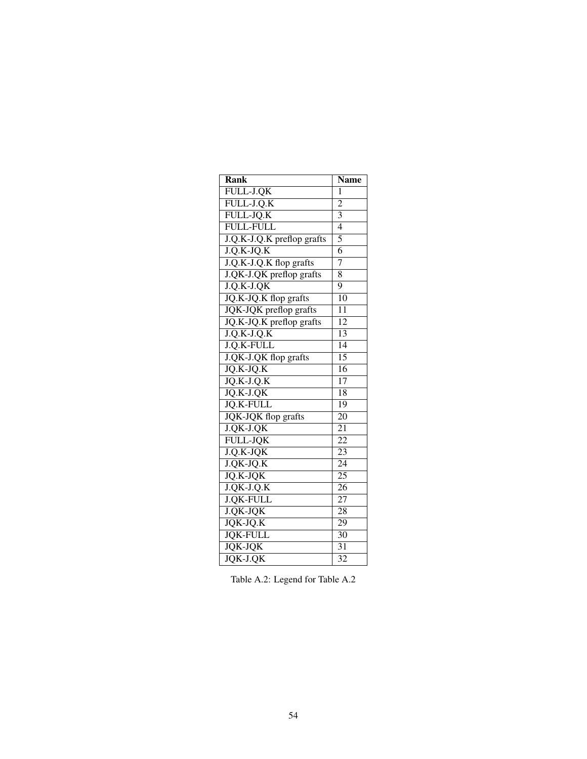| Rank | Name |
|---|---|
| FULL-J.QK | 1 |
| FULL-J.Q.K | 2 |
| FULL-JQ.K | 3 |
| FULL-FULL | 4 |
| J.Q.K-J.Q.K preflop grafts | 5 |
| J.Q.K-JQ.K | 6 |
| J.Q.K-J.Q.K flop grafts | 7 |
| J.QK-J.QK preflop grafts | 8 |
| J.Q.K-J.QK | 9 |
| JQ.K-JQ.K flop grafts | 10 |
| JQK-JQK preflop grafts | 11 |
| JQ.K-JQ.K preflop grafts | 12 |
| J.Q.K-J.Q.K | 13 |
| J.Q.K-FULL | 14 |
| J.QK-J.QK flop grafts | 15 |
| JQ.K-JQ.K | 16 |
| JQ.K-J.Q.K | 17 |
| JQ.K-J.QK | 18 |
| JQ.K-FULL | 19 |
| JQK-JQK flop grafts | 20 |
| J.QK-J.QK | 21 |
| FULL-JQK | 22 |
| J.Q.K-JQK | 23 |
| J.QK-JQ.K | 24 |
| JQ.K-JQK | 25 |
| J.QK-J.Q.K | 26 |
| J.QK-FULL | 27 |
| J.QK-JQK | 28 |
| JQK-JQ.K | 29 |
| JQK-FULL | 30 |
| JQK-JQK | 31 |
| JQK-J.QK | 32 |

Table A.2: Legend for Table A.2